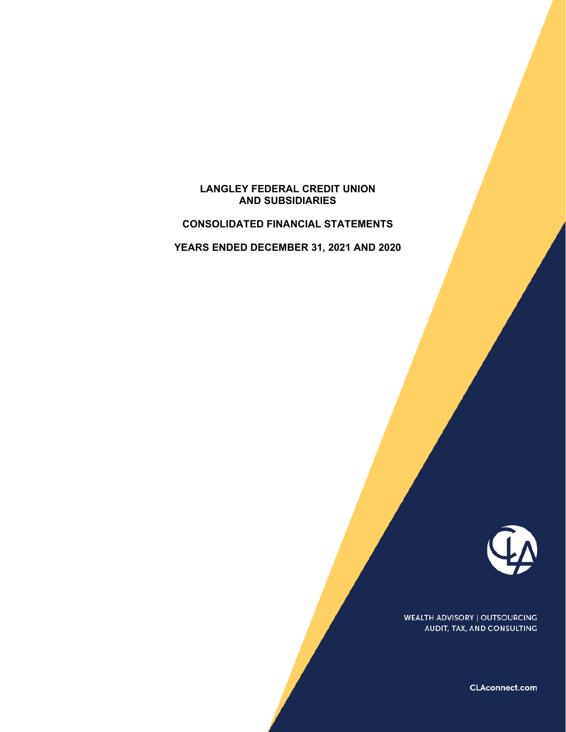# LANGLEY FEDERAL CREDIT UNION AND SUBSIDIARIES

## CONSOLIDATED FINANCIAL STATEMENTS

## YEARS ENDED DECEMBER 31, 2021 AND 2020

WEALTH ADVISORY | OUTSOURCING
AUDIT, TAX, AND CONSULTING

CLAconnect.com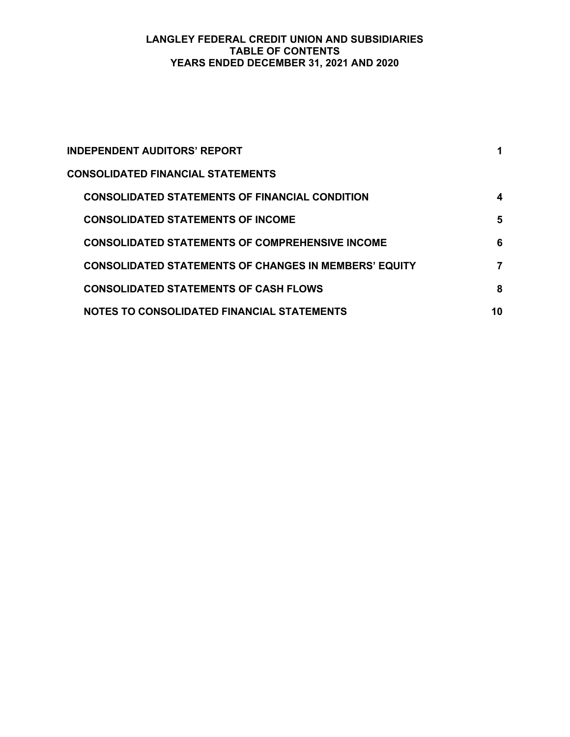# LANGLEY FEDERAL CREDIT UNION AND SUBSIDIARIES
## TABLE OF CONTENTS
## YEARS ENDED DECEMBER 31, 2021 AND 2020

| | |
|---|---|
| **INDEPENDENT AUDITORS' REPORT** | **1** |
| **CONSOLIDATED FINANCIAL STATEMENTS** | |
| **CONSOLIDATED STATEMENTS OF FINANCIAL CONDITION** | **4** |
| **CONSOLIDATED STATEMENTS OF INCOME** | **5** |
| **CONSOLIDATED STATEMENTS OF COMPREHENSIVE INCOME** | **6** |
| **CONSOLIDATED STATEMENTS OF CHANGES IN MEMBERS' EQUITY** | **7** |
| **CONSOLIDATED STATEMENTS OF CASH FLOWS** | **8** |
| **NOTES TO CONSOLIDATED FINANCIAL STATEMENTS** | **10** |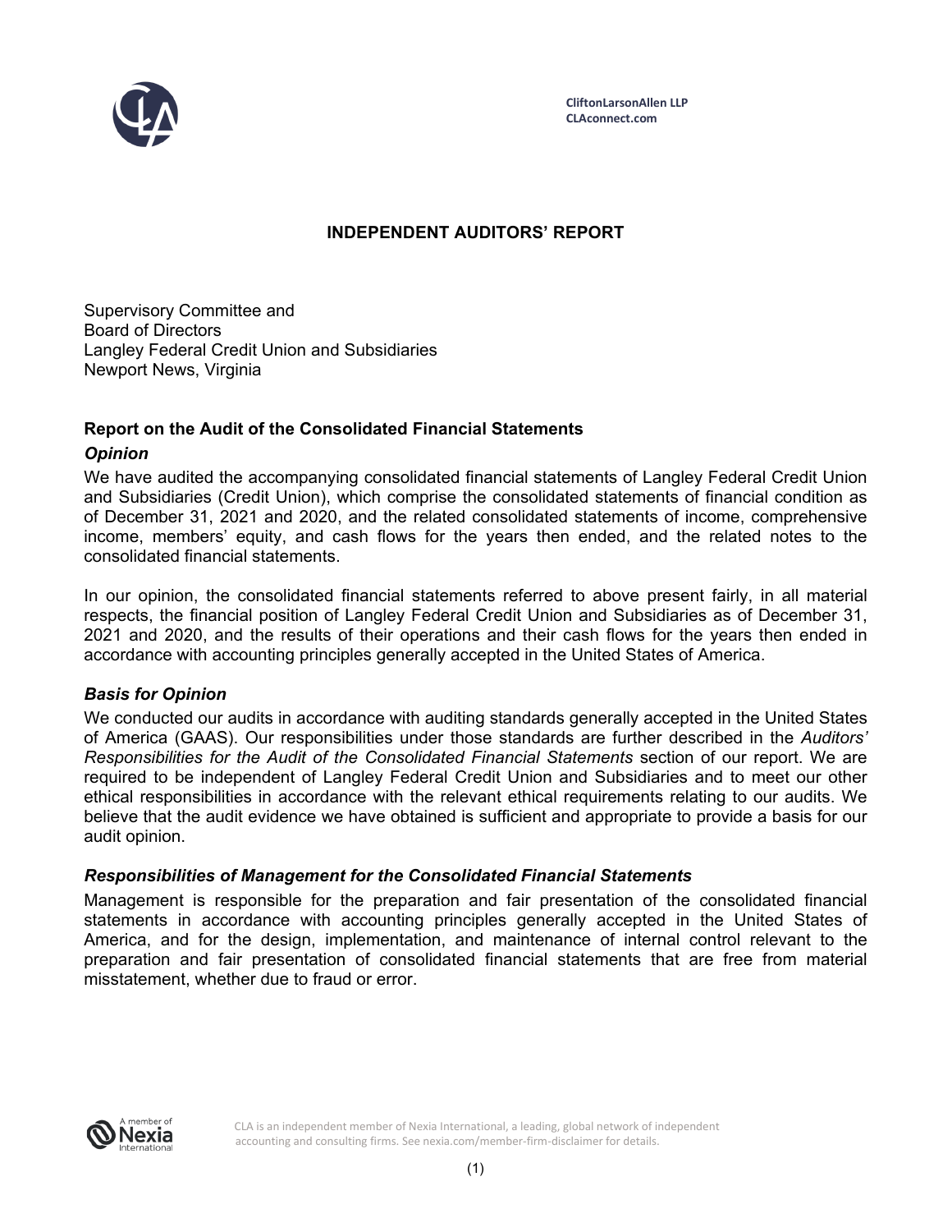CliftonLarsonAllen LLP
CLAconnect.com

# INDEPENDENT AUDITORS' REPORT

Supervisory Committee and
Board of Directors
Langley Federal Credit Union and Subsidiaries
Newport News, Virginia

## Report on the Audit of the Consolidated Financial Statements

### *Opinion*

We have audited the accompanying consolidated financial statements of Langley Federal Credit Union and Subsidiaries (Credit Union), which comprise the consolidated statements of financial condition as of December 31, 2021 and 2020, and the related consolidated statements of income, comprehensive income, members' equity, and cash flows for the years then ended, and the related notes to the consolidated financial statements.

In our opinion, the consolidated financial statements referred to above present fairly, in all material respects, the financial position of Langley Federal Credit Union and Subsidiaries as of December 31, 2021 and 2020, and the results of their operations and their cash flows for the years then ended in accordance with accounting principles generally accepted in the United States of America.

### *Basis for Opinion*

We conducted our audits in accordance with auditing standards generally accepted in the United States of America (GAAS). Our responsibilities under those standards are further described in the *Auditors' Responsibilities for the Audit of the Consolidated Financial Statements* section of our report. We are required to be independent of Langley Federal Credit Union and Subsidiaries and to meet our other ethical responsibilities in accordance with the relevant ethical requirements relating to our audits. We believe that the audit evidence we have obtained is sufficient and appropriate to provide a basis for our audit opinion.

### *Responsibilities of Management for the Consolidated Financial Statements*

Management is responsible for the preparation and fair presentation of the consolidated financial statements in accordance with accounting principles generally accepted in the United States of America, and for the design, implementation, and maintenance of internal control relevant to the preparation and fair presentation of consolidated financial statements that are free from material misstatement, whether due to fraud or error.

CLA is an independent member of Nexia International, a leading, global network of independent accounting and consulting firms. See nexia.com/member-firm-disclaimer for details.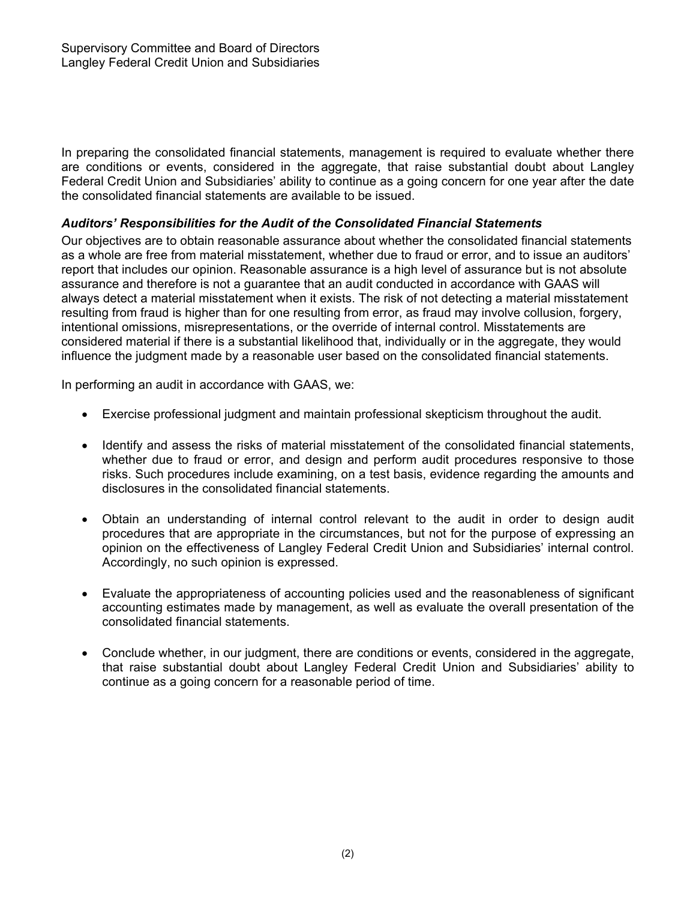In preparing the consolidated financial statements, management is required to evaluate whether there are conditions or events, considered in the aggregate, that raise substantial doubt about Langley Federal Credit Union and Subsidiaries' ability to continue as a going concern for one year after the date the consolidated financial statements are available to be issued.

### *Auditors' Responsibilities for the Audit of the Consolidated Financial Statements*

Our objectives are to obtain reasonable assurance about whether the consolidated financial statements as a whole are free from material misstatement, whether due to fraud or error, and to issue an auditors' report that includes our opinion. Reasonable assurance is a high level of assurance but is not absolute assurance and therefore is not a guarantee that an audit conducted in accordance with GAAS will always detect a material misstatement when it exists. The risk of not detecting a material misstatement resulting from fraud is higher than for one resulting from error, as fraud may involve collusion, forgery, intentional omissions, misrepresentations, or the override of internal control. Misstatements are considered material if there is a substantial likelihood that, individually or in the aggregate, they would influence the judgment made by a reasonable user based on the consolidated financial statements.

In performing an audit in accordance with GAAS, we:

- Exercise professional judgment and maintain professional skepticism throughout the audit.
- Identify and assess the risks of material misstatement of the consolidated financial statements, whether due to fraud or error, and design and perform audit procedures responsive to those risks. Such procedures include examining, on a test basis, evidence regarding the amounts and disclosures in the consolidated financial statements.
- Obtain an understanding of internal control relevant to the audit in order to design audit procedures that are appropriate in the circumstances, but not for the purpose of expressing an opinion on the effectiveness of Langley Federal Credit Union and Subsidiaries' internal control. Accordingly, no such opinion is expressed.
- Evaluate the appropriateness of accounting policies used and the reasonableness of significant accounting estimates made by management, as well as evaluate the overall presentation of the consolidated financial statements.
- Conclude whether, in our judgment, there are conditions or events, considered in the aggregate, that raise substantial doubt about Langley Federal Credit Union and Subsidiaries' ability to continue as a going concern for a reasonable period of time.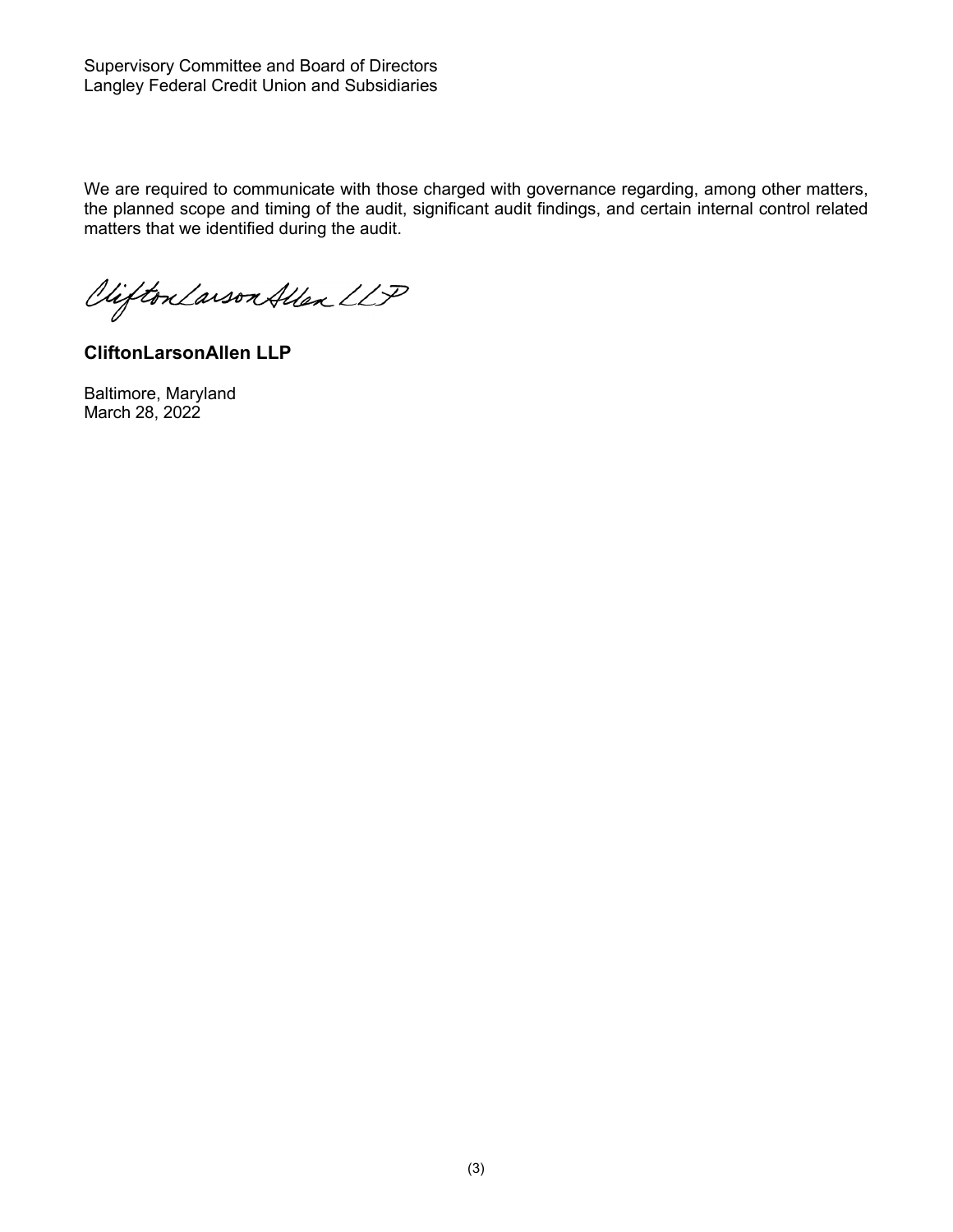Supervisory Committee and Board of Directors
Langley Federal Credit Union and Subsidiaries

We are required to communicate with those charged with governance regarding, among other matters, the planned scope and timing of the audit, significant audit findings, and certain internal control related matters that we identified during the audit.

CliftonLarsonAllen LLP

**CliftonLarsonAllen LLP**

Baltimore, Maryland
March 28, 2022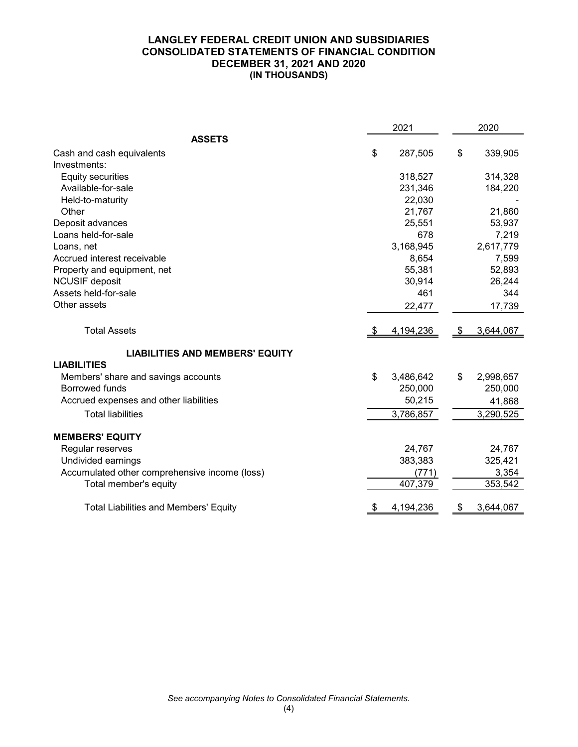# LANGLEY FEDERAL CREDIT UNION AND SUBSIDIARIES
## CONSOLIDATED STATEMENTS OF FINANCIAL CONDITION
## DECEMBER 31, 2021 AND 2020
### (IN THOUSANDS)

| | 2021 | 2020 |
|---|---|---|
| **ASSETS** | | |
| Cash and cash equivalents | $ 287,505 | $ 339,905 |
| Investments: | | |
| Equity securities | 318,527 | 314,328 |
| Available-for-sale | 231,346 | 184,220 |
| Held-to-maturity | 22,030 | - |
| Other | 21,767 | 21,860 |
| Deposit advances | 25,551 | 53,937 |
| Loans held-for-sale | 678 | 7,219 |
| Loans, net | 3,168,945 | 2,617,779 |
| Accrued interest receivable | 8,654 | 7,599 |
| Property and equipment, net | 55,381 | 52,893 |
| NCUSIF deposit | 30,914 | 26,244 |
| Assets held-for-sale | 461 | 344 |
| Other assets | 22,477 | 17,739 |
| Total Assets | $ 4,194,236 | $ 3,644,067 |
| **LIABILITIES AND MEMBERS' EQUITY** | | |
| **LIABILITIES** | | |
| Members' share and savings accounts | $ 3,486,642 | $ 2,998,657 |
| Borrowed funds | 250,000 | 250,000 |
| Accrued expenses and other liabilities | 50,215 | 41,868 |
| Total liabilities | 3,786,857 | 3,290,525 |
| **MEMBERS' EQUITY** | | |
| Regular reserves | 24,767 | 24,767 |
| Undivided earnings | 383,383 | 325,421 |
| Accumulated other comprehensive income (loss) | (771) | 3,354 |
| Total member's equity | 407,379 | 353,542 |
| Total Liabilities and Members' Equity | $ 4,194,236 | $ 3,644,067 |

*See accompanying Notes to Consolidated Financial Statements.*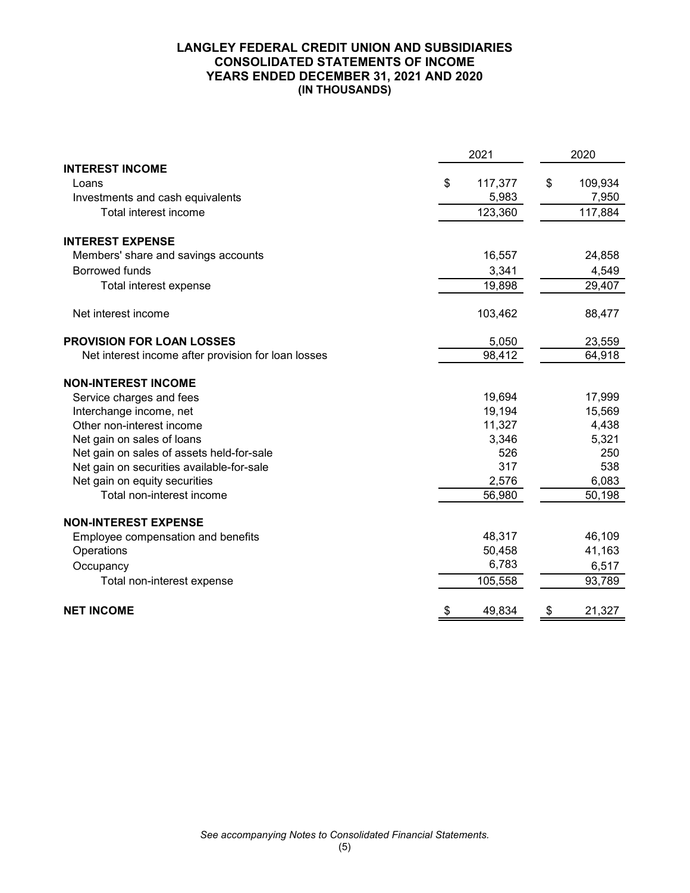# LANGLEY FEDERAL CREDIT UNION AND SUBSIDIARIES
## CONSOLIDATED STATEMENTS OF INCOME
## YEARS ENDED DECEMBER 31, 2021 AND 2020
## (IN THOUSANDS)

| | 2021 | 2020 |
|---|---|---|
| **INTEREST INCOME** | | |
| Loans | $ 117,377 | $ 109,934 |
| Investments and cash equivalents | 5,983 | 7,950 |
| Total interest income | 123,360 | 117,884 |
| **INTEREST EXPENSE** | | |
| Members' share and savings accounts | 16,557 | 24,858 |
| Borrowed funds | 3,341 | 4,549 |
| Total interest expense | 19,898 | 29,407 |
| Net interest income | 103,462 | 88,477 |
| **PROVISION FOR LOAN LOSSES** | 5,050 | 23,559 |
| Net interest income after provision for loan losses | 98,412 | 64,918 |
| **NON-INTEREST INCOME** | | |
| Service charges and fees | 19,694 | 17,999 |
| Interchange income, net | 19,194 | 15,569 |
| Other non-interest income | 11,327 | 4,438 |
| Net gain on sales of loans | 3,346 | 5,321 |
| Net gain on sales of assets held-for-sale | 526 | 250 |
| Net gain on securities available-for-sale | 317 | 538 |
| Net gain on equity securities | 2,576 | 6,083 |
| Total non-interest income | 56,980 | 50,198 |
| **NON-INTEREST EXPENSE** | | |
| Employee compensation and benefits | 48,317 | 46,109 |
| Operations | 50,458 | 41,163 |
| Occupancy | 6,783 | 6,517 |
| Total non-interest expense | 105,558 | 93,789 |
| **NET INCOME** | $ 49,834 | $ 21,327 |

*See accompanying Notes to Consolidated Financial Statements.*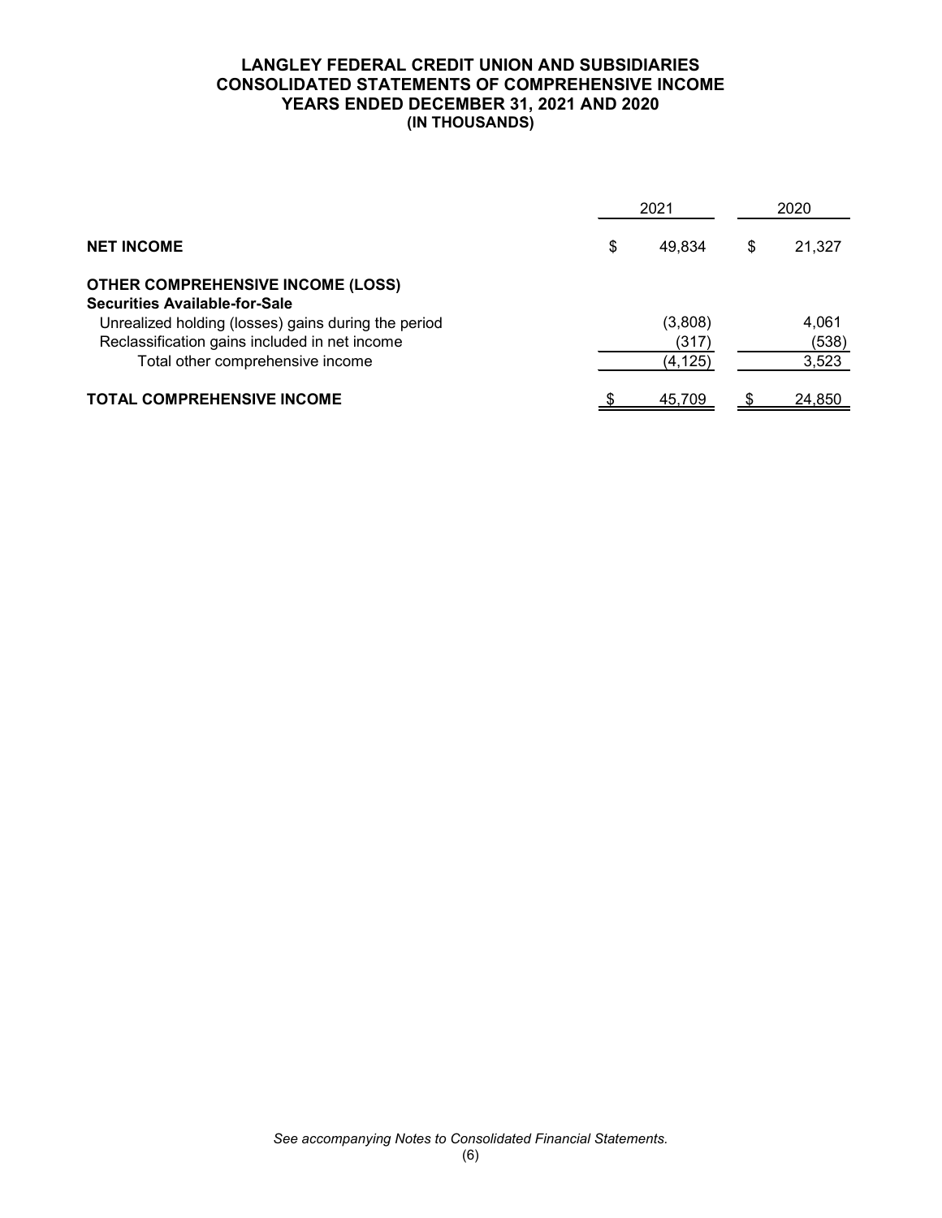# LANGLEY FEDERAL CREDIT UNION AND SUBSIDIARIES
## CONSOLIDATED STATEMENTS OF COMPREHENSIVE INCOME
### YEARS ENDED DECEMBER 31, 2021 AND 2020
### (IN THOUSANDS)

| | 2021 | 2020 |
|---|---|---|
| **NET INCOME** | $ 49,834 | $ 21,327 |
| **OTHER COMPREHENSIVE INCOME (LOSS)** | | |
| **Securities Available-for-Sale** | | |
| Unrealized holding (losses) gains during the period | (3,808) | 4,061 |
| Reclassification gains included in net income | (317) | (538) |
| Total other comprehensive income | (4,125) | 3,523 |
| **TOTAL COMPREHENSIVE INCOME** | $ 45,709 | $ 24,850 |

*See accompanying Notes to Consolidated Financial Statements.*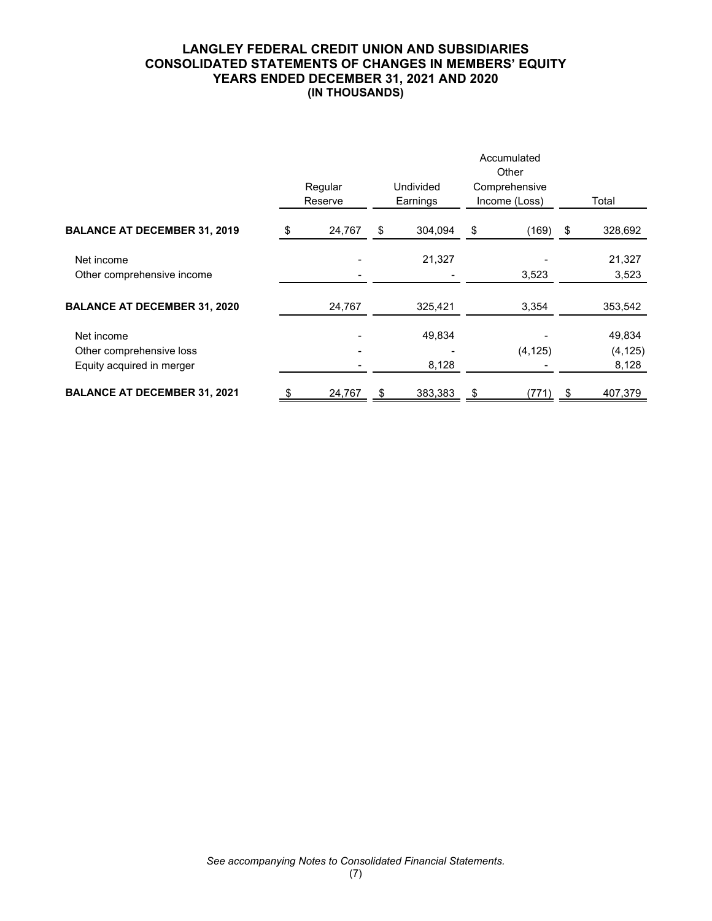# LANGLEY FEDERAL CREDIT UNION AND SUBSIDIARIES
## CONSOLIDATED STATEMENTS OF CHANGES IN MEMBERS' EQUITY
### YEARS ENDED DECEMBER 31, 2021 AND 2020
### (IN THOUSANDS)

| | Regular Reserve | Undivided Earnings | Accumulated Other Comprehensive Income (Loss) | Total |
|---|---|---|---|---|
| **BALANCE AT DECEMBER 31, 2019** | $ 24,767 | $ 304,094 | $ (169) | $ 328,692 |
| Net income | - | 21,327 | - | 21,327 |
| Other comprehensive income | - | - | 3,523 | 3,523 |
| **BALANCE AT DECEMBER 31, 2020** | 24,767 | 325,421 | 3,354 | 353,542 |
| Net income | - | 49,834 | - | 49,834 |
| Other comprehensive loss | - | - | (4,125) | (4,125) |
| Equity acquired in merger | - | 8,128 | - | 8,128 |
| **BALANCE AT DECEMBER 31, 2021** | $ 24,767 | $ 383,383 | $ (771) | $ 407,379 |

*See accompanying Notes to Consolidated Financial Statements.*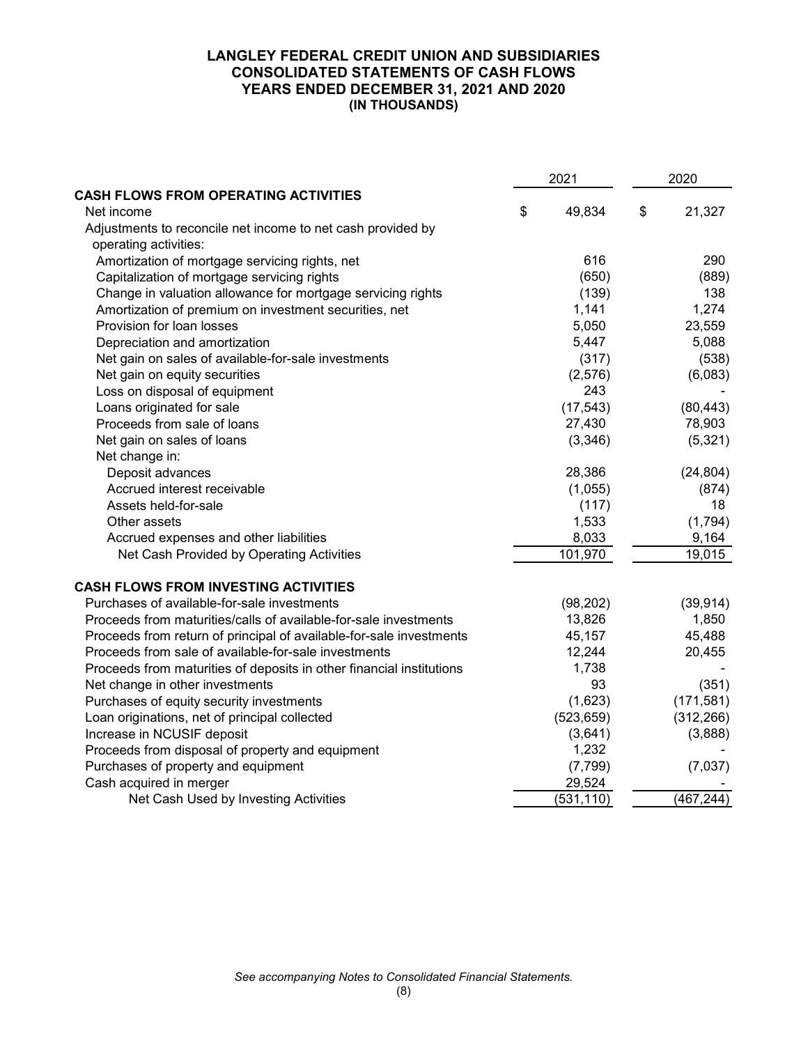# LANGLEY FEDERAL CREDIT UNION AND SUBSIDIARIES
## CONSOLIDATED STATEMENTS OF CASH FLOWS
## YEARS ENDED DECEMBER 31, 2021 AND 2020
## (IN THOUSANDS)

| | 2021 | 2020 |
|---|---|---|
| **CASH FLOWS FROM OPERATING ACTIVITIES** | | |
| Net income | $ 49,834 | $ 21,327 |
| Adjustments to reconcile net income to net cash provided by operating activities: | | |
| Amortization of mortgage servicing rights, net | 616 | 290 |
| Capitalization of mortgage servicing rights | (650) | (889) |
| Change in valuation allowance for mortgage servicing rights | (139) | 138 |
| Amortization of premium on investment securities, net | 1,141 | 1,274 |
| Provision for loan losses | 5,050 | 23,559 |
| Depreciation and amortization | 5,447 | 5,088 |
| Net gain on sales of available-for-sale investments | (317) | (538) |
| Net gain on equity securities | (2,576) | (6,083) |
| Loss on disposal of equipment | 243 | - |
| Loans originated for sale | (17,543) | (80,443) |
| Proceeds from sale of loans | 27,430 | 78,903 |
| Net gain on sales of loans | (3,346) | (5,321) |
| Net change in: | | |
| Deposit advances | 28,386 | (24,804) |
| Accrued interest receivable | (1,055) | (874) |
| Assets held-for-sale | (117) | 18 |
| Other assets | 1,533 | (1,794) |
| Accrued expenses and other liabilities | 8,033 | 9,164 |
| Net Cash Provided by Operating Activities | 101,970 | 19,015 |
| **CASH FLOWS FROM INVESTING ACTIVITIES** | | |
| Purchases of available-for-sale investments | (98,202) | (39,914) |
| Proceeds from maturities/calls of available-for-sale investments | 13,826 | 1,850 |
| Proceeds from return of principal of available-for-sale investments | 45,157 | 45,488 |
| Proceeds from sale of available-for-sale investments | 12,244 | 20,455 |
| Proceeds from maturities of deposits in other financial institutions | 1,738 | - |
| Net change in other investments | 93 | (351) |
| Purchases of equity security investments | (1,623) | (171,581) |
| Loan originations, net of principal collected | (523,659) | (312,266) |
| Increase in NCUSIF deposit | (3,641) | (3,888) |
| Proceeds from disposal of property and equipment | 1,232 | - |
| Purchases of property and equipment | (7,799) | (7,037) |
| Cash acquired in merger | 29,524 | - |
| Net Cash Used by Investing Activities | (531,110) | (467,244) |

*See accompanying Notes to Consolidated Financial Statements.*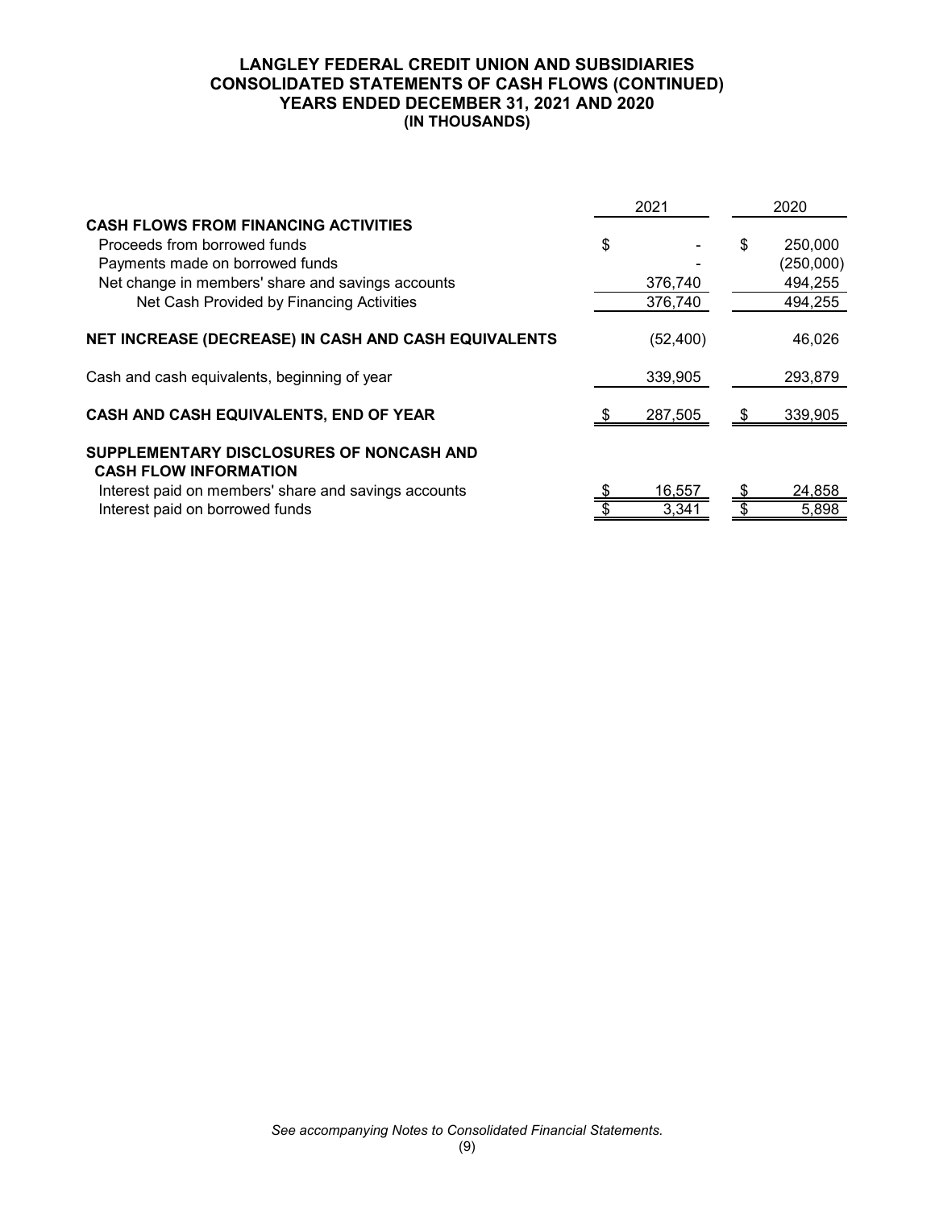# LANGLEY FEDERAL CREDIT UNION AND SUBSIDIARIES
## CONSOLIDATED STATEMENTS OF CASH FLOWS (CONTINUED)
### YEARS ENDED DECEMBER 31, 2021 AND 2020
### (IN THOUSANDS)

| | 2021 | 2020 |
|---|---|---|
| **CASH FLOWS FROM FINANCING ACTIVITIES** | | |
| Proceeds from borrowed funds | $ - | $ 250,000 |
| Payments made on borrowed funds | - | (250,000) |
| Net change in members' share and savings accounts | 376,740 | 494,255 |
| Net Cash Provided by Financing Activities | 376,740 | 494,255 |
| **NET INCREASE (DECREASE) IN CASH AND CASH EQUIVALENTS** | (52,400) | 46,026 |
| Cash and cash equivalents, beginning of year | 339,905 | 293,879 |
| **CASH AND CASH EQUIVALENTS, END OF YEAR** | $ 287,505 | $ 339,905 |
| **SUPPLEMENTARY DISCLOSURES OF NONCASH AND CASH FLOW INFORMATION** | | |
| Interest paid on members' share and savings accounts | $ 16,557 | $ 24,858 |
| Interest paid on borrowed funds | $ 3,341 | $ 5,898 |

*See accompanying Notes to Consolidated Financial Statements.*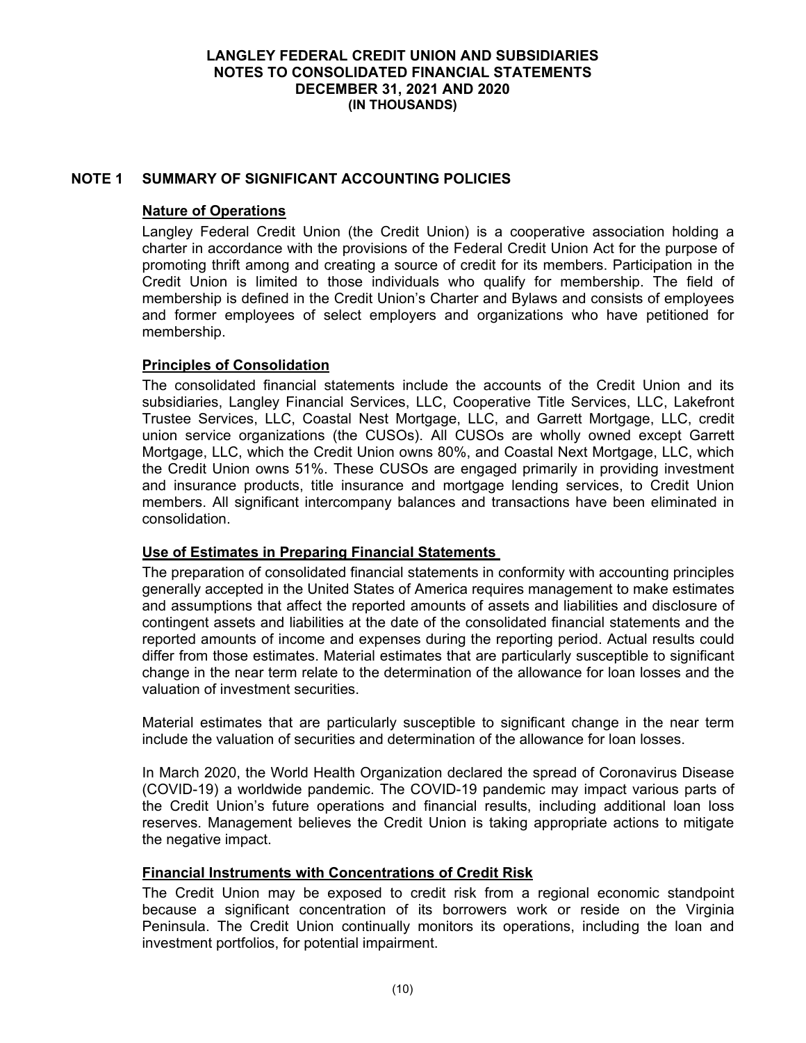## NOTE 1 SUMMARY OF SIGNIFICANT ACCOUNTING POLICIES

### Nature of Operations

Langley Federal Credit Union (the Credit Union) is a cooperative association holding a charter in accordance with the provisions of the Federal Credit Union Act for the purpose of promoting thrift among and creating a source of credit for its members. Participation in the Credit Union is limited to those individuals who qualify for membership. The field of membership is defined in the Credit Union's Charter and Bylaws and consists of employees and former employees of select employers and organizations who have petitioned for membership.

### Principles of Consolidation

The consolidated financial statements include the accounts of the Credit Union and its subsidiaries, Langley Financial Services, LLC, Cooperative Title Services, LLC, Lakefront Trustee Services, LLC, Coastal Nest Mortgage, LLC, and Garrett Mortgage, LLC, credit union service organizations (the CUSOs). All CUSOs are wholly owned except Garrett Mortgage, LLC, which the Credit Union owns 80%, and Coastal Next Mortgage, LLC, which the Credit Union owns 51%. These CUSOs are engaged primarily in providing investment and insurance products, title insurance and mortgage lending services, to Credit Union members. All significant intercompany balances and transactions have been eliminated in consolidation.

### Use of Estimates in Preparing Financial Statements

The preparation of consolidated financial statements in conformity with accounting principles generally accepted in the United States of America requires management to make estimates and assumptions that affect the reported amounts of assets and liabilities and disclosure of contingent assets and liabilities at the date of the consolidated financial statements and the reported amounts of income and expenses during the reporting period. Actual results could differ from those estimates. Material estimates that are particularly susceptible to significant change in the near term relate to the determination of the allowance for loan losses and the valuation of investment securities.

Material estimates that are particularly susceptible to significant change in the near term include the valuation of securities and determination of the allowance for loan losses.

In March 2020, the World Health Organization declared the spread of Coronavirus Disease (COVID-19) a worldwide pandemic. The COVID-19 pandemic may impact various parts of the Credit Union's future operations and financial results, including additional loan loss reserves. Management believes the Credit Union is taking appropriate actions to mitigate the negative impact.

### Financial Instruments with Concentrations of Credit Risk

The Credit Union may be exposed to credit risk from a regional economic standpoint because a significant concentration of its borrowers work or reside on the Virginia Peninsula. The Credit Union continually monitors its operations, including the loan and investment portfolios, for potential impairment.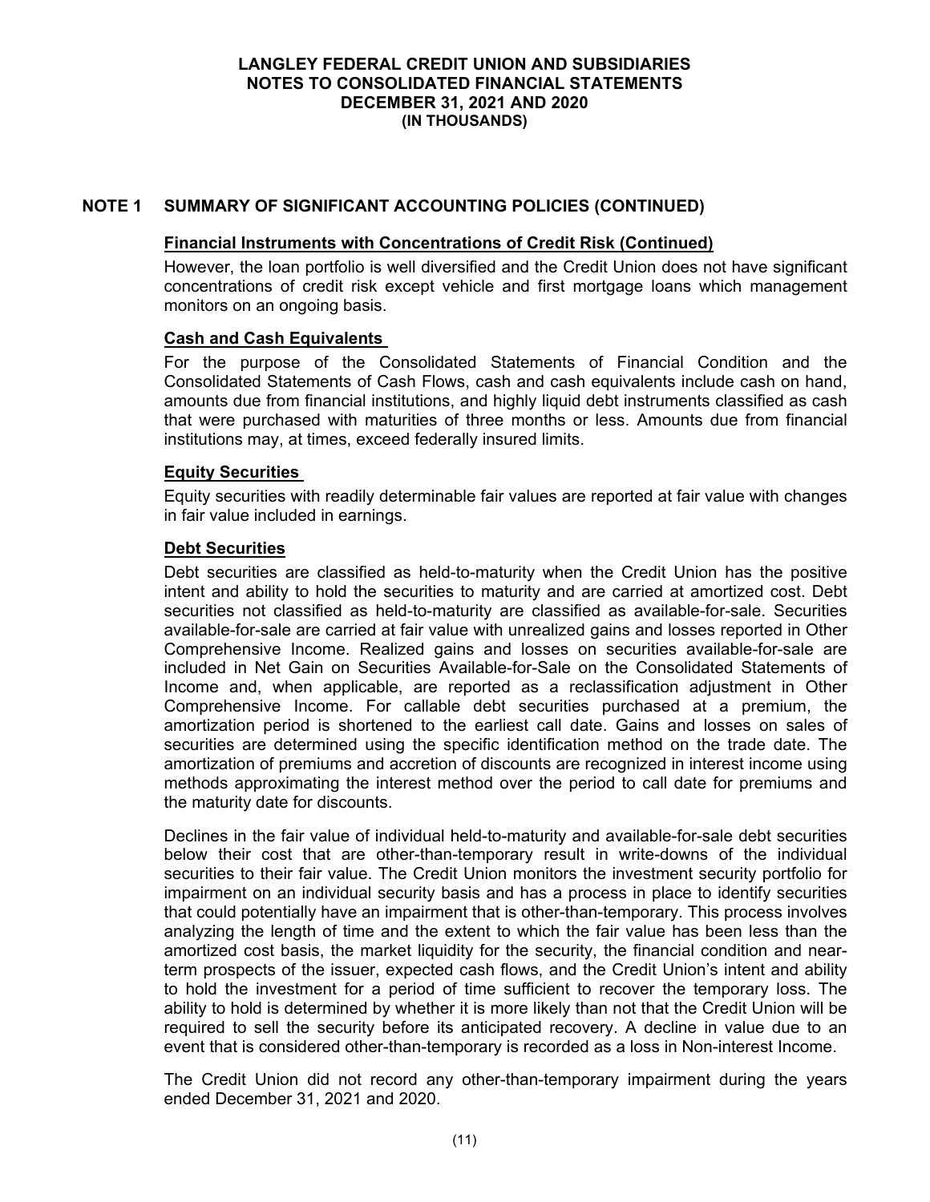## NOTE 1 SUMMARY OF SIGNIFICANT ACCOUNTING POLICIES (CONTINUED)

### Financial Instruments with Concentrations of Credit Risk (Continued)

However, the loan portfolio is well diversified and the Credit Union does not have significant concentrations of credit risk except vehicle and first mortgage loans which management monitors on an ongoing basis.

### Cash and Cash Equivalents

For the purpose of the Consolidated Statements of Financial Condition and the Consolidated Statements of Cash Flows, cash and cash equivalents include cash on hand, amounts due from financial institutions, and highly liquid debt instruments classified as cash that were purchased with maturities of three months or less. Amounts due from financial institutions may, at times, exceed federally insured limits.

### Equity Securities

Equity securities with readily determinable fair values are reported at fair value with changes in fair value included in earnings.

### Debt Securities

Debt securities are classified as held-to-maturity when the Credit Union has the positive intent and ability to hold the securities to maturity and are carried at amortized cost. Debt securities not classified as held-to-maturity are classified as available-for-sale. Securities available-for-sale are carried at fair value with unrealized gains and losses reported in Other Comprehensive Income. Realized gains and losses on securities available-for-sale are included in Net Gain on Securities Available-for-Sale on the Consolidated Statements of Income and, when applicable, are reported as a reclassification adjustment in Other Comprehensive Income. For callable debt securities purchased at a premium, the amortization period is shortened to the earliest call date. Gains and losses on sales of securities are determined using the specific identification method on the trade date. The amortization of premiums and accretion of discounts are recognized in interest income using methods approximating the interest method over the period to call date for premiums and the maturity date for discounts.

Declines in the fair value of individual held-to-maturity and available-for-sale debt securities below their cost that are other-than-temporary result in write-downs of the individual securities to their fair value. The Credit Union monitors the investment security portfolio for impairment on an individual security basis and has a process in place to identify securities that could potentially have an impairment that is other-than-temporary. This process involves analyzing the length of time and the extent to which the fair value has been less than the amortized cost basis, the market liquidity for the security, the financial condition and near-term prospects of the issuer, expected cash flows, and the Credit Union's intent and ability to hold the investment for a period of time sufficient to recover the temporary loss. The ability to hold is determined by whether it is more likely than not that the Credit Union will be required to sell the security before its anticipated recovery. A decline in value due to an event that is considered other-than-temporary is recorded as a loss in Non-interest Income.

The Credit Union did not record any other-than-temporary impairment during the years ended December 31, 2021 and 2020.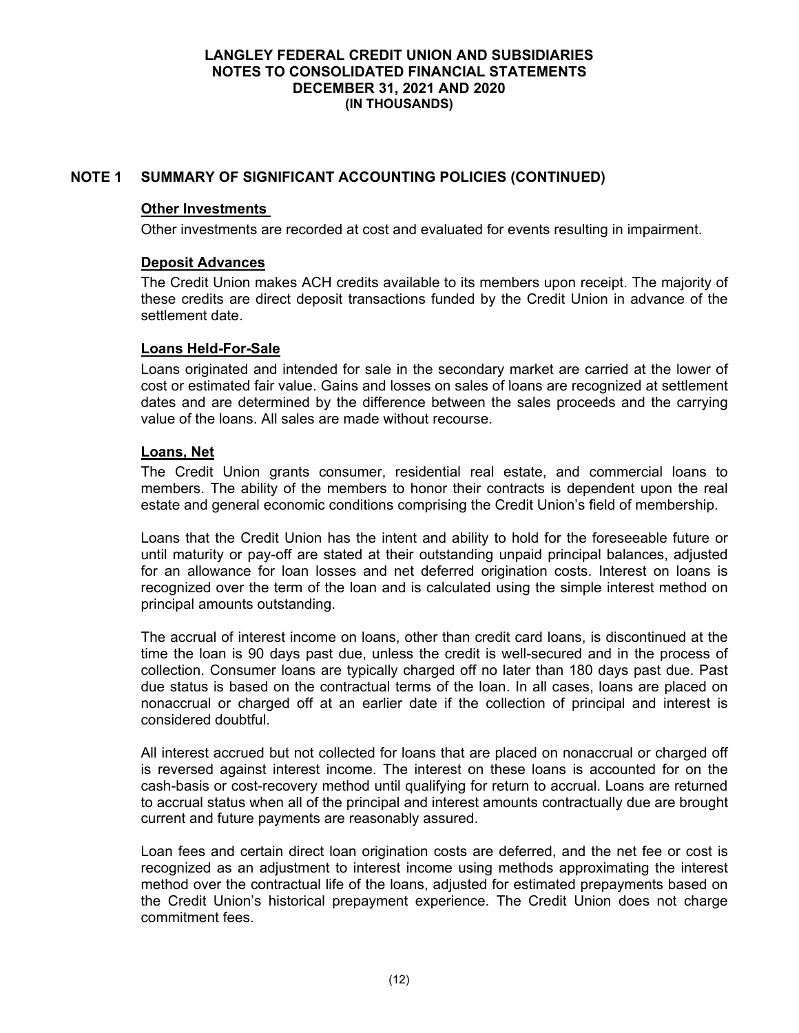## NOTE 1 SUMMARY OF SIGNIFICANT ACCOUNTING POLICIES (CONTINUED)

### Other Investments

Other investments are recorded at cost and evaluated for events resulting in impairment.

### Deposit Advances

The Credit Union makes ACH credits available to its members upon receipt. The majority of these credits are direct deposit transactions funded by the Credit Union in advance of the settlement date.

### Loans Held-For-Sale

Loans originated and intended for sale in the secondary market are carried at the lower of cost or estimated fair value. Gains and losses on sales of loans are recognized at settlement dates and are determined by the difference between the sales proceeds and the carrying value of the loans. All sales are made without recourse.

### Loans, Net

The Credit Union grants consumer, residential real estate, and commercial loans to members. The ability of the members to honor their contracts is dependent upon the real estate and general economic conditions comprising the Credit Union's field of membership.

Loans that the Credit Union has the intent and ability to hold for the foreseeable future or until maturity or pay-off are stated at their outstanding unpaid principal balances, adjusted for an allowance for loan losses and net deferred origination costs. Interest on loans is recognized over the term of the loan and is calculated using the simple interest method on principal amounts outstanding.

The accrual of interest income on loans, other than credit card loans, is discontinued at the time the loan is 90 days past due, unless the credit is well-secured and in the process of collection. Consumer loans are typically charged off no later than 180 days past due. Past due status is based on the contractual terms of the loan. In all cases, loans are placed on nonaccrual or charged off at an earlier date if the collection of principal and interest is considered doubtful.

All interest accrued but not collected for loans that are placed on nonaccrual or charged off is reversed against interest income. The interest on these loans is accounted for on the cash-basis or cost-recovery method until qualifying for return to accrual. Loans are returned to accrual status when all of the principal and interest amounts contractually due are brought current and future payments are reasonably assured.

Loan fees and certain direct loan origination costs are deferred, and the net fee or cost is recognized as an adjustment to interest income using methods approximating the interest method over the contractual life of the loans, adjusted for estimated prepayments based on the Credit Union's historical prepayment experience. The Credit Union does not charge commitment fees.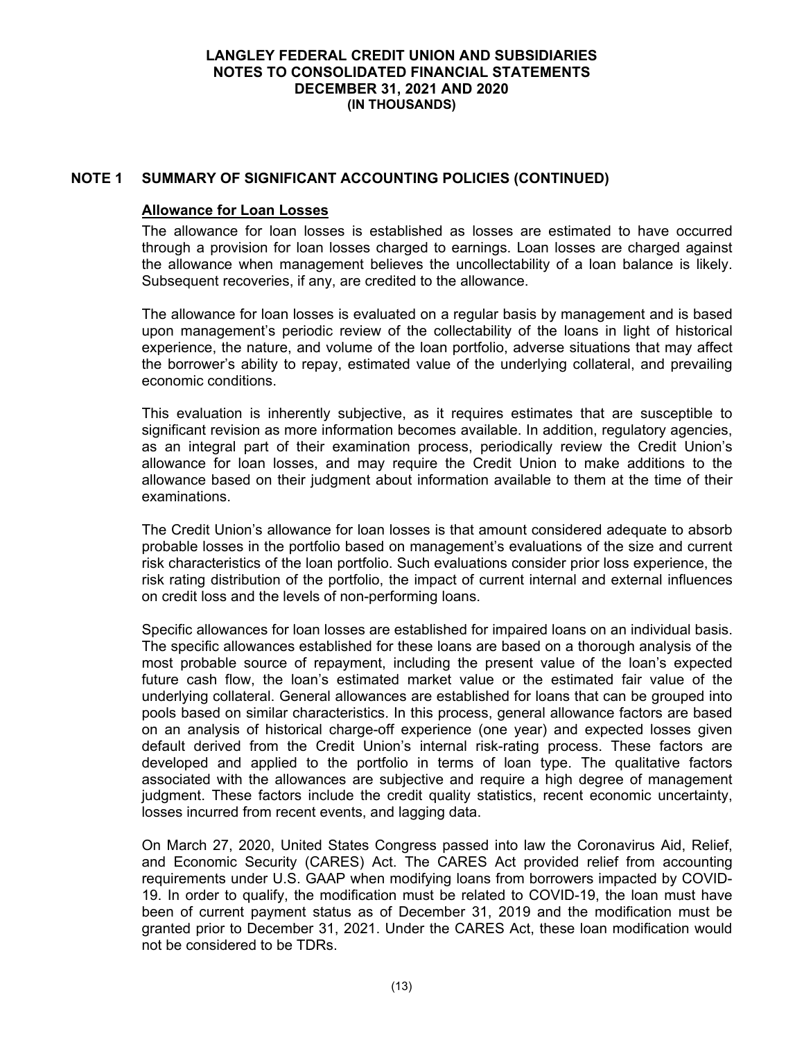## NOTE 1 SUMMARY OF SIGNIFICANT ACCOUNTING POLICIES (CONTINUED)

### Allowance for Loan Losses

The allowance for loan losses is established as losses are estimated to have occurred through a provision for loan losses charged to earnings. Loan losses are charged against the allowance when management believes the uncollectability of a loan balance is likely. Subsequent recoveries, if any, are credited to the allowance.

The allowance for loan losses is evaluated on a regular basis by management and is based upon management's periodic review of the collectability of the loans in light of historical experience, the nature, and volume of the loan portfolio, adverse situations that may affect the borrower's ability to repay, estimated value of the underlying collateral, and prevailing economic conditions.

This evaluation is inherently subjective, as it requires estimates that are susceptible to significant revision as more information becomes available. In addition, regulatory agencies, as an integral part of their examination process, periodically review the Credit Union's allowance for loan losses, and may require the Credit Union to make additions to the allowance based on their judgment about information available to them at the time of their examinations.

The Credit Union's allowance for loan losses is that amount considered adequate to absorb probable losses in the portfolio based on management's evaluations of the size and current risk characteristics of the loan portfolio. Such evaluations consider prior loss experience, the risk rating distribution of the portfolio, the impact of current internal and external influences on credit loss and the levels of non-performing loans.

Specific allowances for loan losses are established for impaired loans on an individual basis. The specific allowances established for these loans are based on a thorough analysis of the most probable source of repayment, including the present value of the loan's expected future cash flow, the loan's estimated market value or the estimated fair value of the underlying collateral. General allowances are established for loans that can be grouped into pools based on similar characteristics. In this process, general allowance factors are based on an analysis of historical charge-off experience (one year) and expected losses given default derived from the Credit Union's internal risk-rating process. These factors are developed and applied to the portfolio in terms of loan type. The qualitative factors associated with the allowances are subjective and require a high degree of management judgment. These factors include the credit quality statistics, recent economic uncertainty, losses incurred from recent events, and lagging data.

On March 27, 2020, United States Congress passed into law the Coronavirus Aid, Relief, and Economic Security (CARES) Act. The CARES Act provided relief from accounting requirements under U.S. GAAP when modifying loans from borrowers impacted by COVID-19. In order to qualify, the modification must be related to COVID-19, the loan must have been of current payment status as of December 31, 2019 and the modification must be granted prior to December 31, 2021. Under the CARES Act, these loan modification would not be considered to be TDRs.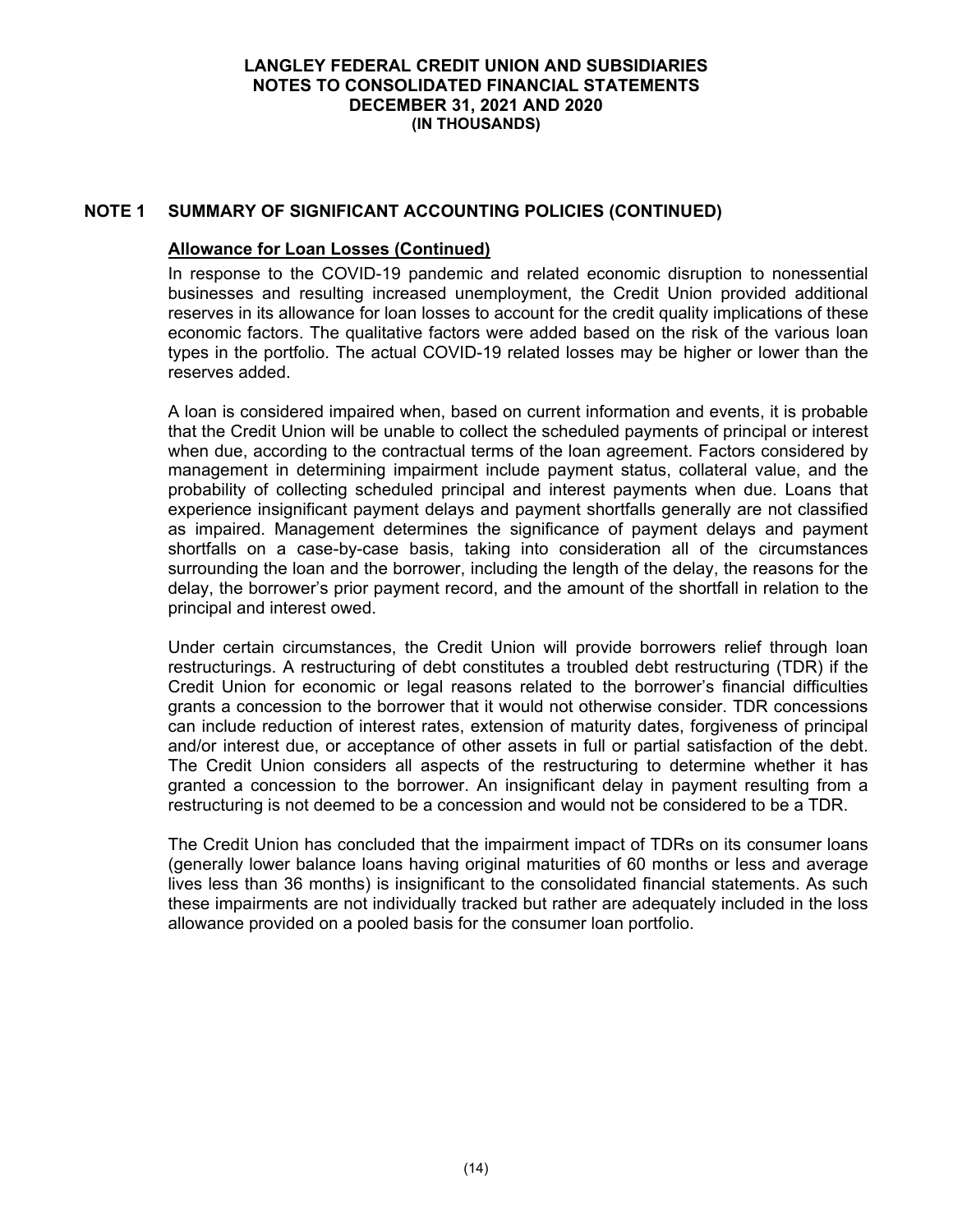## NOTE 1 SUMMARY OF SIGNIFICANT ACCOUNTING POLICIES (CONTINUED)

### Allowance for Loan Losses (Continued)

In response to the COVID-19 pandemic and related economic disruption to nonessential businesses and resulting increased unemployment, the Credit Union provided additional reserves in its allowance for loan losses to account for the credit quality implications of these economic factors. The qualitative factors were added based on the risk of the various loan types in the portfolio. The actual COVID-19 related losses may be higher or lower than the reserves added.

A loan is considered impaired when, based on current information and events, it is probable that the Credit Union will be unable to collect the scheduled payments of principal or interest when due, according to the contractual terms of the loan agreement. Factors considered by management in determining impairment include payment status, collateral value, and the probability of collecting scheduled principal and interest payments when due. Loans that experience insignificant payment delays and payment shortfalls generally are not classified as impaired. Management determines the significance of payment delays and payment shortfalls on a case-by-case basis, taking into consideration all of the circumstances surrounding the loan and the borrower, including the length of the delay, the reasons for the delay, the borrower's prior payment record, and the amount of the shortfall in relation to the principal and interest owed.

Under certain circumstances, the Credit Union will provide borrowers relief through loan restructurings. A restructuring of debt constitutes a troubled debt restructuring (TDR) if the Credit Union for economic or legal reasons related to the borrower's financial difficulties grants a concession to the borrower that it would not otherwise consider. TDR concessions can include reduction of interest rates, extension of maturity dates, forgiveness of principal and/or interest due, or acceptance of other assets in full or partial satisfaction of the debt. The Credit Union considers all aspects of the restructuring to determine whether it has granted a concession to the borrower. An insignificant delay in payment resulting from a restructuring is not deemed to be a concession and would not be considered to be a TDR.

The Credit Union has concluded that the impairment impact of TDRs on its consumer loans (generally lower balance loans having original maturities of 60 months or less and average lives less than 36 months) is insignificant to the consolidated financial statements. As such these impairments are not individually tracked but rather are adequately included in the loss allowance provided on a pooled basis for the consumer loan portfolio.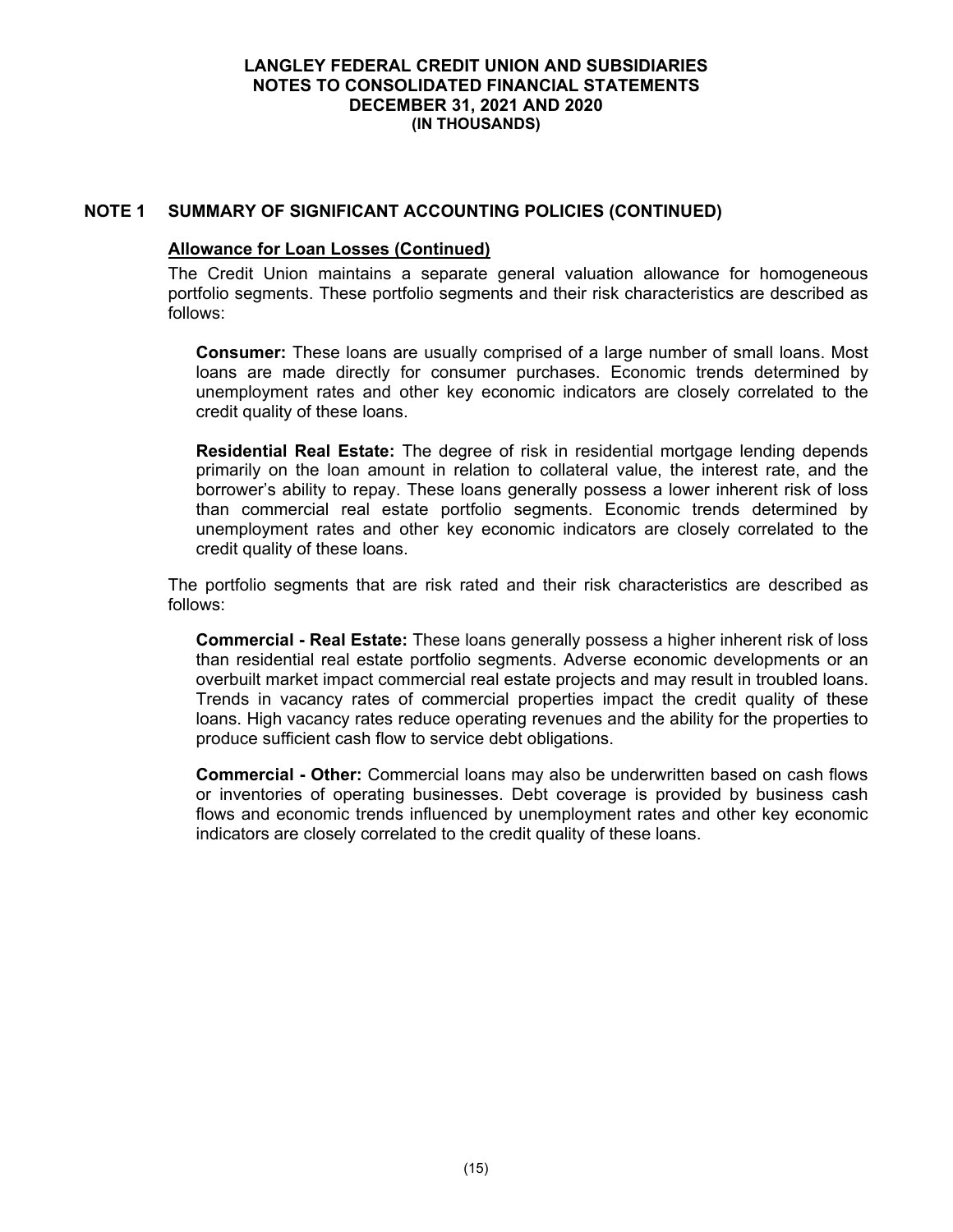## NOTE 1 SUMMARY OF SIGNIFICANT ACCOUNTING POLICIES (CONTINUED)

### Allowance for Loan Losses (Continued)

The Credit Union maintains a separate general valuation allowance for homogeneous portfolio segments. These portfolio segments and their risk characteristics are described as follows:

**Consumer:** These loans are usually comprised of a large number of small loans. Most loans are made directly for consumer purchases. Economic trends determined by unemployment rates and other key economic indicators are closely correlated to the credit quality of these loans.

**Residential Real Estate:** The degree of risk in residential mortgage lending depends primarily on the loan amount in relation to collateral value, the interest rate, and the borrower's ability to repay. These loans generally possess a lower inherent risk of loss than commercial real estate portfolio segments. Economic trends determined by unemployment rates and other key economic indicators are closely correlated to the credit quality of these loans.

The portfolio segments that are risk rated and their risk characteristics are described as follows:

**Commercial - Real Estate:** These loans generally possess a higher inherent risk of loss than residential real estate portfolio segments. Adverse economic developments or an overbuilt market impact commercial real estate projects and may result in troubled loans. Trends in vacancy rates of commercial properties impact the credit quality of these loans. High vacancy rates reduce operating revenues and the ability for the properties to produce sufficient cash flow to service debt obligations.

**Commercial - Other:** Commercial loans may also be underwritten based on cash flows or inventories of operating businesses. Debt coverage is provided by business cash flows and economic trends influenced by unemployment rates and other key economic indicators are closely correlated to the credit quality of these loans.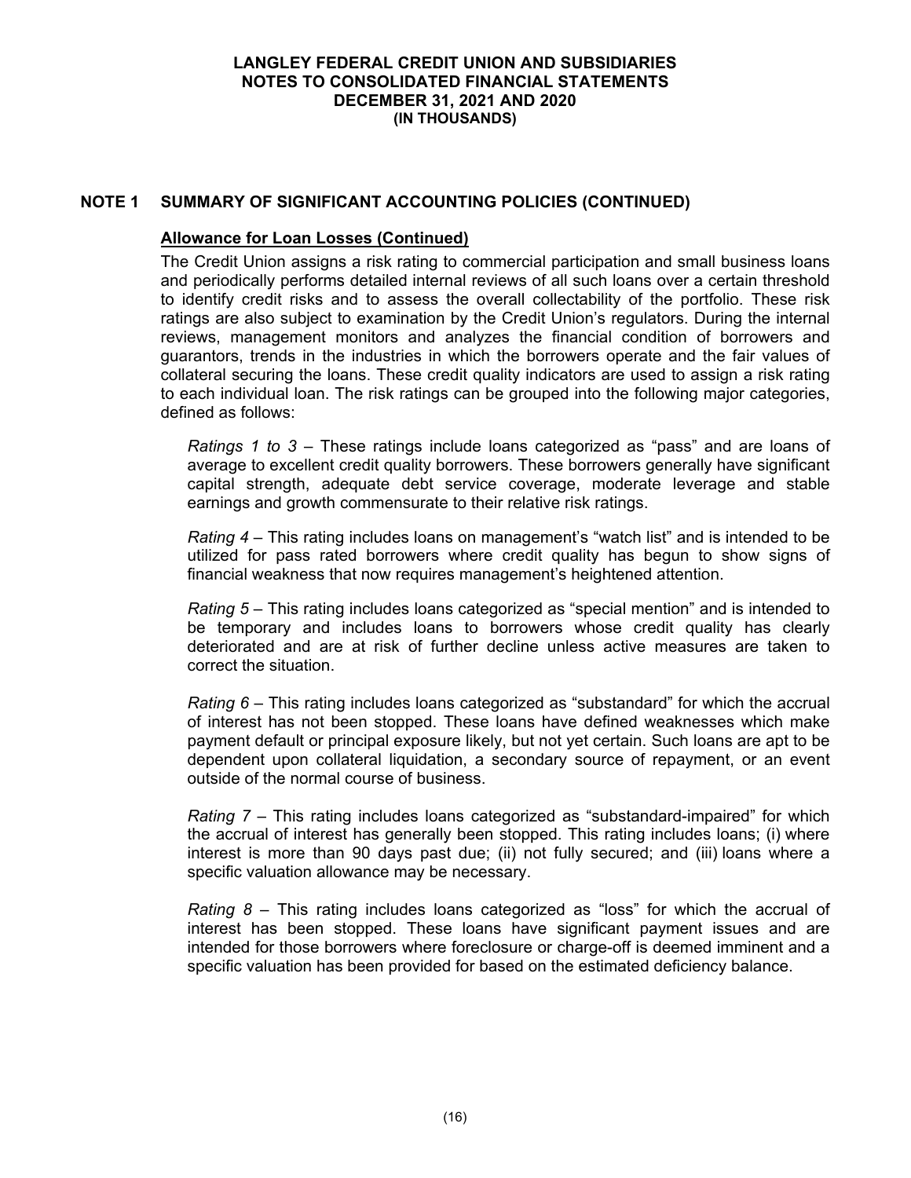## NOTE 1 SUMMARY OF SIGNIFICANT ACCOUNTING POLICIES (CONTINUED)

### Allowance for Loan Losses (Continued)

The Credit Union assigns a risk rating to commercial participation and small business loans and periodically performs detailed internal reviews of all such loans over a certain threshold to identify credit risks and to assess the overall collectability of the portfolio. These risk ratings are also subject to examination by the Credit Union's regulators. During the internal reviews, management monitors and analyzes the financial condition of borrowers and guarantors, trends in the industries in which the borrowers operate and the fair values of collateral securing the loans. These credit quality indicators are used to assign a risk rating to each individual loan. The risk ratings can be grouped into the following major categories, defined as follows:

*Ratings 1 to 3* – These ratings include loans categorized as "pass" and are loans of average to excellent credit quality borrowers. These borrowers generally have significant capital strength, adequate debt service coverage, moderate leverage and stable earnings and growth commensurate to their relative risk ratings.

*Rating 4* – This rating includes loans on management's "watch list" and is intended to be utilized for pass rated borrowers where credit quality has begun to show signs of financial weakness that now requires management's heightened attention.

*Rating 5* – This rating includes loans categorized as "special mention" and is intended to be temporary and includes loans to borrowers whose credit quality has clearly deteriorated and are at risk of further decline unless active measures are taken to correct the situation.

*Rating 6* – This rating includes loans categorized as "substandard" for which the accrual of interest has not been stopped. These loans have defined weaknesses which make payment default or principal exposure likely, but not yet certain. Such loans are apt to be dependent upon collateral liquidation, a secondary source of repayment, or an event outside of the normal course of business.

*Rating 7* – This rating includes loans categorized as "substandard-impaired" for which the accrual of interest has generally been stopped. This rating includes loans; (i) where interest is more than 90 days past due; (ii) not fully secured; and (iii) loans where a specific valuation allowance may be necessary.

*Rating 8* – This rating includes loans categorized as "loss" for which the accrual of interest has been stopped. These loans have significant payment issues and are intended for those borrowers where foreclosure or charge-off is deemed imminent and a specific valuation has been provided for based on the estimated deficiency balance.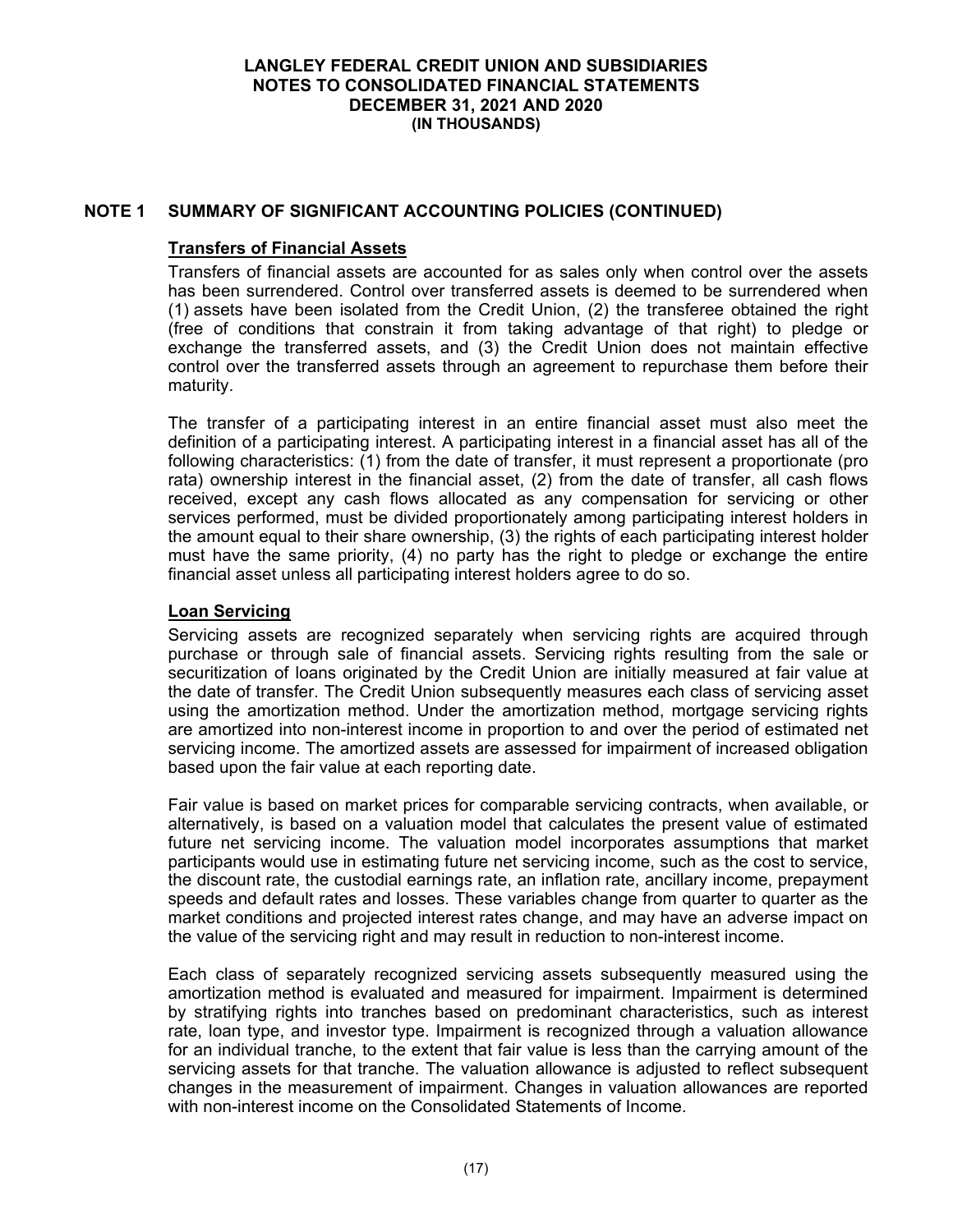## NOTE 1 SUMMARY OF SIGNIFICANT ACCOUNTING POLICIES (CONTINUED)

### Transfers of Financial Assets

Transfers of financial assets are accounted for as sales only when control over the assets has been surrendered. Control over transferred assets is deemed to be surrendered when (1) assets have been isolated from the Credit Union, (2) the transferee obtained the right (free of conditions that constrain it from taking advantage of that right) to pledge or exchange the transferred assets, and (3) the Credit Union does not maintain effective control over the transferred assets through an agreement to repurchase them before their maturity.

The transfer of a participating interest in an entire financial asset must also meet the definition of a participating interest. A participating interest in a financial asset has all of the following characteristics: (1) from the date of transfer, it must represent a proportionate (pro rata) ownership interest in the financial asset, (2) from the date of transfer, all cash flows received, except any cash flows allocated as any compensation for servicing or other services performed, must be divided proportionately among participating interest holders in the amount equal to their share ownership, (3) the rights of each participating interest holder must have the same priority, (4) no party has the right to pledge or exchange the entire financial asset unless all participating interest holders agree to do so.

### Loan Servicing

Servicing assets are recognized separately when servicing rights are acquired through purchase or through sale of financial assets. Servicing rights resulting from the sale or securitization of loans originated by the Credit Union are initially measured at fair value at the date of transfer. The Credit Union subsequently measures each class of servicing asset using the amortization method. Under the amortization method, mortgage servicing rights are amortized into non-interest income in proportion to and over the period of estimated net servicing income. The amortized assets are assessed for impairment of increased obligation based upon the fair value at each reporting date.

Fair value is based on market prices for comparable servicing contracts, when available, or alternatively, is based on a valuation model that calculates the present value of estimated future net servicing income. The valuation model incorporates assumptions that market participants would use in estimating future net servicing income, such as the cost to service, the discount rate, the custodial earnings rate, an inflation rate, ancillary income, prepayment speeds and default rates and losses. These variables change from quarter to quarter as the market conditions and projected interest rates change, and may have an adverse impact on the value of the servicing right and may result in reduction to non-interest income.

Each class of separately recognized servicing assets subsequently measured using the amortization method is evaluated and measured for impairment. Impairment is determined by stratifying rights into tranches based on predominant characteristics, such as interest rate, loan type, and investor type. Impairment is recognized through a valuation allowance for an individual tranche, to the extent that fair value is less than the carrying amount of the servicing assets for that tranche. The valuation allowance is adjusted to reflect subsequent changes in the measurement of impairment. Changes in valuation allowances are reported with non-interest income on the Consolidated Statements of Income.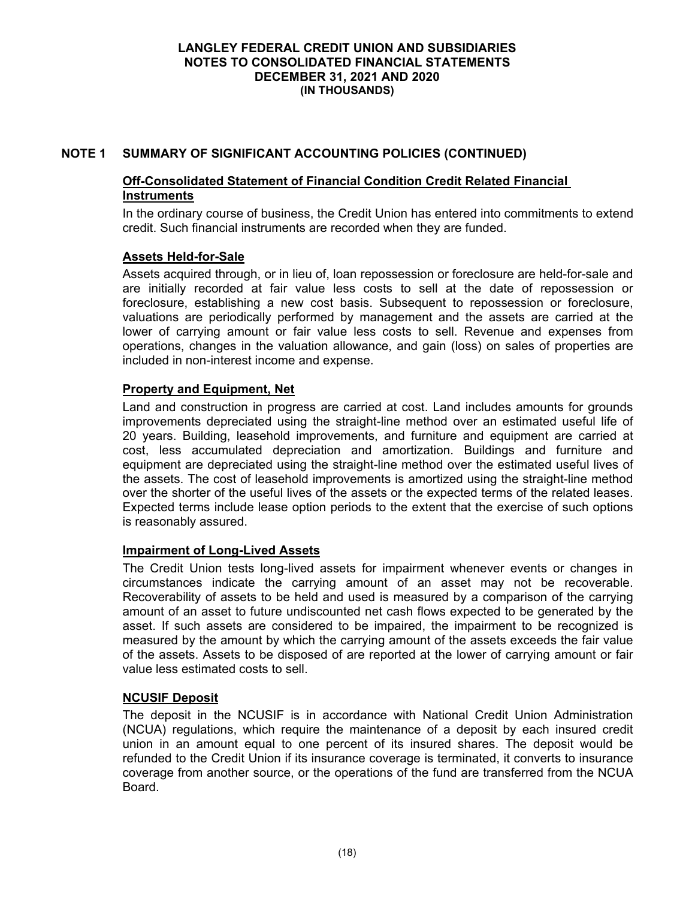## NOTE 1 SUMMARY OF SIGNIFICANT ACCOUNTING POLICIES (CONTINUED)

### Off-Consolidated Statement of Financial Condition Credit Related Financial Instruments

In the ordinary course of business, the Credit Union has entered into commitments to extend credit. Such financial instruments are recorded when they are funded.

### Assets Held-for-Sale

Assets acquired through, or in lieu of, loan repossession or foreclosure are held-for-sale and are initially recorded at fair value less costs to sell at the date of repossession or foreclosure, establishing a new cost basis. Subsequent to repossession or foreclosure, valuations are periodically performed by management and the assets are carried at the lower of carrying amount or fair value less costs to sell. Revenue and expenses from operations, changes in the valuation allowance, and gain (loss) on sales of properties are included in non-interest income and expense.

### Property and Equipment, Net

Land and construction in progress are carried at cost. Land includes amounts for grounds improvements depreciated using the straight-line method over an estimated useful life of 20 years. Building, leasehold improvements, and furniture and equipment are carried at cost, less accumulated depreciation and amortization. Buildings and furniture and equipment are depreciated using the straight-line method over the estimated useful lives of the assets. The cost of leasehold improvements is amortized using the straight-line method over the shorter of the useful lives of the assets or the expected terms of the related leases. Expected terms include lease option periods to the extent that the exercise of such options is reasonably assured.

### Impairment of Long-Lived Assets

The Credit Union tests long-lived assets for impairment whenever events or changes in circumstances indicate the carrying amount of an asset may not be recoverable. Recoverability of assets to be held and used is measured by a comparison of the carrying amount of an asset to future undiscounted net cash flows expected to be generated by the asset. If such assets are considered to be impaired, the impairment to be recognized is measured by the amount by which the carrying amount of the assets exceeds the fair value of the assets. Assets to be disposed of are reported at the lower of carrying amount or fair value less estimated costs to sell.

### NCUSIF Deposit

The deposit in the NCUSIF is in accordance with National Credit Union Administration (NCUA) regulations, which require the maintenance of a deposit by each insured credit union in an amount equal to one percent of its insured shares. The deposit would be refunded to the Credit Union if its insurance coverage is terminated, it converts to insurance coverage from another source, or the operations of the fund are transferred from the NCUA Board.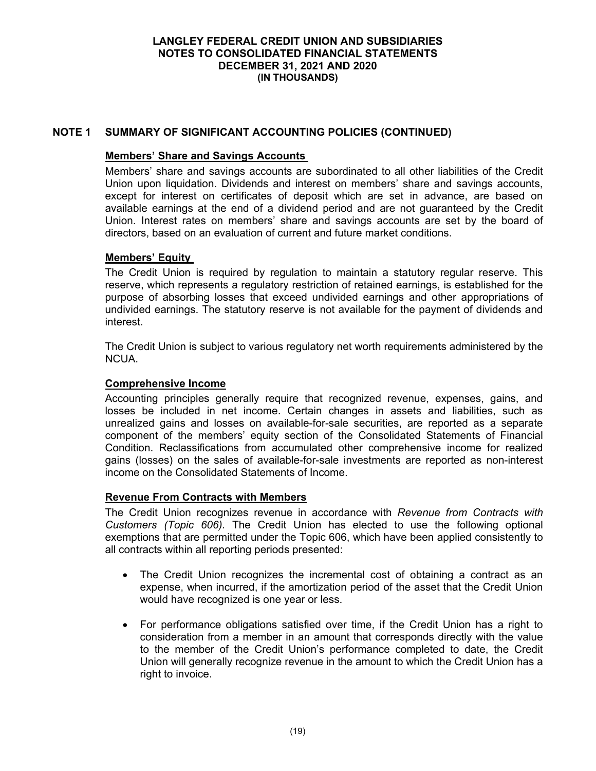## NOTE 1 SUMMARY OF SIGNIFICANT ACCOUNTING POLICIES (CONTINUED)

### Members' Share and Savings Accounts

Members' share and savings accounts are subordinated to all other liabilities of the Credit Union upon liquidation. Dividends and interest on members' share and savings accounts, except for interest on certificates of deposit which are set in advance, are based on available earnings at the end of a dividend period and are not guaranteed by the Credit Union. Interest rates on members' share and savings accounts are set by the board of directors, based on an evaluation of current and future market conditions.

### Members' Equity

The Credit Union is required by regulation to maintain a statutory regular reserve. This reserve, which represents a regulatory restriction of retained earnings, is established for the purpose of absorbing losses that exceed undivided earnings and other appropriations of undivided earnings. The statutory reserve is not available for the payment of dividends and interest.

The Credit Union is subject to various regulatory net worth requirements administered by the NCUA.

### Comprehensive Income

Accounting principles generally require that recognized revenue, expenses, gains, and losses be included in net income. Certain changes in assets and liabilities, such as unrealized gains and losses on available-for-sale securities, are reported as a separate component of the members' equity section of the Consolidated Statements of Financial Condition. Reclassifications from accumulated other comprehensive income for realized gains (losses) on the sales of available-for-sale investments are reported as non-interest income on the Consolidated Statements of Income.

### Revenue From Contracts with Members

The Credit Union recognizes revenue in accordance with *Revenue from Contracts with Customers (Topic 606).* The Credit Union has elected to use the following optional exemptions that are permitted under the Topic 606, which have been applied consistently to all contracts within all reporting periods presented:

- The Credit Union recognizes the incremental cost of obtaining a contract as an expense, when incurred, if the amortization period of the asset that the Credit Union would have recognized is one year or less.
- For performance obligations satisfied over time, if the Credit Union has a right to consideration from a member in an amount that corresponds directly with the value to the member of the Credit Union's performance completed to date, the Credit Union will generally recognize revenue in the amount to which the Credit Union has a right to invoice.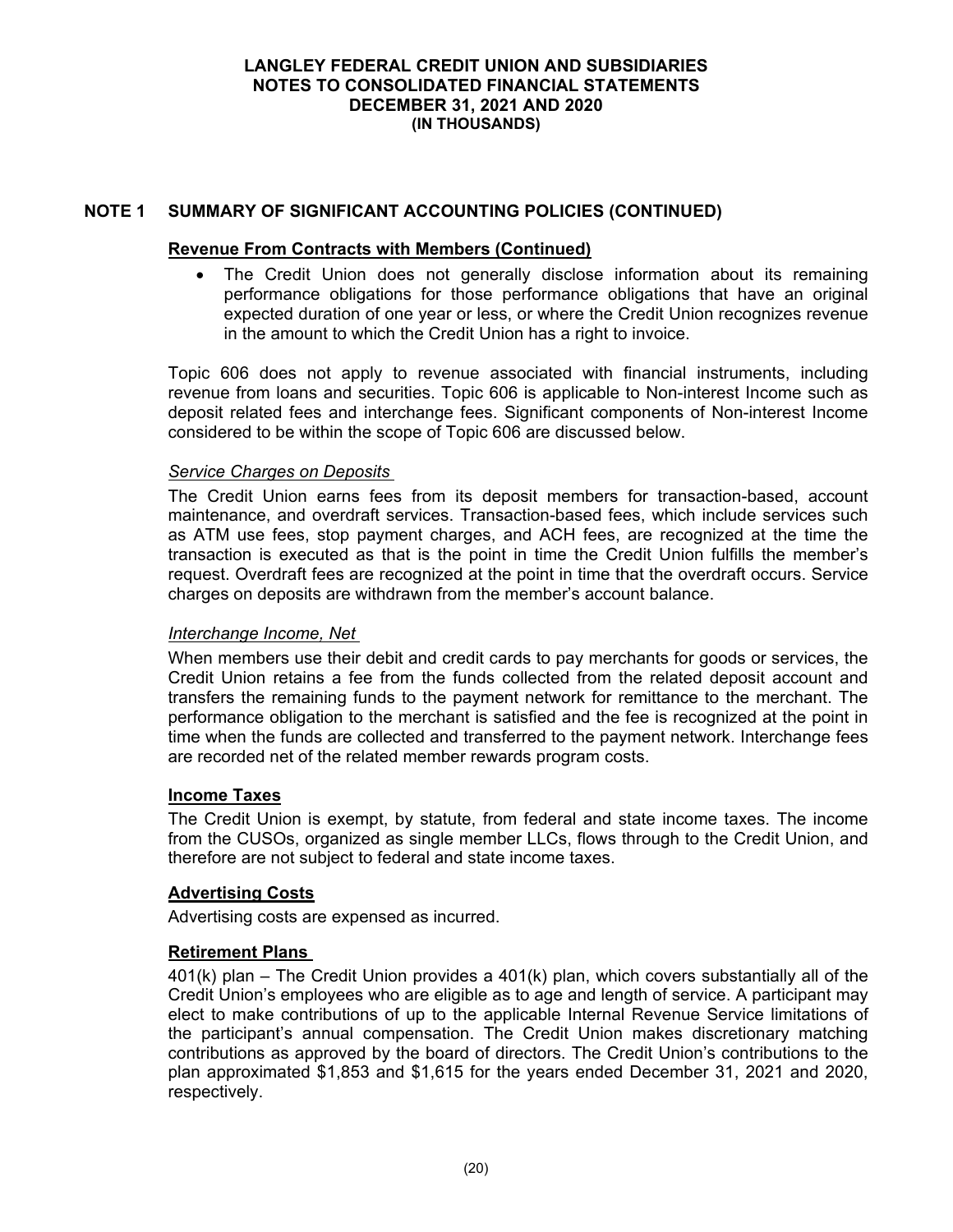## NOTE 1 SUMMARY OF SIGNIFICANT ACCOUNTING POLICIES (CONTINUED)

### Revenue From Contracts with Members (Continued)

- The Credit Union does not generally disclose information about its remaining performance obligations for those performance obligations that have an original expected duration of one year or less, or where the Credit Union recognizes revenue in the amount to which the Credit Union has a right to invoice.

Topic 606 does not apply to revenue associated with financial instruments, including revenue from loans and securities. Topic 606 is applicable to Non-interest Income such as deposit related fees and interchange fees. Significant components of Non-interest Income considered to be within the scope of Topic 606 are discussed below.

*Service Charges on Deposits*

The Credit Union earns fees from its deposit members for transaction-based, account maintenance, and overdraft services. Transaction-based fees, which include services such as ATM use fees, stop payment charges, and ACH fees, are recognized at the time the transaction is executed as that is the point in time the Credit Union fulfills the member's request. Overdraft fees are recognized at the point in time that the overdraft occurs. Service charges on deposits are withdrawn from the member's account balance.

*Interchange Income, Net*

When members use their debit and credit cards to pay merchants for goods or services, the Credit Union retains a fee from the funds collected from the related deposit account and transfers the remaining funds to the payment network for remittance to the merchant. The performance obligation to the merchant is satisfied and the fee is recognized at the point in time when the funds are collected and transferred to the payment network. Interchange fees are recorded net of the related member rewards program costs.

### Income Taxes

The Credit Union is exempt, by statute, from federal and state income taxes. The income from the CUSOs, organized as single member LLCs, flows through to the Credit Union, and therefore are not subject to federal and state income taxes.

### Advertising Costs

Advertising costs are expensed as incurred.

### Retirement Plans

401(k) plan – The Credit Union provides a 401(k) plan, which covers substantially all of the Credit Union's employees who are eligible as to age and length of service. A participant may elect to make contributions of up to the applicable Internal Revenue Service limitations of the participant's annual compensation. The Credit Union makes discretionary matching contributions as approved by the board of directors. The Credit Union's contributions to the plan approximated $1,853 and $1,615 for the years ended December 31, 2021 and 2020, respectively.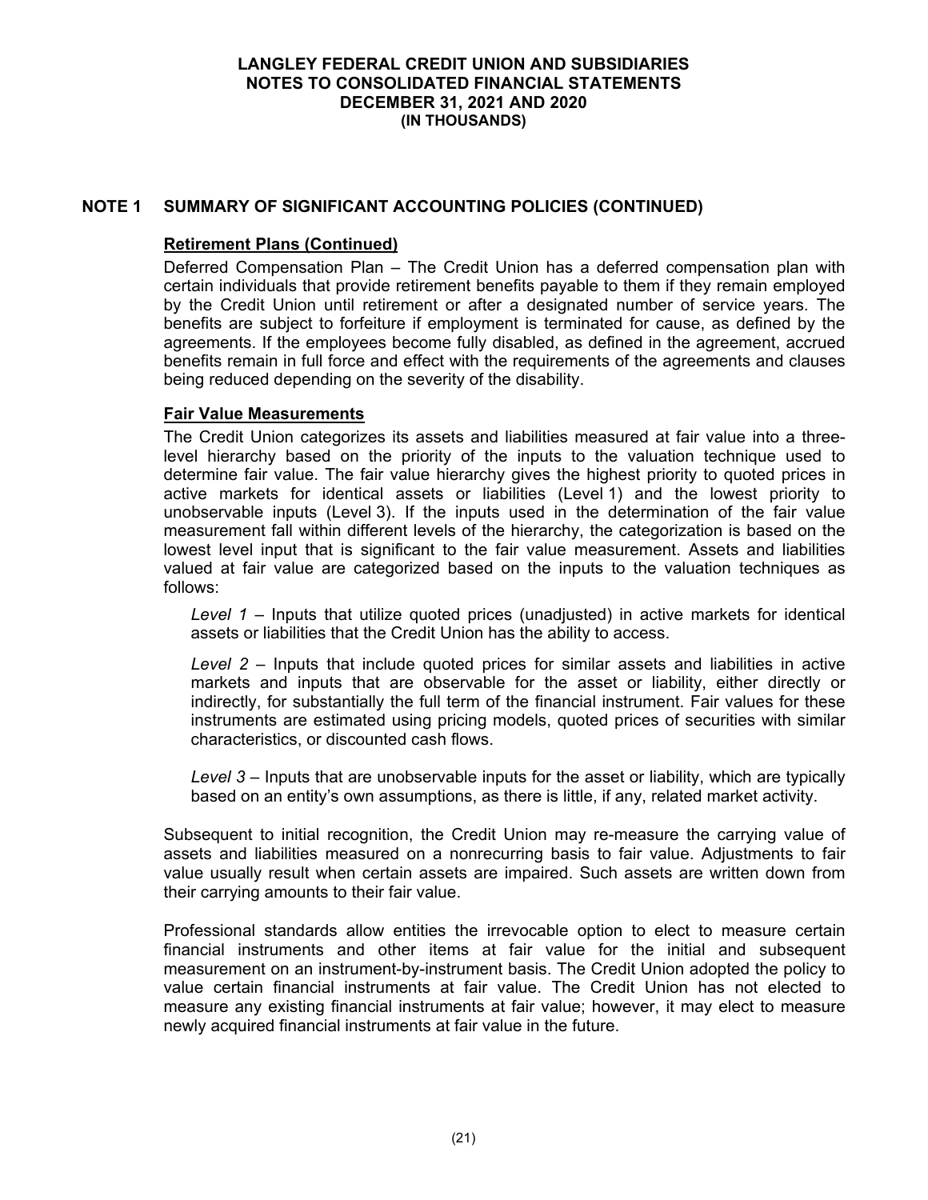## NOTE 1 SUMMARY OF SIGNIFICANT ACCOUNTING POLICIES (CONTINUED)

### Retirement Plans (Continued)

Deferred Compensation Plan – The Credit Union has a deferred compensation plan with certain individuals that provide retirement benefits payable to them if they remain employed by the Credit Union until retirement or after a designated number of service years. The benefits are subject to forfeiture if employment is terminated for cause, as defined by the agreements. If the employees become fully disabled, as defined in the agreement, accrued benefits remain in full force and effect with the requirements of the agreements and clauses being reduced depending on the severity of the disability.

### Fair Value Measurements

The Credit Union categorizes its assets and liabilities measured at fair value into a three-level hierarchy based on the priority of the inputs to the valuation technique used to determine fair value. The fair value hierarchy gives the highest priority to quoted prices in active markets for identical assets or liabilities (Level 1) and the lowest priority to unobservable inputs (Level 3). If the inputs used in the determination of the fair value measurement fall within different levels of the hierarchy, the categorization is based on the lowest level input that is significant to the fair value measurement. Assets and liabilities valued at fair value are categorized based on the inputs to the valuation techniques as follows:

*Level 1* – Inputs that utilize quoted prices (unadjusted) in active markets for identical assets or liabilities that the Credit Union has the ability to access.

*Level 2* – Inputs that include quoted prices for similar assets and liabilities in active markets and inputs that are observable for the asset or liability, either directly or indirectly, for substantially the full term of the financial instrument. Fair values for these instruments are estimated using pricing models, quoted prices of securities with similar characteristics, or discounted cash flows.

*Level 3* – Inputs that are unobservable inputs for the asset or liability, which are typically based on an entity's own assumptions, as there is little, if any, related market activity.

Subsequent to initial recognition, the Credit Union may re-measure the carrying value of assets and liabilities measured on a nonrecurring basis to fair value. Adjustments to fair value usually result when certain assets are impaired. Such assets are written down from their carrying amounts to their fair value.

Professional standards allow entities the irrevocable option to elect to measure certain financial instruments and other items at fair value for the initial and subsequent measurement on an instrument-by-instrument basis. The Credit Union adopted the policy to value certain financial instruments at fair value. The Credit Union has not elected to measure any existing financial instruments at fair value; however, it may elect to measure newly acquired financial instruments at fair value in the future.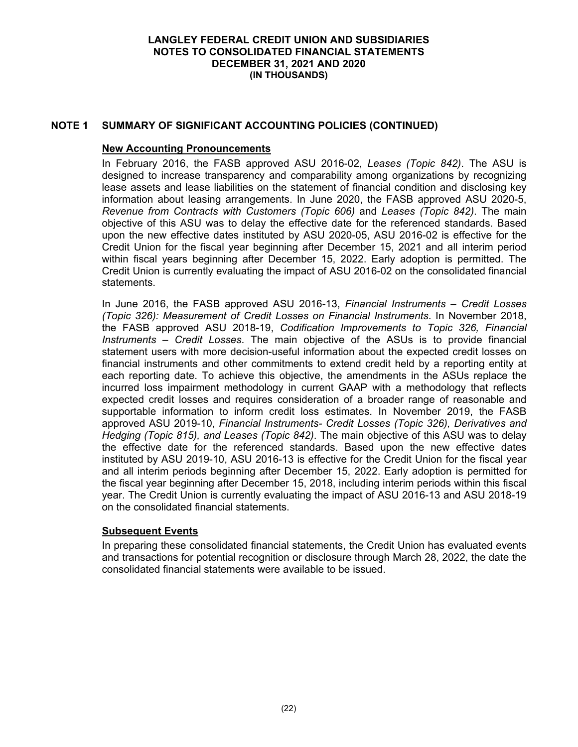# LANGLEY FEDERAL CREDIT UNION AND SUBSIDIARIES
## NOTES TO CONSOLIDATED FINANCIAL STATEMENTS
## DECEMBER 31, 2021 AND 2020
## (IN THOUSANDS)

## NOTE 1 SUMMARY OF SIGNIFICANT ACCOUNTING POLICIES (CONTINUED)

### New Accounting Pronouncements

In February 2016, the FASB approved ASU 2016-02, *Leases (Topic 842)*. The ASU is designed to increase transparency and comparability among organizations by recognizing lease assets and lease liabilities on the statement of financial condition and disclosing key information about leasing arrangements. In June 2020, the FASB approved ASU 2020-5, *Revenue from Contracts with Customers (Topic 606)* and *Leases (Topic 842)*. The main objective of this ASU was to delay the effective date for the referenced standards. Based upon the new effective dates instituted by ASU 2020-05, ASU 2016-02 is effective for the Credit Union for the fiscal year beginning after December 15, 2021 and all interim period within fiscal years beginning after December 15, 2022. Early adoption is permitted. The Credit Union is currently evaluating the impact of ASU 2016-02 on the consolidated financial statements.

In June 2016, the FASB approved ASU 2016-13, *Financial Instruments – Credit Losses (Topic 326): Measurement of Credit Losses on Financial Instruments*. In November 2018, the FASB approved ASU 2018-19, *Codification Improvements to Topic 326, Financial Instruments – Credit Losses*. The main objective of the ASUs is to provide financial statement users with more decision-useful information about the expected credit losses on financial instruments and other commitments to extend credit held by a reporting entity at each reporting date. To achieve this objective, the amendments in the ASUs replace the incurred loss impairment methodology in current GAAP with a methodology that reflects expected credit losses and requires consideration of a broader range of reasonable and supportable information to inform credit loss estimates. In November 2019, the FASB approved ASU 2019-10, *Financial Instruments- Credit Losses (Topic 326), Derivatives and Hedging (Topic 815), and Leases (Topic 842)*. The main objective of this ASU was to delay the effective date for the referenced standards. Based upon the new effective dates instituted by ASU 2019-10, ASU 2016-13 is effective for the Credit Union for the fiscal year and all interim periods beginning after December 15, 2022. Early adoption is permitted for the fiscal year beginning after December 15, 2018, including interim periods within this fiscal year. The Credit Union is currently evaluating the impact of ASU 2016-13 and ASU 2018-19 on the consolidated financial statements.

### Subsequent Events

In preparing these consolidated financial statements, the Credit Union has evaluated events and transactions for potential recognition or disclosure through March 28, 2022, the date the consolidated financial statements were available to be issued.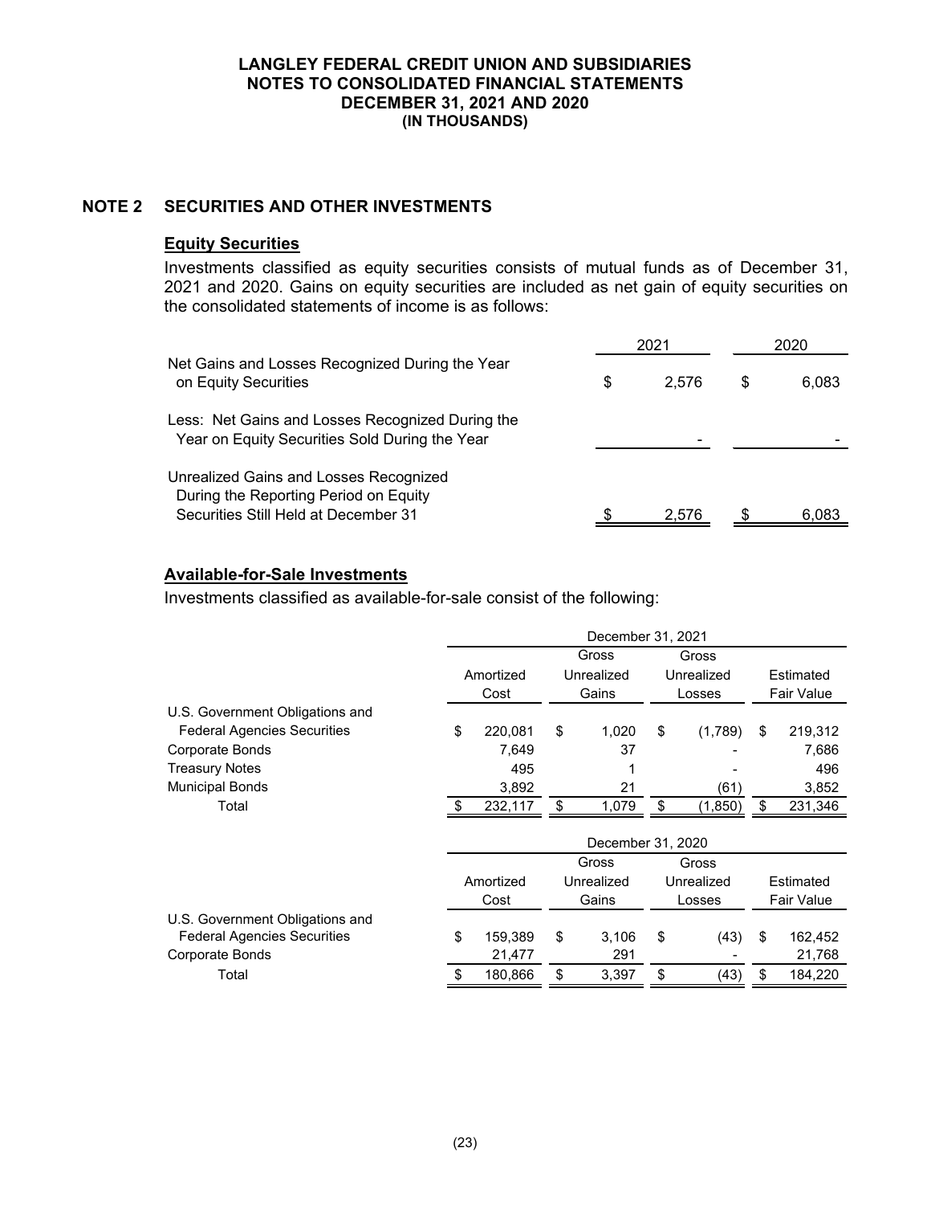## NOTE 2 SECURITIES AND OTHER INVESTMENTS

### Equity Securities

Investments classified as equity securities consists of mutual funds as of December 31, 2021 and 2020. Gains on equity securities are included as net gain of equity securities on the consolidated statements of income is as follows:

| | 2021 | 2020 |
|---|---|---|
| Net Gains and Losses Recognized During the Year on Equity Securities | $ 2,576 | $ 6,083 |
| Less: Net Gains and Losses Recognized During the Year on Equity Securities Sold During the Year | - | - |
| Unrealized Gains and Losses Recognized During the Reporting Period on Equity Securities Still Held at December 31 | $ 2,576 | $ 6,083 |

### Available-for-Sale Investments

Investments classified as available-for-sale consist of the following:

| | December 31, 2021 | | | |
|---|---|---|---|---|
| | Amortized Cost | Gross Unrealized Gains | Gross Unrealized Losses | Estimated Fair Value |
| U.S. Government Obligations and Federal Agencies Securities | $ 220,081 | $ 1,020 | $ (1,789) | $ 219,312 |
| Corporate Bonds | 7,649 | 37 | - | 7,686 |
| Treasury Notes | 495 | 1 | - | 496 |
| Municipal Bonds | 3,892 | 21 | (61) | 3,852 |
| Total | $ 232,117 | $ 1,079 | $ (1,850) | $ 231,346 |

| | December 31, 2020 | | | |
|---|---|---|---|---|
| | Amortized Cost | Gross Unrealized Gains | Gross Unrealized Losses | Estimated Fair Value |
| U.S. Government Obligations and Federal Agencies Securities | $ 159,389 | $ 3,106 | $ (43) | $ 162,452 |
| Corporate Bonds | 21,477 | 291 | - | 21,768 |
| Total | $ 180,866 | $ 3,397 | $ (43) | $ 184,220 |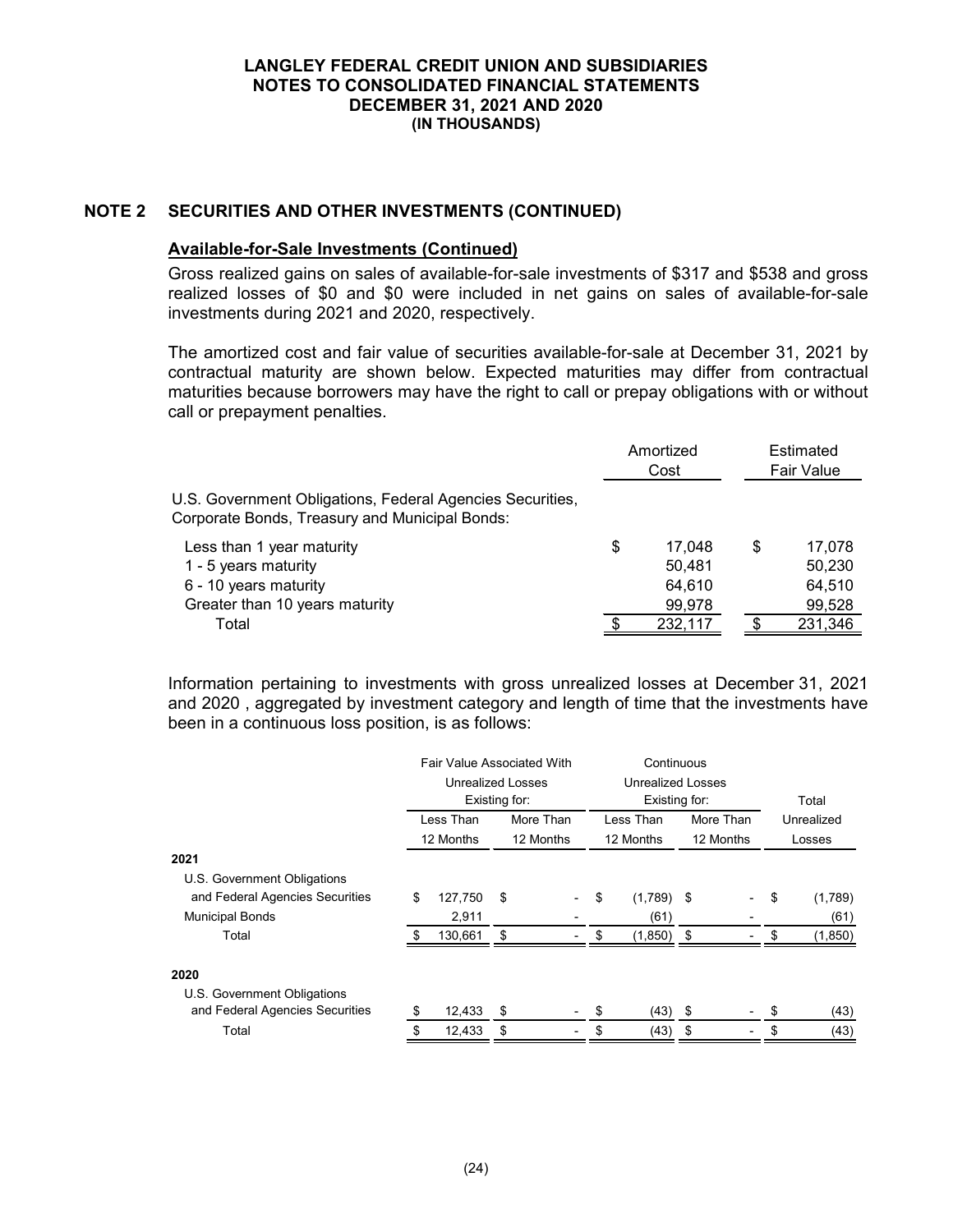## NOTE 2 SECURITIES AND OTHER INVESTMENTS (CONTINUED)

### Available-for-Sale Investments (Continued)

Gross realized gains on sales of available-for-sale investments of $317 and $538 and gross realized losses of $0 and $0 were included in net gains on sales of available-for-sale investments during 2021 and 2020, respectively.

The amortized cost and fair value of securities available-for-sale at December 31, 2021 by contractual maturity are shown below. Expected maturities may differ from contractual maturities because borrowers may have the right to call or prepay obligations with or without call or prepayment penalties.

| | Amortized Cost | Estimated Fair Value |
|---|---|---|
| U.S. Government Obligations, Federal Agencies Securities, Corporate Bonds, Treasury and Municipal Bonds: | | |
| Less than 1 year maturity | $ 17,048 | $ 17,078 |
| 1 - 5 years maturity | 50,481 | 50,230 |
| 6 - 10 years maturity | 64,610 | 64,510 |
| Greater than 10 years maturity | 99,978 | 99,528 |
| Total | $ 232,117 | $ 231,346 |

Information pertaining to investments with gross unrealized losses at December 31, 2021 and 2020 , aggregated by investment category and length of time that the investments have been in a continuous loss position, is as follows:

| | Fair Value Associated With Unrealized Losses Existing for: | | Continuous Unrealized Losses Existing for: | | Total |
|---|---|---|---|---|---|
| | Less Than 12 Months | More Than 12 Months | Less Than 12 Months | More Than 12 Months | Unrealized Losses |
| **2021** | | | | | |
| U.S. Government Obligations and Federal Agencies Securities | $ 127,750 | $ - | $ (1,789) | $ - | $ (1,789) |
| Municipal Bonds | 2,911 | - | (61) | - | (61) |
| Total | $ 130,661 | $ - | $ (1,850) | $ - | $ (1,850) |
| **2020** | | | | | |
| U.S. Government Obligations and Federal Agencies Securities | $ 12,433 | $ - | $ (43) | $ - | $ (43) |
| Total | $ 12,433 | $ - | $ (43) | $ - | $ (43) |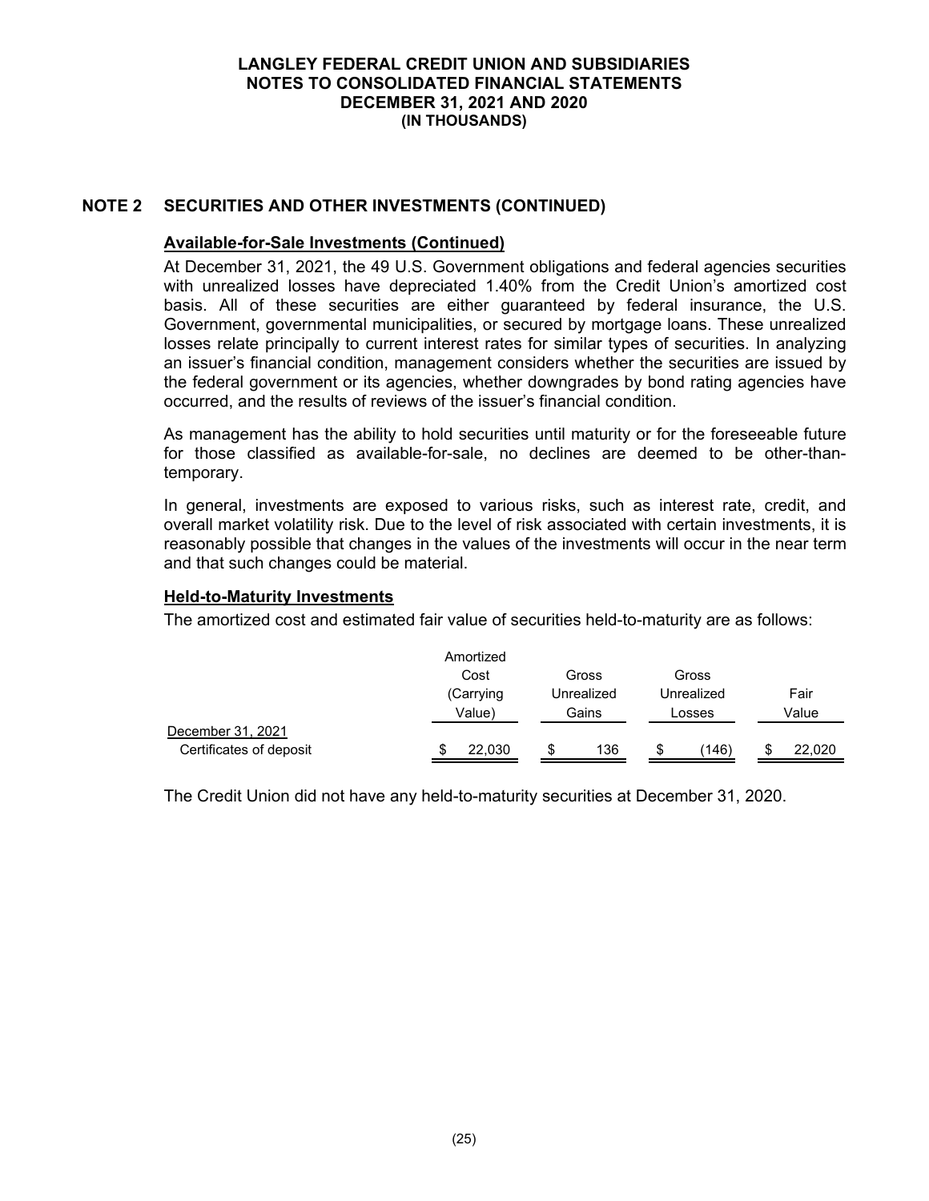## NOTE 2 SECURITIES AND OTHER INVESTMENTS (CONTINUED)

### Available-for-Sale Investments (Continued)

At December 31, 2021, the 49 U.S. Government obligations and federal agencies securities with unrealized losses have depreciated 1.40% from the Credit Union's amortized cost basis. All of these securities are either guaranteed by federal insurance, the U.S. Government, governmental municipalities, or secured by mortgage loans. These unrealized losses relate principally to current interest rates for similar types of securities. In analyzing an issuer's financial condition, management considers whether the securities are issued by the federal government or its agencies, whether downgrades by bond rating agencies have occurred, and the results of reviews of the issuer's financial condition.

As management has the ability to hold securities until maturity or for the foreseeable future for those classified as available-for-sale, no declines are deemed to be other-than-temporary.

In general, investments are exposed to various risks, such as interest rate, credit, and overall market volatility risk. Due to the level of risk associated with certain investments, it is reasonably possible that changes in the values of the investments will occur in the near term and that such changes could be material.

### Held-to-Maturity Investments

The amortized cost and estimated fair value of securities held-to-maturity are as follows:

| | Amortized Cost (Carrying Value) | Gross Unrealized Gains | Gross Unrealized Losses | Fair Value |
|---|---|---|---|---|
| December 31, 2021 | | | | |
| Certificates of deposit | $ 22,030 | $ 136 | $ (146) | $ 22,020 |

The Credit Union did not have any held-to-maturity securities at December 31, 2020.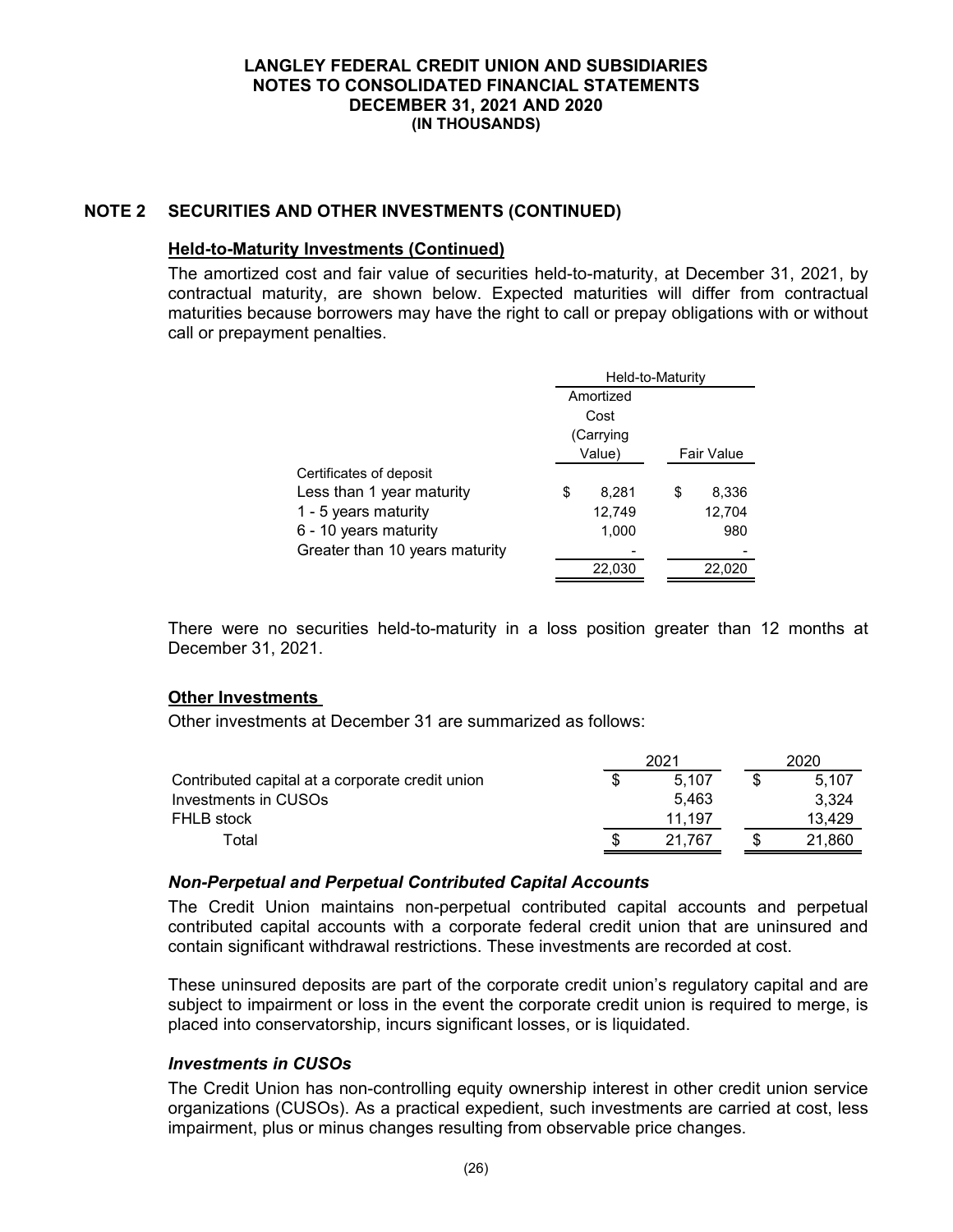## NOTE 2 SECURITIES AND OTHER INVESTMENTS (CONTINUED)

### Held-to-Maturity Investments (Continued)

The amortized cost and fair value of securities held-to-maturity, at December 31, 2021, by contractual maturity, are shown below. Expected maturities will differ from contractual maturities because borrowers may have the right to call or prepay obligations with or without call or prepayment penalties.

| | Held-to-Maturity | |
|---|---|---|
| | Amortized Cost (Carrying Value) | Fair Value |
| Certificates of deposit | | |
| Less than 1 year maturity | $ 8,281 | $ 8,336 |
| 1 - 5 years maturity | 12,749 | 12,704 |
| 6 - 10 years maturity | 1,000 | 980 |
| Greater than 10 years maturity | - | - |
| | 22,030 | 22,020 |

There were no securities held-to-maturity in a loss position greater than 12 months at December 31, 2021.

### Other Investments

Other investments at December 31 are summarized as follows:

| | 2021 | 2020 |
|---|---|---|
| Contributed capital at a corporate credit union | $ 5,107 | $ 5,107 |
| Investments in CUSOs | 5,463 | 3,324 |
| FHLB stock | 11,197 | 13,429 |
| Total | $ 21,767 | $ 21,860 |

#### *Non-Perpetual and Perpetual Contributed Capital Accounts*

The Credit Union maintains non-perpetual contributed capital accounts and perpetual contributed capital accounts with a corporate federal credit union that are uninsured and contain significant withdrawal restrictions. These investments are recorded at cost.

These uninsured deposits are part of the corporate credit union's regulatory capital and are subject to impairment or loss in the event the corporate credit union is required to merge, is placed into conservatorship, incurs significant losses, or is liquidated.

#### *Investments in CUSOs*

The Credit Union has non-controlling equity ownership interest in other credit union service organizations (CUSOs). As a practical expedient, such investments are carried at cost, less impairment, plus or minus changes resulting from observable price changes.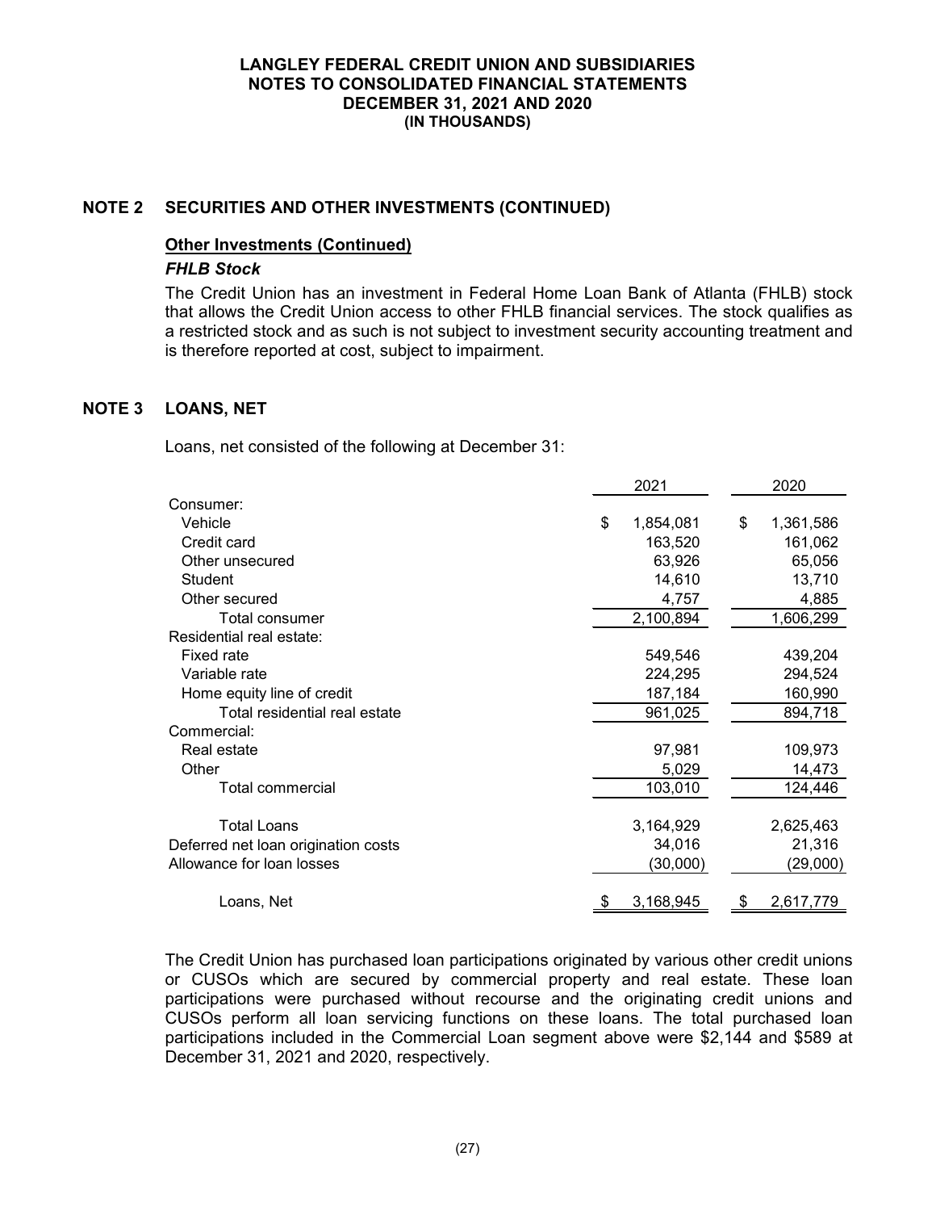## NOTE 2 SECURITIES AND OTHER INVESTMENTS (CONTINUED)

**Other Investments (Continued)**

***FHLB Stock***

The Credit Union has an investment in Federal Home Loan Bank of Atlanta (FHLB) stock that allows the Credit Union access to other FHLB financial services. The stock qualifies as a restricted stock and as such is not subject to investment security accounting treatment and is therefore reported at cost, subject to impairment.

## NOTE 3 LOANS, NET

Loans, net consisted of the following at December 31:

| | 2021 | 2020 |
|---|---|---|
| Consumer: | | |
| Vehicle | $ 1,854,081 | $ 1,361,586 |
| Credit card | 163,520 | 161,062 |
| Other unsecured | 63,926 | 65,056 |
| Student | 14,610 | 13,710 |
| Other secured | 4,757 | 4,885 |
| Total consumer | 2,100,894 | 1,606,299 |
| Residential real estate: | | |
| Fixed rate | 549,546 | 439,204 |
| Variable rate | 224,295 | 294,524 |
| Home equity line of credit | 187,184 | 160,990 |
| Total residential real estate | 961,025 | 894,718 |
| Commercial: | | |
| Real estate | 97,981 | 109,973 |
| Other | 5,029 | 14,473 |
| Total commercial | 103,010 | 124,446 |
| Total Loans | 3,164,929 | 2,625,463 |
| Deferred net loan origination costs | 34,016 | 21,316 |
| Allowance for loan losses | (30,000) | (29,000) |
| Loans, Net | $ 3,168,945 | $ 2,617,779 |

The Credit Union has purchased loan participations originated by various other credit unions or CUSOs which are secured by commercial property and real estate. These loan participations were purchased without recourse and the originating credit unions and CUSOs perform all loan servicing functions on these loans. The total purchased loan participations included in the Commercial Loan segment above were $2,144 and $589 at December 31, 2021 and 2020, respectively.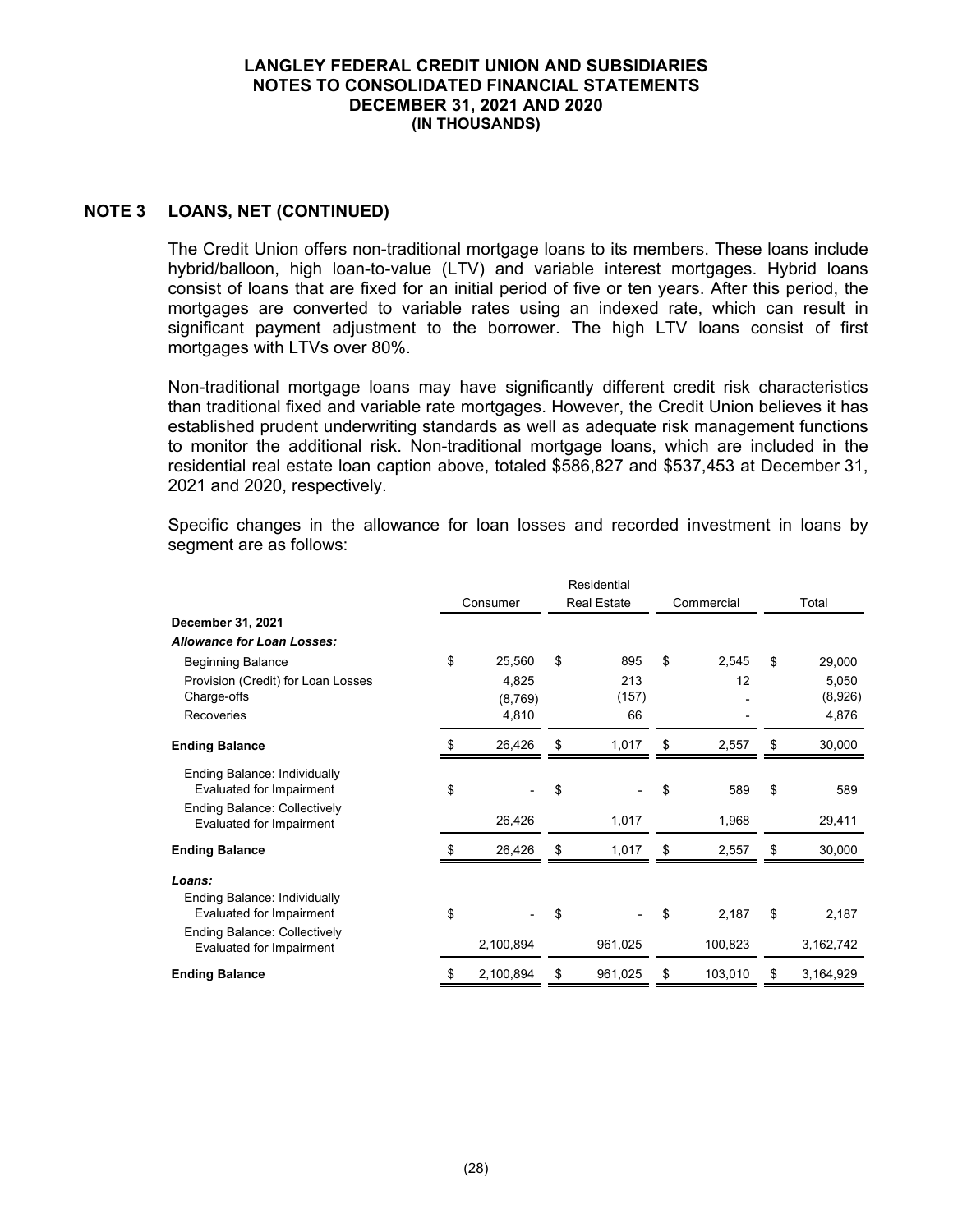## NOTE 3 LOANS, NET (CONTINUED)

The Credit Union offers non-traditional mortgage loans to its members. These loans include hybrid/balloon, high loan-to-value (LTV) and variable interest mortgages. Hybrid loans consist of loans that are fixed for an initial period of five or ten years. After this period, the mortgages are converted to variable rates using an indexed rate, which can result in significant payment adjustment to the borrower. The high LTV loans consist of first mortgages with LTVs over 80%.

Non-traditional mortgage loans may have significantly different credit risk characteristics than traditional fixed and variable rate mortgages. However, the Credit Union believes it has established prudent underwriting standards as well as adequate risk management functions to monitor the additional risk. Non-traditional mortgage loans, which are included in the residential real estate loan caption above, totaled $586,827 and $537,453 at December 31, 2021 and 2020, respectively.

Specific changes in the allowance for loan losses and recorded investment in loans by segment are as follows:

| | Consumer | Residential Real Estate | Commercial | Total |
|---|---|---|---|---|
| **December 31, 2021** | | | | |
| ***Allowance for Loan Losses:*** | | | | |
| Beginning Balance | $ 25,560 | $ 895 | $ 2,545 | $ 29,000 |
| Provision (Credit) for Loan Losses | 4,825 | 213 | 12 | 5,050 |
| Charge-offs | (8,769) | (157) | - | (8,926) |
| Recoveries | 4,810 | 66 | - | 4,876 |
| **Ending Balance** | $ 26,426 | $ 1,017 | $ 2,557 | $ 30,000 |
| Ending Balance: Individually Evaluated for Impairment | $ - | $ - | $ 589 | $ 589 |
| Ending Balance: Collectively Evaluated for Impairment | 26,426 | 1,017 | 1,968 | 29,411 |
| **Ending Balance** | $ 26,426 | $ 1,017 | $ 2,557 | $ 30,000 |
| ***Loans:*** | | | | |
| Ending Balance: Individually Evaluated for Impairment | $ - | $ - | $ 2,187 | $ 2,187 |
| Ending Balance: Collectively Evaluated for Impairment | 2,100,894 | 961,025 | 100,823 | 3,162,742 |
| **Ending Balance** | $ 2,100,894 | $ 961,025 | $ 103,010 | $ 3,164,929 |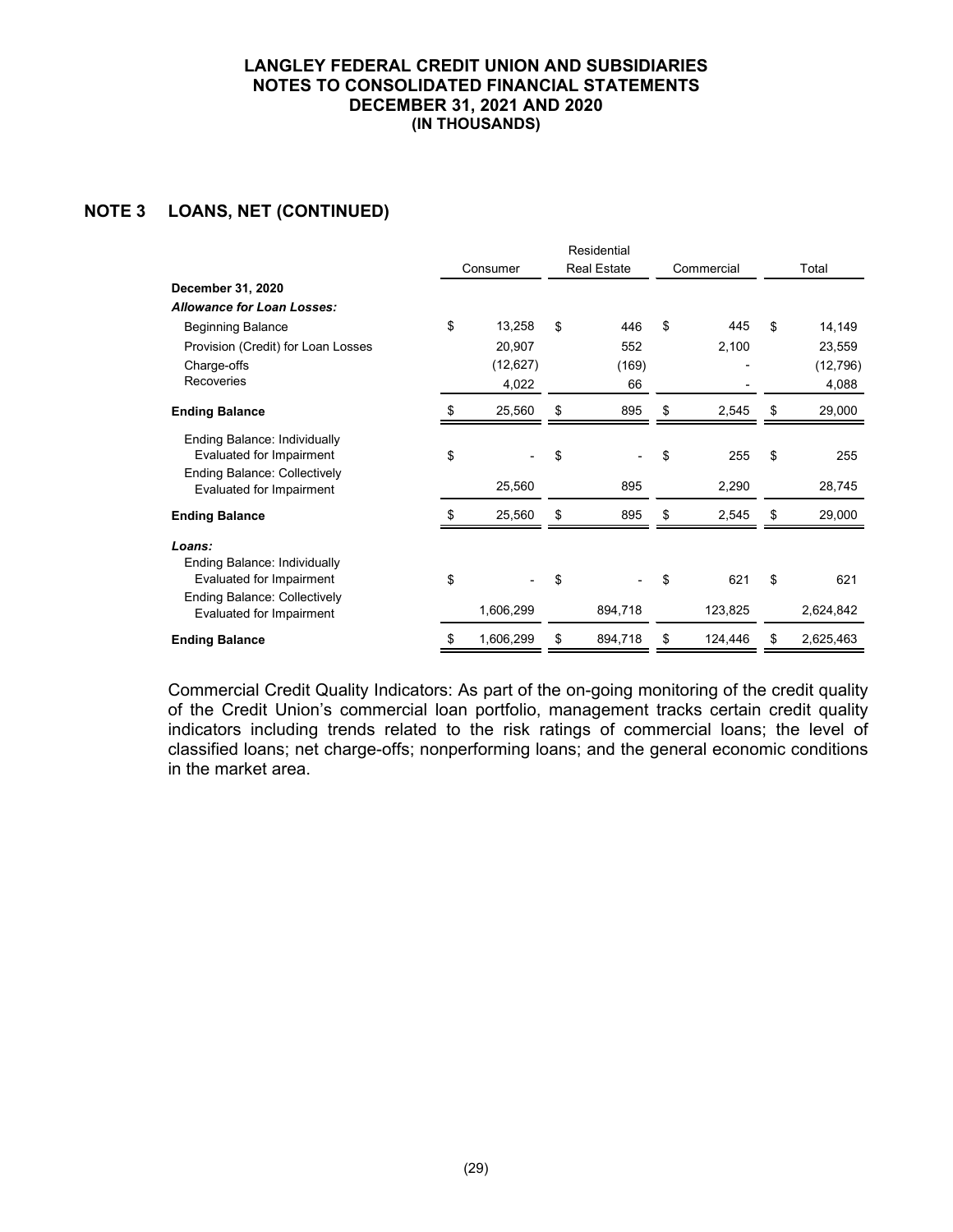## NOTE 3 LOANS, NET (CONTINUED)

| | Consumer | Residential Real Estate | Commercial | Total |
|---|---|---|---|---|
| **December 31, 2020** | | | | |
| ***Allowance for Loan Losses:*** | | | | |
| Beginning Balance | $ 13,258 | $ 446 | $ 445 | $ 14,149 |
| Provision (Credit) for Loan Losses | 20,907 | 552 | 2,100 | 23,559 |
| Charge-offs | (12,627) | (169) | - | (12,796) |
| Recoveries | 4,022 | 66 | - | 4,088 |
| **Ending Balance** | $ 25,560 | $ 895 | $ 2,545 | $ 29,000 |
| Ending Balance: Individually Evaluated for Impairment | $ - | $ - | $ 255 | $ 255 |
| Ending Balance: Collectively Evaluated for Impairment | 25,560 | 895 | 2,290 | 28,745 |
| **Ending Balance** | $ 25,560 | $ 895 | $ 2,545 | $ 29,000 |
| ***Loans:*** | | | | |
| Ending Balance: Individually Evaluated for Impairment | $ - | $ - | $ 621 | $ 621 |
| Ending Balance: Collectively Evaluated for Impairment | 1,606,299 | 894,718 | 123,825 | 2,624,842 |
| **Ending Balance** | $ 1,606,299 | $ 894,718 | $ 124,446 | $ 2,625,463 |

Commercial Credit Quality Indicators: As part of the on-going monitoring of the credit quality of the Credit Union's commercial loan portfolio, management tracks certain credit quality indicators including trends related to the risk ratings of commercial loans; the level of classified loans; net charge-offs; nonperforming loans; and the general economic conditions in the market area.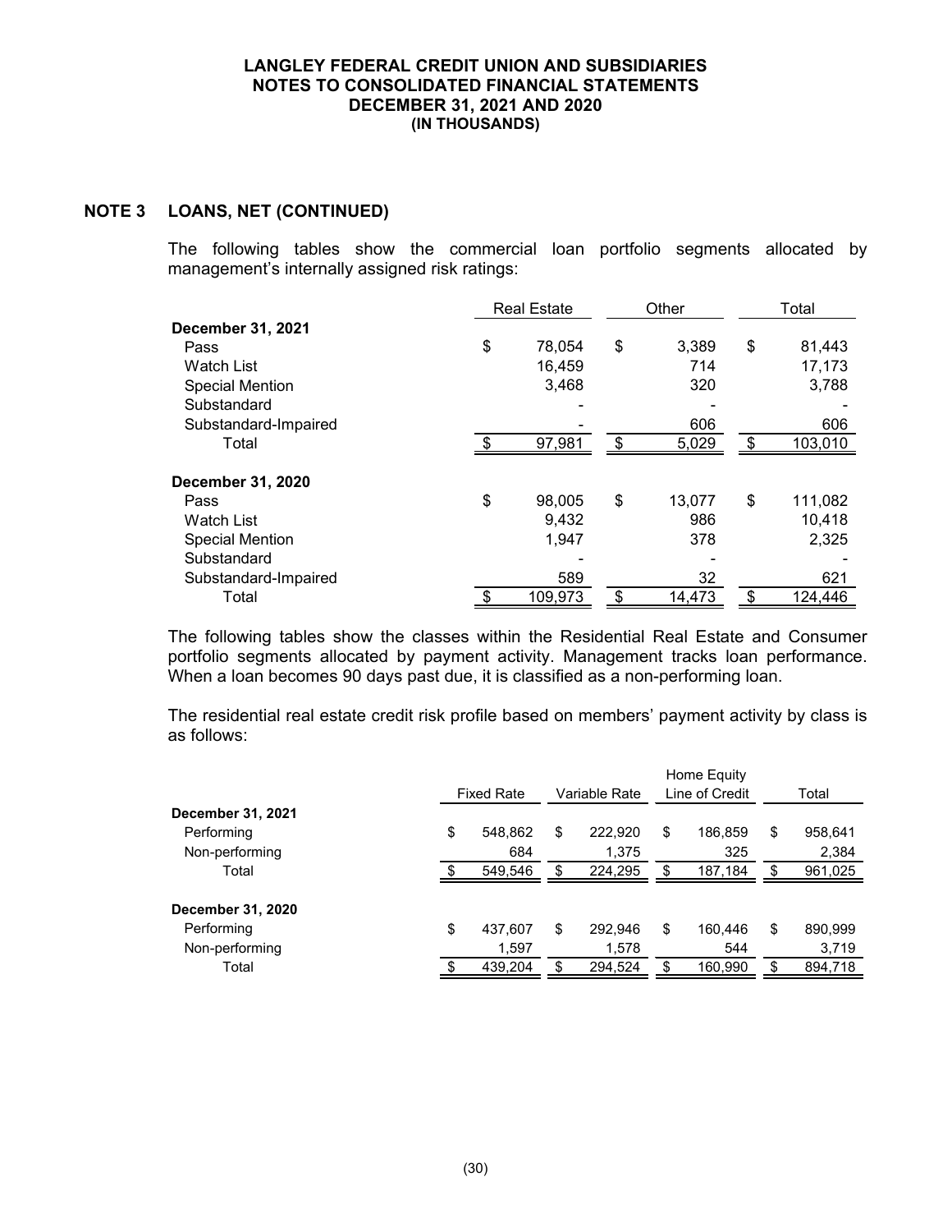LANGLEY FEDERAL CREDIT UNION AND SUBSIDIARIES
NOTES TO CONSOLIDATED FINANCIAL STATEMENTS
DECEMBER 31, 2021 AND 2020
(IN THOUSANDS)

## NOTE 3 LOANS, NET (CONTINUED)

The following tables show the commercial loan portfolio segments allocated by management's internally assigned risk ratings:

| | Real Estate | Other | Total |
|---|---|---|---|
| **December 31, 2021** | | | |
| Pass | $ 78,054 | $ 3,389 | $ 81,443 |
| Watch List | 16,459 | 714 | 17,173 |
| Special Mention | 3,468 | 320 | 3,788 |
| Substandard | - | - | - |
| Substandard-Impaired | - | 606 | 606 |
| Total | $ 97,981 | $ 5,029 | $ 103,010 |
| **December 31, 2020** | | | |
| Pass | $ 98,005 | $ 13,077 | $ 111,082 |
| Watch List | 9,432 | 986 | 10,418 |
| Special Mention | 1,947 | 378 | 2,325 |
| Substandard | - | - | - |
| Substandard-Impaired | 589 | 32 | 621 |
| Total | $ 109,973 | $ 14,473 | $ 124,446 |

The following tables show the classes within the Residential Real Estate and Consumer portfolio segments allocated by payment activity. Management tracks loan performance. When a loan becomes 90 days past due, it is classified as a non-performing loan.

The residential real estate credit risk profile based on members' payment activity by class is as follows:

| | Fixed Rate | Variable Rate | Home Equity Line of Credit | Total |
|---|---|---|---|---|
| **December 31, 2021** | | | | |
| Performing | $ 548,862 | $ 222,920 | $ 186,859 | $ 958,641 |
| Non-performing | 684 | 1,375 | 325 | 2,384 |
| Total | $ 549,546 | $ 224,295 | $ 187,184 | $ 961,025 |
| **December 31, 2020** | | | | |
| Performing | $ 437,607 | $ 292,946 | $ 160,446 | $ 890,999 |
| Non-performing | 1,597 | 1,578 | 544 | 3,719 |
| Total | $ 439,204 | $ 294,524 | $ 160,990 | $ 894,718 |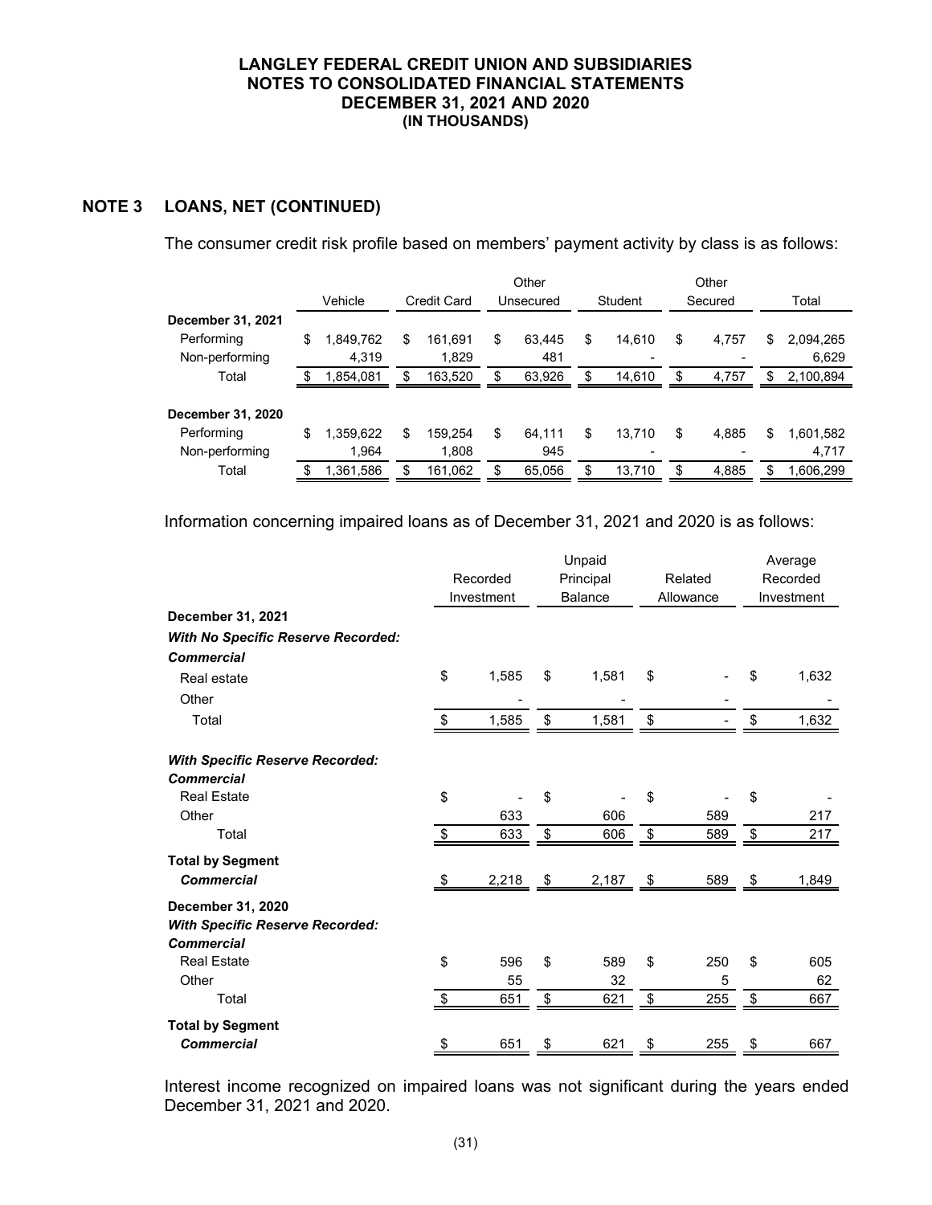## NOTE 3 LOANS, NET (CONTINUED)

The consumer credit risk profile based on members' payment activity by class is as follows:

| | Vehicle | Credit Card | Other Unsecured | Student | Other Secured | Total |
|---|---|---|---|---|---|---|
| **December 31, 2021** | | | | | | |
| Performing | $ 1,849,762 | $ 161,691 | $ 63,445 | $ 14,610 | $ 4,757 | $ 2,094,265 |
| Non-performing | 4,319 | 1,829 | 481 | - | - | 6,629 |
| Total | $ 1,854,081 | $ 163,520 | $ 63,926 | $ 14,610 | $ 4,757 | $ 2,100,894 |
| **December 31, 2020** | | | | | | |
| Performing | $ 1,359,622 | $ 159,254 | $ 64,111 | $ 13,710 | $ 4,885 | $ 1,601,582 |
| Non-performing | 1,964 | 1,808 | 945 | - | - | 4,717 |
| Total | $ 1,361,586 | $ 161,062 | $ 65,056 | $ 13,710 | $ 4,885 | $ 1,606,299 |

Information concerning impaired loans as of December 31, 2021 and 2020 is as follows:

| | Recorded Investment | Unpaid Principal Balance | Related Allowance | Average Recorded Investment |
|---|---|---|---|---|
| **December 31, 2021** | | | | |
| ***With No Specific Reserve Recorded:*** | | | | |
| ***Commercial*** | | | | |
| Real estate | $ 1,585 | $ 1,581 | $ - | $ 1,632 |
| Other | - | - | - | - |
| Total | $ 1,585 | $ 1,581 | $ - | $ 1,632 |
| ***With Specific Reserve Recorded:*** | | | | |
| ***Commercial*** | | | | |
| Real Estate | $ - | $ - | $ - | $ - |
| Other | 633 | 606 | 589 | 217 |
| Total | $ 633 | $ 606 | $ 589 | $ 217 |
| **Total by Segment** | | | | |
| ***Commercial*** | $ 2,218 | $ 2,187 | $ 589 | $ 1,849 |
| **December 31, 2020** | | | | |
| ***With Specific Reserve Recorded:*** | | | | |
| ***Commercial*** | | | | |
| Real Estate | $ 596 | $ 589 | $ 250 | $ 605 |
| Other | 55 | 32 | 5 | 62 |
| Total | $ 651 | $ 621 | $ 255 | $ 667 |
| **Total by Segment** | | | | |
| ***Commercial*** | $ 651 | $ 621 | $ 255 | $ 667 |

Interest income recognized on impaired loans was not significant during the years ended December 31, 2021 and 2020.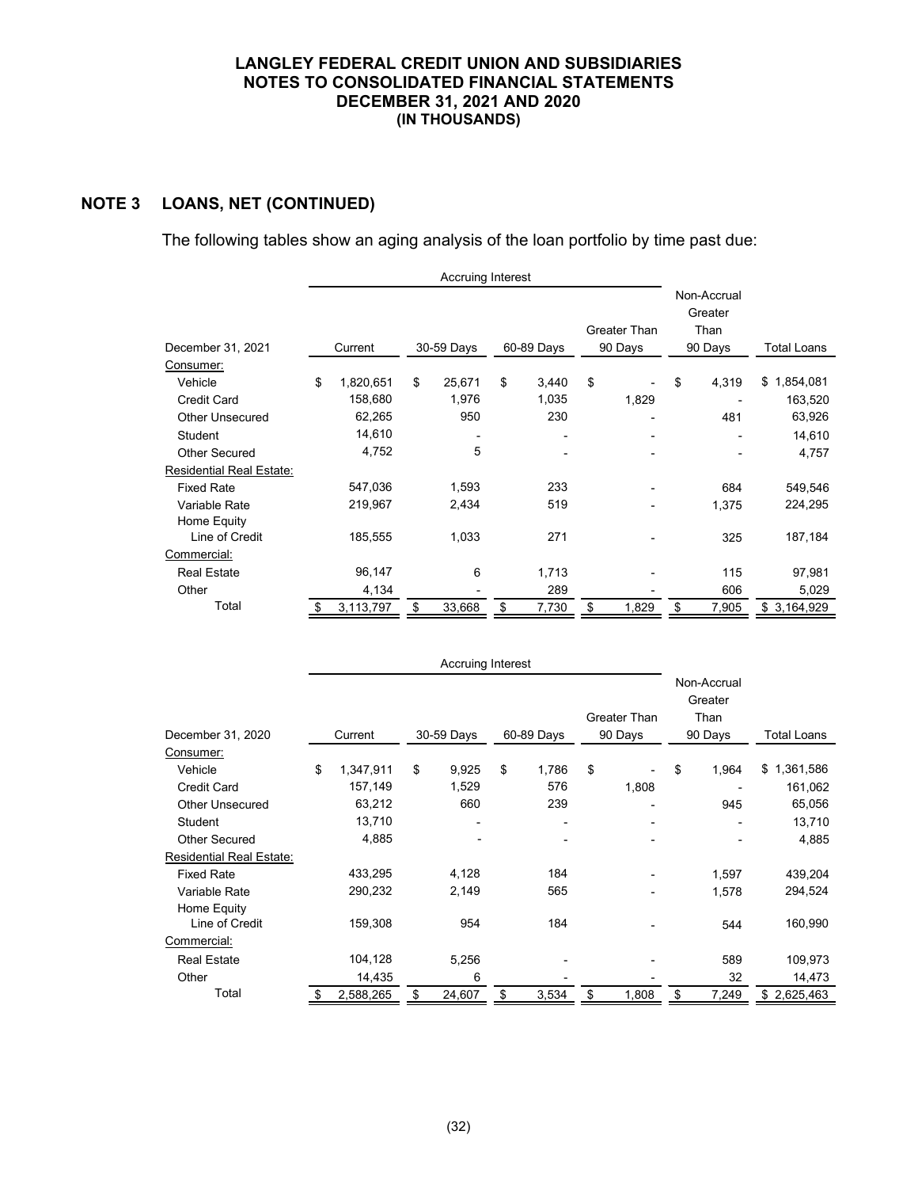## NOTE 3 LOANS, NET (CONTINUED)

The following tables show an aging analysis of the loan portfolio by time past due:

| | Accruing Interest | | | | | |
|---|---|---|---|---|---|---|
| December 31, 2021 | Current | 30-59 Days | 60-89 Days | Greater Than 90 Days | Non-Accrual Greater Than 90 Days | Total Loans |
| Consumer: | | | | | | |
| Vehicle | $ 1,820,651 | $ 25,671 | $ 3,440 | $ - | $ 4,319 | $ 1,854,081 |
| Credit Card | 158,680 | 1,976 | 1,035 | 1,829 | - | 163,520 |
| Other Unsecured | 62,265 | 950 | 230 | - | 481 | 63,926 |
| Student | 14,610 | - | - | - | - | 14,610 |
| Other Secured | 4,752 | 5 | - | - | - | 4,757 |
| Residential Real Estate: | | | | | | |
| Fixed Rate | 547,036 | 1,593 | 233 | - | 684 | 549,546 |
| Variable Rate | 219,967 | 2,434 | 519 | - | 1,375 | 224,295 |
| Home Equity Line of Credit | 185,555 | 1,033 | 271 | - | 325 | 187,184 |
| Commercial: | | | | | | |
| Real Estate | 96,147 | 6 | 1,713 | - | 115 | 97,981 |
| Other | 4,134 | - | 289 | - | 606 | 5,029 |
| Total | $ 3,113,797 | $ 33,668 | $ 7,730 | $ 1,829 | $ 7,905 | $ 3,164,929 |

| | Accruing Interest | | | | | |
|---|---|---|---|---|---|---|
| December 31, 2020 | Current | 30-59 Days | 60-89 Days | Greater Than 90 Days | Non-Accrual Greater Than 90 Days | Total Loans |
| Consumer: | | | | | | |
| Vehicle | $ 1,347,911 | $ 9,925 | $ 1,786 | $ - | $ 1,964 | $ 1,361,586 |
| Credit Card | 157,149 | 1,529 | 576 | 1,808 | - | 161,062 |
| Other Unsecured | 63,212 | 660 | 239 | - | 945 | 65,056 |
| Student | 13,710 | - | - | - | - | 13,710 |
| Other Secured | 4,885 | - | - | - | - | 4,885 |
| Residential Real Estate: | | | | | | |
| Fixed Rate | 433,295 | 4,128 | 184 | - | 1,597 | 439,204 |
| Variable Rate | 290,232 | 2,149 | 565 | - | 1,578 | 294,524 |
| Home Equity Line of Credit | 159,308 | 954 | 184 | - | 544 | 160,990 |
| Commercial: | | | | | | |
| Real Estate | 104,128 | 5,256 | - | - | 589 | 109,973 |
| Other | 14,435 | 6 | - | - | 32 | 14,473 |
| Total | $ 2,588,265 | $ 24,607 | $ 3,534 | $ 1,808 | $ 7,249 | $ 2,625,463 |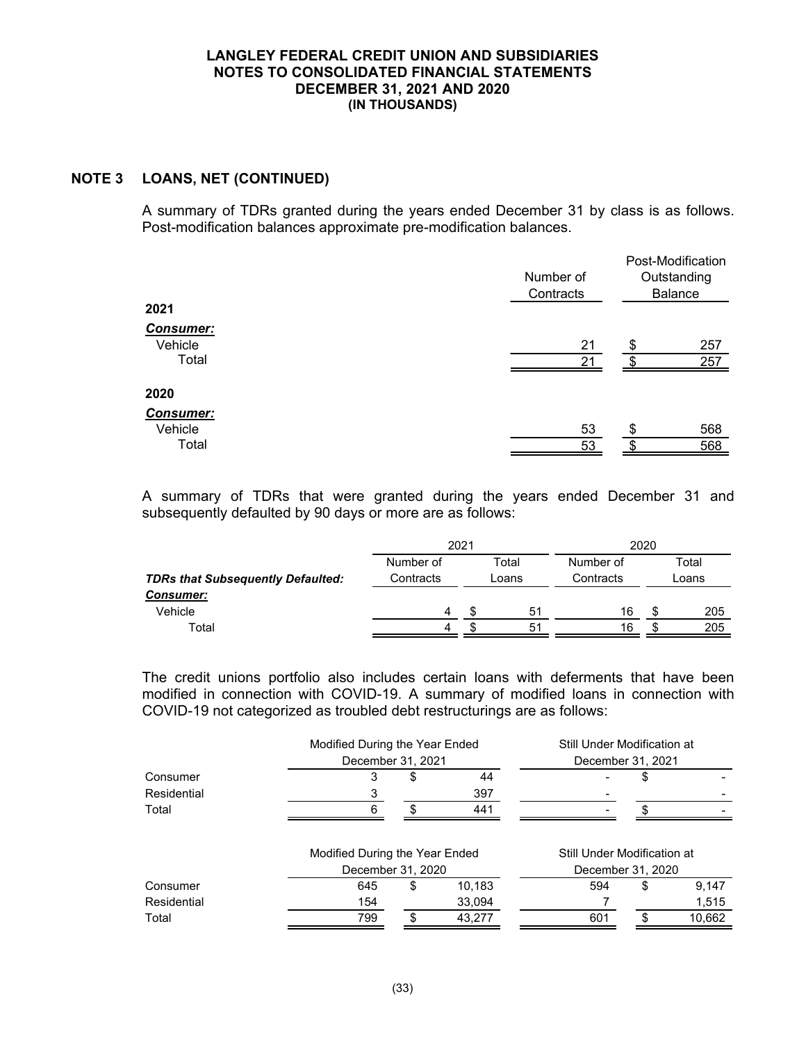## NOTE 3 LOANS, NET (CONTINUED)

A summary of TDRs granted during the years ended December 31 by class is as follows. Post-modification balances approximate pre-modification balances.

| | Number of Contracts | Post-Modification Outstanding Balance |
|---|---|---|
| **2021** | | |
| ***Consumer:*** | | |
| Vehicle | 21 | $ 257 |
| Total | 21 | $ 257 |
| **2020** | | |
| ***Consumer:*** | | |
| Vehicle | 53 | $ 568 |
| Total | 53 | $ 568 |

A summary of TDRs that were granted during the years ended December 31 and subsequently defaulted by 90 days or more are as follows:

| | 2021 | | 2020 | |
|---|---|---|---|---|
| ***TDRs that Subsequently Defaulted:*** | Number of Contracts | Total Loans | Number of Contracts | Total Loans |
| ***Consumer:*** | | | | |
| Vehicle | 4 | $ 51 | 16 | $ 205 |
| Total | 4 | $ 51 | 16 | $ 205 |

The credit unions portfolio also includes certain loans with deferments that have been modified in connection with COVID-19. A summary of modified loans in connection with COVID-19 not categorized as troubled debt restructurings are as follows:

| | Modified During the Year Ended December 31, 2021 | | Still Under Modification at December 31, 2021 | |
|---|---|---|---|---|
| Consumer | 3 | $ 44 | - | $ - |
| Residential | 3 | 397 | - | - |
| Total | 6 | $ 441 | - | $ - |

| | Modified During the Year Ended December 31, 2020 | | Still Under Modification at December 31, 2020 | |
|---|---|---|---|---|
| Consumer | 645 | $ 10,183 | 594 | $ 9,147 |
| Residential | 154 | 33,094 | 7 | 1,515 |
| Total | 799 | $ 43,277 | 601 | $ 10,662 |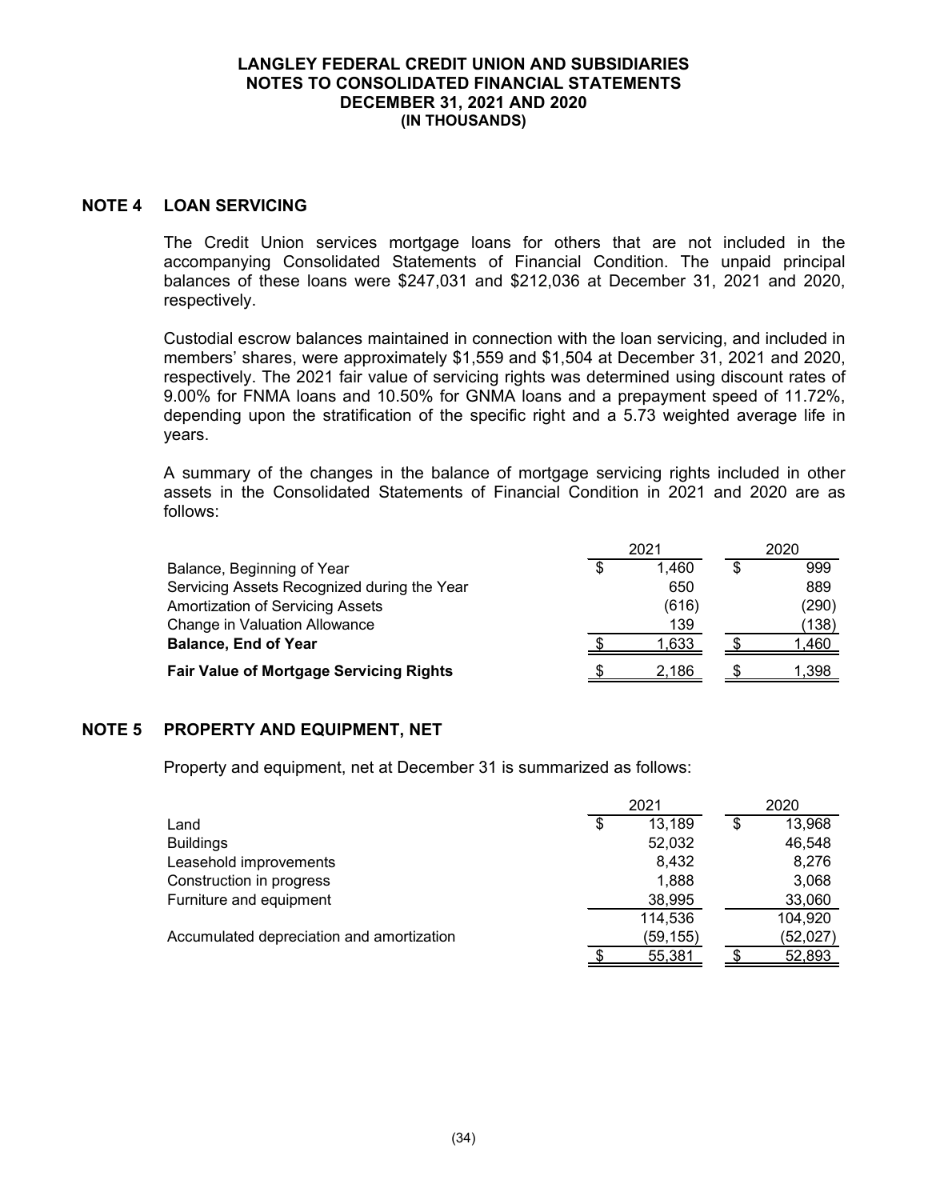## NOTE 4 LOAN SERVICING

The Credit Union services mortgage loans for others that are not included in the accompanying Consolidated Statements of Financial Condition. The unpaid principal balances of these loans were $247,031 and $212,036 at December 31, 2021 and 2020, respectively.

Custodial escrow balances maintained in connection with the loan servicing, and included in members' shares, were approximately $1,559 and $1,504 at December 31, 2021 and 2020, respectively. The 2021 fair value of servicing rights was determined using discount rates of 9.00% for FNMA loans and 10.50% for GNMA loans and a prepayment speed of 11.72%, depending upon the stratification of the specific right and a 5.73 weighted average life in years.

A summary of the changes in the balance of mortgage servicing rights included in other assets in the Consolidated Statements of Financial Condition in 2021 and 2020 are as follows:

| | 2021 | 2020 |
|---|---|---|
| Balance, Beginning of Year | $ 1,460 | $ 999 |
| Servicing Assets Recognized during the Year | 650 | 889 |
| Amortization of Servicing Assets | (616) | (290) |
| Change in Valuation Allowance | 139 | (138) |
| **Balance, End of Year** | $ 1,633 | $ 1,460 |
| **Fair Value of Mortgage Servicing Rights** | $ 2,186 | $ 1,398 |

## NOTE 5 PROPERTY AND EQUIPMENT, NET

Property and equipment, net at December 31 is summarized as follows:

| | 2021 | 2020 |
|---|---|---|
| Land | $ 13,189 | $ 13,968 |
| Buildings | 52,032 | 46,548 |
| Leasehold improvements | 8,432 | 8,276 |
| Construction in progress | 1,888 | 3,068 |
| Furniture and equipment | 38,995 | 33,060 |
| | 114,536 | 104,920 |
| Accumulated depreciation and amortization | (59,155) | (52,027) |
| | $ 55,381 | $ 52,893 |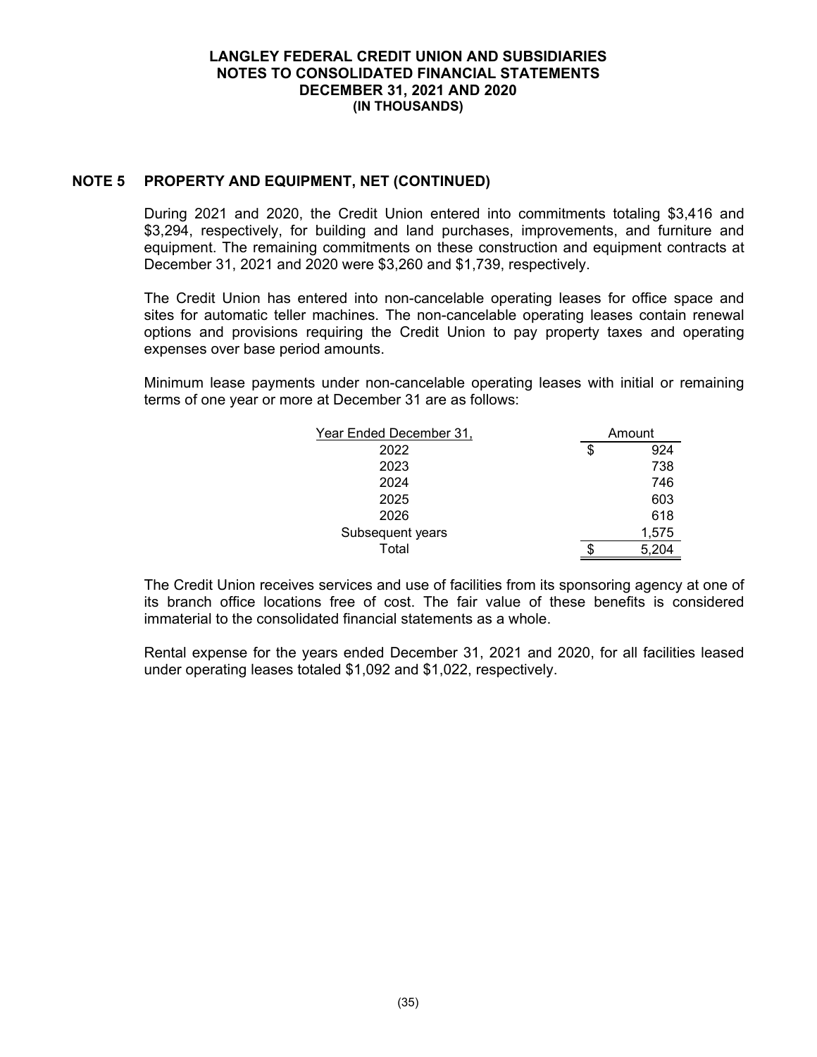## NOTE 5 PROPERTY AND EQUIPMENT, NET (CONTINUED)

During 2021 and 2020, the Credit Union entered into commitments totaling $3,416 and $3,294, respectively, for building and land purchases, improvements, and furniture and equipment. The remaining commitments on these construction and equipment contracts at December 31, 2021 and 2020 were $3,260 and $1,739, respectively.

The Credit Union has entered into non-cancelable operating leases for office space and sites for automatic teller machines. The non-cancelable operating leases contain renewal options and provisions requiring the Credit Union to pay property taxes and operating expenses over base period amounts.

Minimum lease payments under non-cancelable operating leases with initial or remaining terms of one year or more at December 31 are as follows:

| Year Ended December 31, | Amount |
|---|---|
| 2022 | $ 924 |
| 2023 | 738 |
| 2024 | 746 |
| 2025 | 603 |
| 2026 | 618 |
| Subsequent years | 1,575 |
| Total | $ 5,204 |

The Credit Union receives services and use of facilities from its sponsoring agency at one of its branch office locations free of cost. The fair value of these benefits is considered immaterial to the consolidated financial statements as a whole.

Rental expense for the years ended December 31, 2021 and 2020, for all facilities leased under operating leases totaled $1,092 and $1,022, respectively.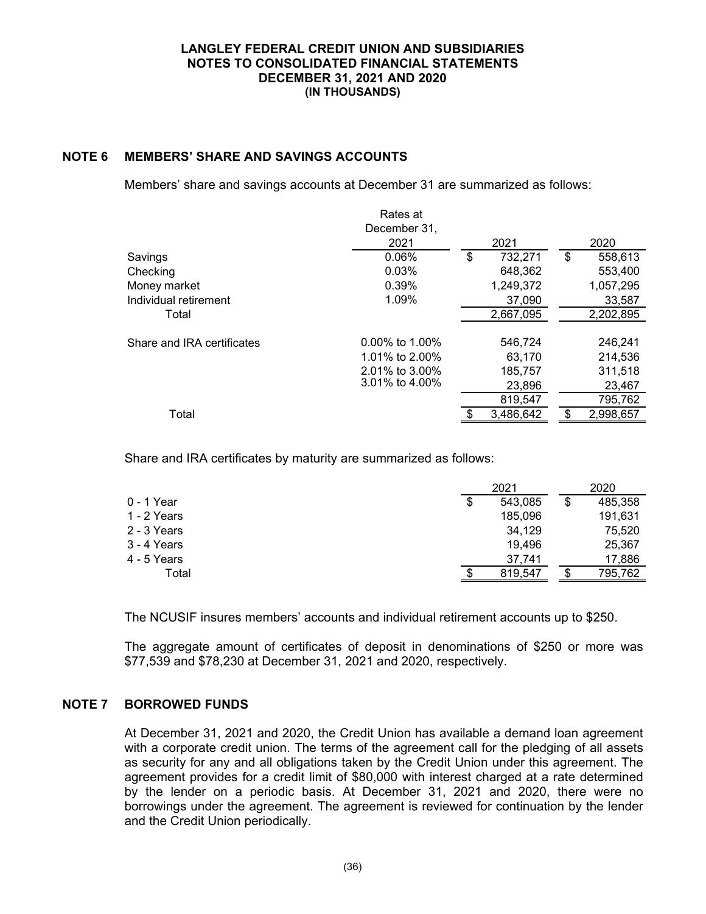**LANGLEY FEDERAL CREDIT UNION AND SUBSIDIARIES**
**NOTES TO CONSOLIDATED FINANCIAL STATEMENTS**
**DECEMBER 31, 2021 AND 2020**
**(IN THOUSANDS)**

## NOTE 6 MEMBERS' SHARE AND SAVINGS ACCOUNTS

Members' share and savings accounts at December 31 are summarized as follows:

| | Rates at December 31, 2021 | 2021 | 2020 |
|---|---|---|---|
| Savings | 0.06% | $ 732,271 | $ 558,613 |
| Checking | 0.03% | 648,362 | 553,400 |
| Money market | 0.39% | 1,249,372 | 1,057,295 |
| Individual retirement | 1.09% | 37,090 | 33,587 |
| Total | | 2,667,095 | 2,202,895 |
| | | | |
| Share and IRA certificates | 0.00% to 1.00% | 546,724 | 246,241 |
| | 1.01% to 2.00% | 63,170 | 214,536 |
| | 2.01% to 3.00% | 185,757 | 311,518 |
| | 3.01% to 4.00% | 23,896 | 23,467 |
| | | 819,547 | 795,762 |
| Total | | $ 3,486,642 | $ 2,998,657 |

Share and IRA certificates by maturity are summarized as follows:

| | 2021 | 2020 |
|---|---|---|
| 0 - 1 Year | $ 543,085 | $ 485,358 |
| 1 - 2 Years | 185,096 | 191,631 |
| 2 - 3 Years | 34,129 | 75,520 |
| 3 - 4 Years | 19,496 | 25,367 |
| 4 - 5 Years | 37,741 | 17,886 |
| Total | $ 819,547 | $ 795,762 |

The NCUSIF insures members' accounts and individual retirement accounts up to $250.

The aggregate amount of certificates of deposit in denominations of $250 or more was $77,539 and $78,230 at December 31, 2021 and 2020, respectively.

## NOTE 7 BORROWED FUNDS

At December 31, 2021 and 2020, the Credit Union has available a demand loan agreement with a corporate credit union. The terms of the agreement call for the pledging of all assets as security for any and all obligations taken by the Credit Union under this agreement. The agreement provides for a credit limit of $80,000 with interest charged at a rate determined by the lender on a periodic basis. At December 31, 2021 and 2020, there were no borrowings under the agreement. The agreement is reviewed for continuation by the lender and the Credit Union periodically.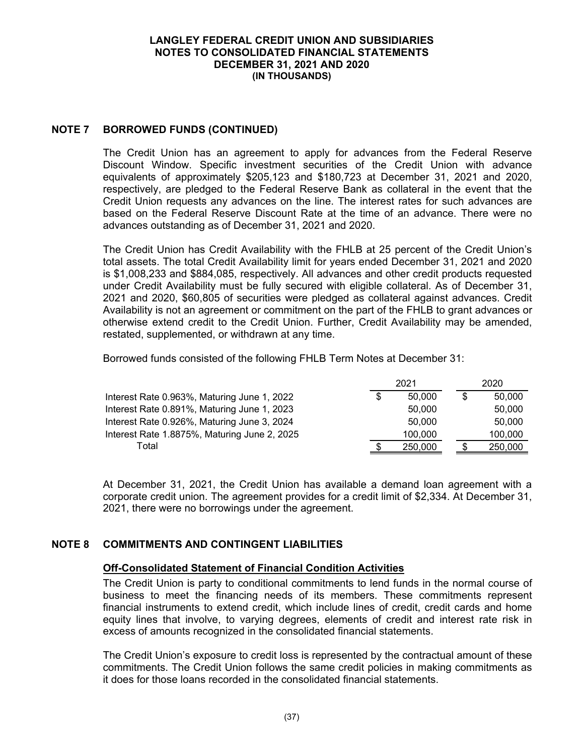## NOTE 7 BORROWED FUNDS (CONTINUED)

The Credit Union has an agreement to apply for advances from the Federal Reserve Discount Window. Specific investment securities of the Credit Union with advance equivalents of approximately $205,123 and $180,723 at December 31, 2021 and 2020, respectively, are pledged to the Federal Reserve Bank as collateral in the event that the Credit Union requests any advances on the line. The interest rates for such advances are based on the Federal Reserve Discount Rate at the time of an advance. There were no advances outstanding as of December 31, 2021 and 2020.

The Credit Union has Credit Availability with the FHLB at 25 percent of the Credit Union's total assets. The total Credit Availability limit for years ended December 31, 2021 and 2020 is $1,008,233 and $884,085, respectively. All advances and other credit products requested under Credit Availability must be fully secured with eligible collateral. As of December 31, 2021 and 2020, $60,805 of securities were pledged as collateral against advances. Credit Availability is not an agreement or commitment on the part of the FHLB to grant advances or otherwise extend credit to the Credit Union. Further, Credit Availability may be amended, restated, supplemented, or withdrawn at any time.

Borrowed funds consisted of the following FHLB Term Notes at December 31:

| | 2021 | 2020 |
|---|---|---|
| Interest Rate 0.963%, Maturing June 1, 2022 | $ 50,000 | $ 50,000 |
| Interest Rate 0.891%, Maturing June 1, 2023 | 50,000 | 50,000 |
| Interest Rate 0.926%, Maturing June 3, 2024 | 50,000 | 50,000 |
| Interest Rate 1.8875%, Maturing June 2, 2025 | 100,000 | 100,000 |
| Total | $ 250,000 | $ 250,000 |

At December 31, 2021, the Credit Union has available a demand loan agreement with a corporate credit union. The agreement provides for a credit limit of $2,334. At December 31, 2021, there were no borrowings under the agreement.

## NOTE 8 COMMITMENTS AND CONTINGENT LIABILITIES

**Off-Consolidated Statement of Financial Condition Activities**

The Credit Union is party to conditional commitments to lend funds in the normal course of business to meet the financing needs of its members. These commitments represent financial instruments to extend credit, which include lines of credit, credit cards and home equity lines that involve, to varying degrees, elements of credit and interest rate risk in excess of amounts recognized in the consolidated financial statements.

The Credit Union's exposure to credit loss is represented by the contractual amount of these commitments. The Credit Union follows the same credit policies in making commitments as it does for those loans recorded in the consolidated financial statements.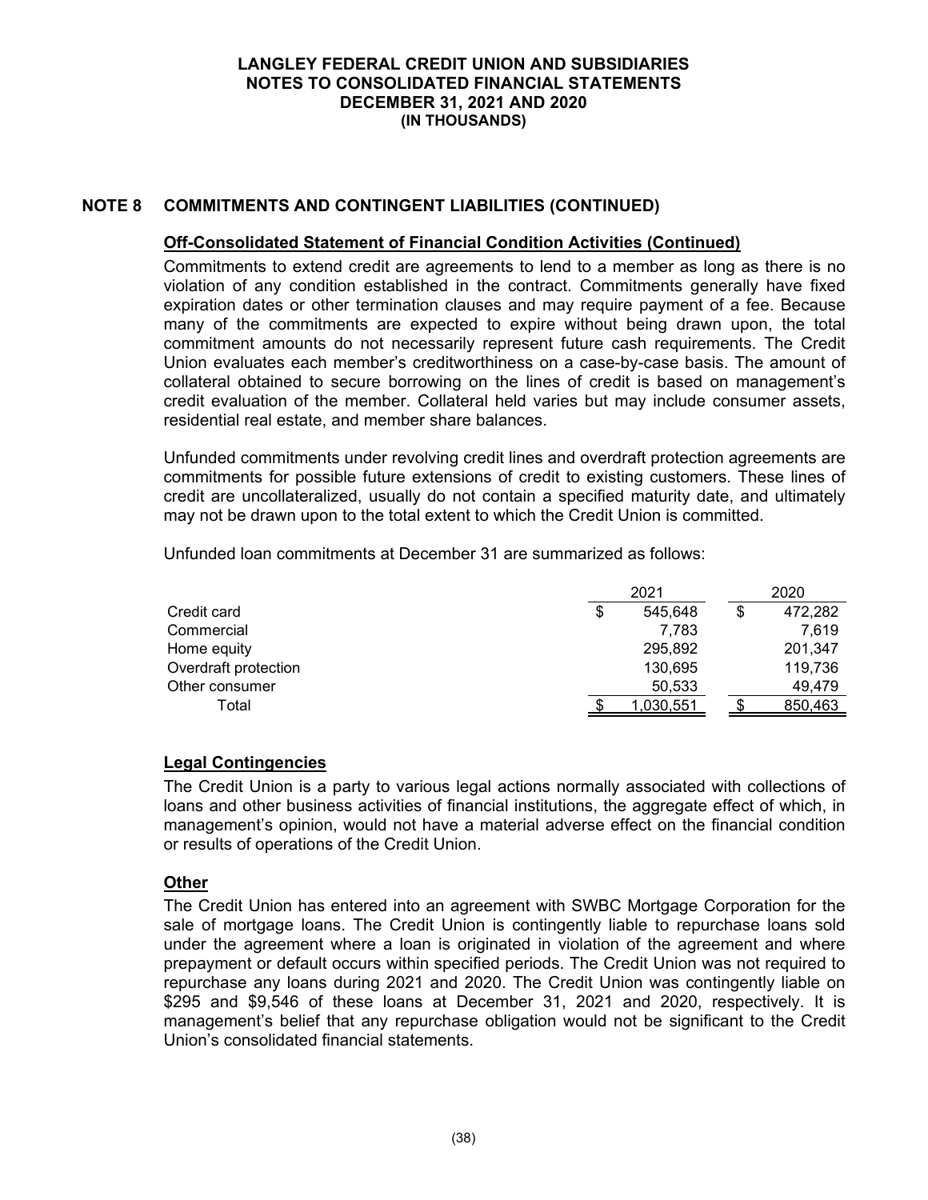## NOTE 8 COMMITMENTS AND CONTINGENT LIABILITIES (CONTINUED)

**Off-Consolidated Statement of Financial Condition Activities (Continued)**

Commitments to extend credit are agreements to lend to a member as long as there is no violation of any condition established in the contract. Commitments generally have fixed expiration dates or other termination clauses and may require payment of a fee. Because many of the commitments are expected to expire without being drawn upon, the total commitment amounts do not necessarily represent future cash requirements. The Credit Union evaluates each member's creditworthiness on a case-by-case basis. The amount of collateral obtained to secure borrowing on the lines of credit is based on management's credit evaluation of the member. Collateral held varies but may include consumer assets, residential real estate, and member share balances.

Unfunded commitments under revolving credit lines and overdraft protection agreements are commitments for possible future extensions of credit to existing customers. These lines of credit are uncollateralized, usually do not contain a specified maturity date, and ultimately may not be drawn upon to the total extent to which the Credit Union is committed.

Unfunded loan commitments at December 31 are summarized as follows:

| | 2021 | 2020 |
|---|---|---|
| Credit card | $ 545,648 | $ 472,282 |
| Commercial | 7,783 | 7,619 |
| Home equity | 295,892 | 201,347 |
| Overdraft protection | 130,695 | 119,736 |
| Other consumer | 50,533 | 49,479 |
| Total | $ 1,030,551 | $ 850,463 |

**Legal Contingencies**

The Credit Union is a party to various legal actions normally associated with collections of loans and other business activities of financial institutions, the aggregate effect of which, in management's opinion, would not have a material adverse effect on the financial condition or results of operations of the Credit Union.

**Other**

The Credit Union has entered into an agreement with SWBC Mortgage Corporation for the sale of mortgage loans. The Credit Union is contingently liable to repurchase loans sold under the agreement where a loan is originated in violation of the agreement and where prepayment or default occurs within specified periods. The Credit Union was not required to repurchase any loans during 2021 and 2020. The Credit Union was contingently liable on $295 and $9,546 of these loans at December 31, 2021 and 2020, respectively. It is management's belief that any repurchase obligation would not be significant to the Credit Union's consolidated financial statements.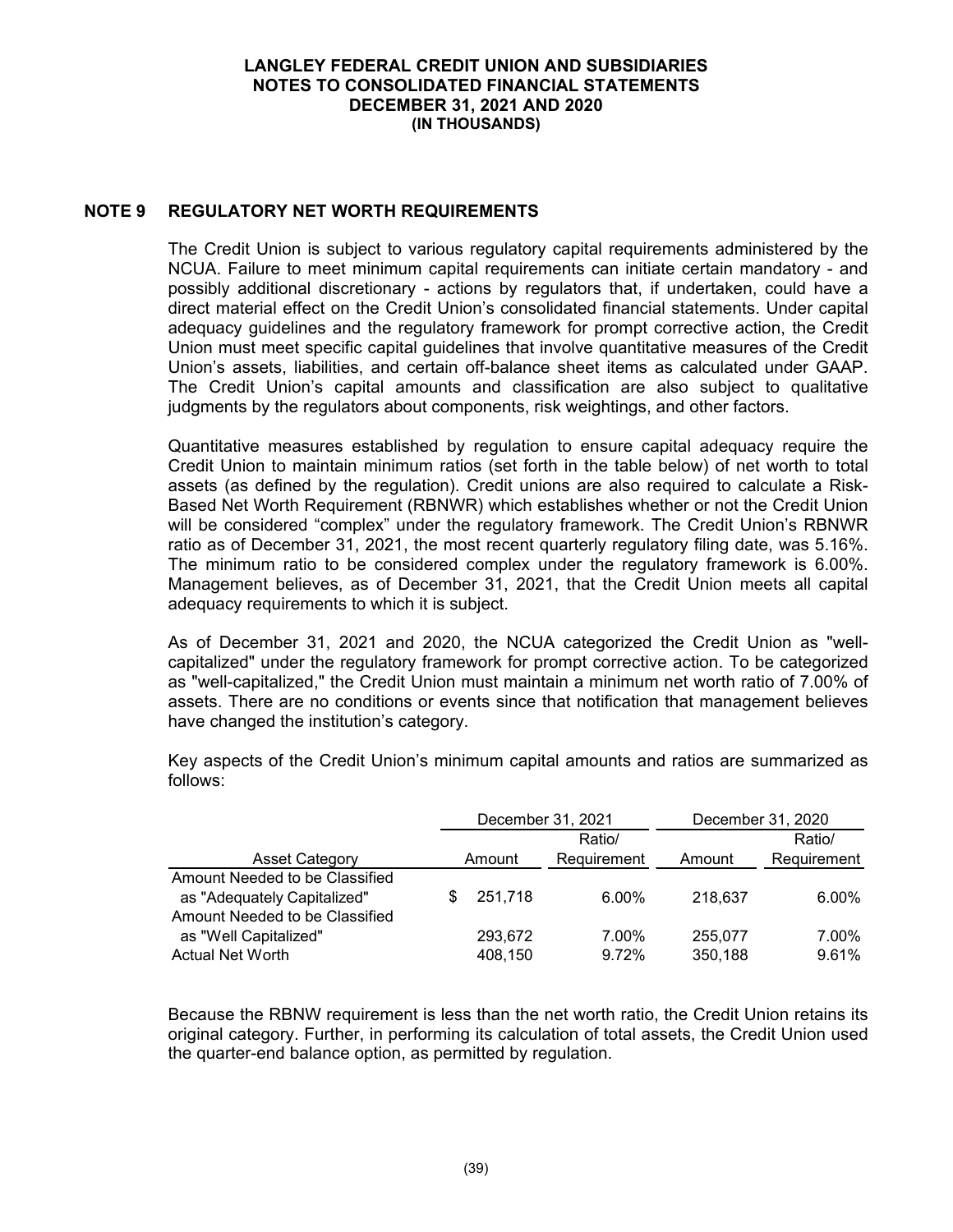## NOTE 9 REGULATORY NET WORTH REQUIREMENTS

The Credit Union is subject to various regulatory capital requirements administered by the NCUA. Failure to meet minimum capital requirements can initiate certain mandatory - and possibly additional discretionary - actions by regulators that, if undertaken, could have a direct material effect on the Credit Union's consolidated financial statements. Under capital adequacy guidelines and the regulatory framework for prompt corrective action, the Credit Union must meet specific capital guidelines that involve quantitative measures of the Credit Union's assets, liabilities, and certain off-balance sheet items as calculated under GAAP. The Credit Union's capital amounts and classification are also subject to qualitative judgments by the regulators about components, risk weightings, and other factors.

Quantitative measures established by regulation to ensure capital adequacy require the Credit Union to maintain minimum ratios (set forth in the table below) of net worth to total assets (as defined by the regulation). Credit unions are also required to calculate a Risk-Based Net Worth Requirement (RBNWR) which establishes whether or not the Credit Union will be considered "complex" under the regulatory framework. The Credit Union's RBNWR ratio as of December 31, 2021, the most recent quarterly regulatory filing date, was 5.16%. The minimum ratio to be considered complex under the regulatory framework is 6.00%. Management believes, as of December 31, 2021, that the Credit Union meets all capital adequacy requirements to which it is subject.

As of December 31, 2021 and 2020, the NCUA categorized the Credit Union as "well-capitalized" under the regulatory framework for prompt corrective action. To be categorized as "well-capitalized," the Credit Union must maintain a minimum net worth ratio of 7.00% of assets. There are no conditions or events since that notification that management believes have changed the institution's category.

Key aspects of the Credit Union's minimum capital amounts and ratios are summarized as follows:

| | December 31, 2021 | | December 31, 2020 | |
|---|---|---|---|---|
| Asset Category | Amount | Ratio/ Requirement | Amount | Ratio/ Requirement |
| Amount Needed to be Classified as "Adequately Capitalized" | $ 251,718 | 6.00% | 218,637 | 6.00% |
| Amount Needed to be Classified as "Well Capitalized" | 293,672 | 7.00% | 255,077 | 7.00% |
| Actual Net Worth | 408,150 | 9.72% | 350,188 | 9.61% |

Because the RBNW requirement is less than the net worth ratio, the Credit Union retains its original category. Further, in performing its calculation of total assets, the Credit Union used the quarter-end balance option, as permitted by regulation.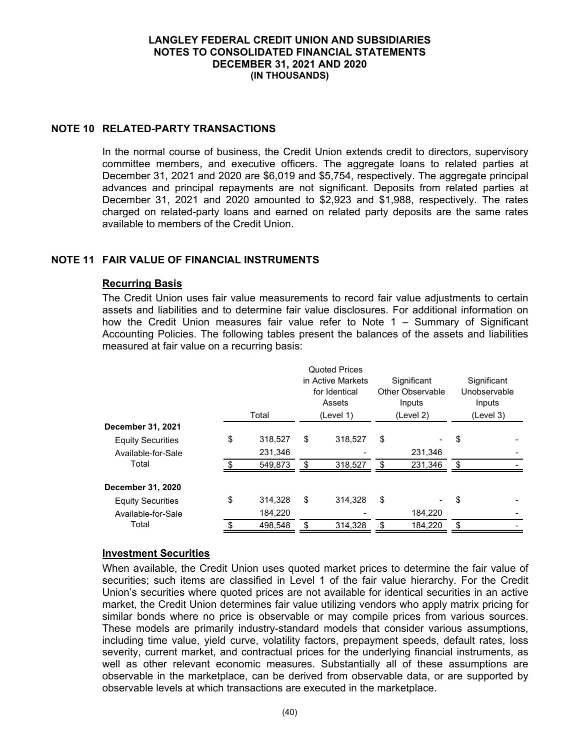## NOTE 10 RELATED-PARTY TRANSACTIONS

In the normal course of business, the Credit Union extends credit to directors, supervisory committee members, and executive officers. The aggregate loans to related parties at December 31, 2021 and 2020 are $6,019 and $5,754, respectively. The aggregate principal advances and principal repayments are not significant. Deposits from related parties at December 31, 2021 and 2020 amounted to $2,923 and $1,988, respectively. The rates charged on related-party loans and earned on related party deposits are the same rates available to members of the Credit Union.

## NOTE 11 FAIR VALUE OF FINANCIAL INSTRUMENTS

### Recurring Basis

The Credit Union uses fair value measurements to record fair value adjustments to certain assets and liabilities and to determine fair value disclosures. For additional information on how the Credit Union measures fair value refer to Note 1 – Summary of Significant Accounting Policies. The following tables present the balances of the assets and liabilities measured at fair value on a recurring basis:

| | Total | Quoted Prices in Active Markets for Identical Assets (Level 1) | Significant Other Observable Inputs (Level 2) | Significant Unobservable Inputs (Level 3) |
|---|---|---|---|---|
| **December 31, 2021** | | | | |
| Equity Securities | $ 318,527 | $ 318,527 | $ - | $ - |
| Available-for-Sale | 231,346 | - | 231,346 | - |
| Total | $ 549,873 | $ 318,527 | $ 231,346 | $ - |
| **December 31, 2020** | | | | |
| Equity Securities | $ 314,328 | $ 314,328 | $ - | $ - |
| Available-for-Sale | 184,220 | - | 184,220 | - |
| Total | $ 498,548 | $ 314,328 | $ 184,220 | $ - |

### Investment Securities

When available, the Credit Union uses quoted market prices to determine the fair value of securities; such items are classified in Level 1 of the fair value hierarchy. For the Credit Union's securities where quoted prices are not available for identical securities in an active market, the Credit Union determines fair value utilizing vendors who apply matrix pricing for similar bonds where no price is observable or may compile prices from various sources. These models are primarily industry-standard models that consider various assumptions, including time value, yield curve, volatility factors, prepayment speeds, default rates, loss severity, current market, and contractual prices for the underlying financial instruments, as well as other relevant economic measures. Substantially all of these assumptions are observable in the marketplace, can be derived from observable data, or are supported by observable levels at which transactions are executed in the marketplace.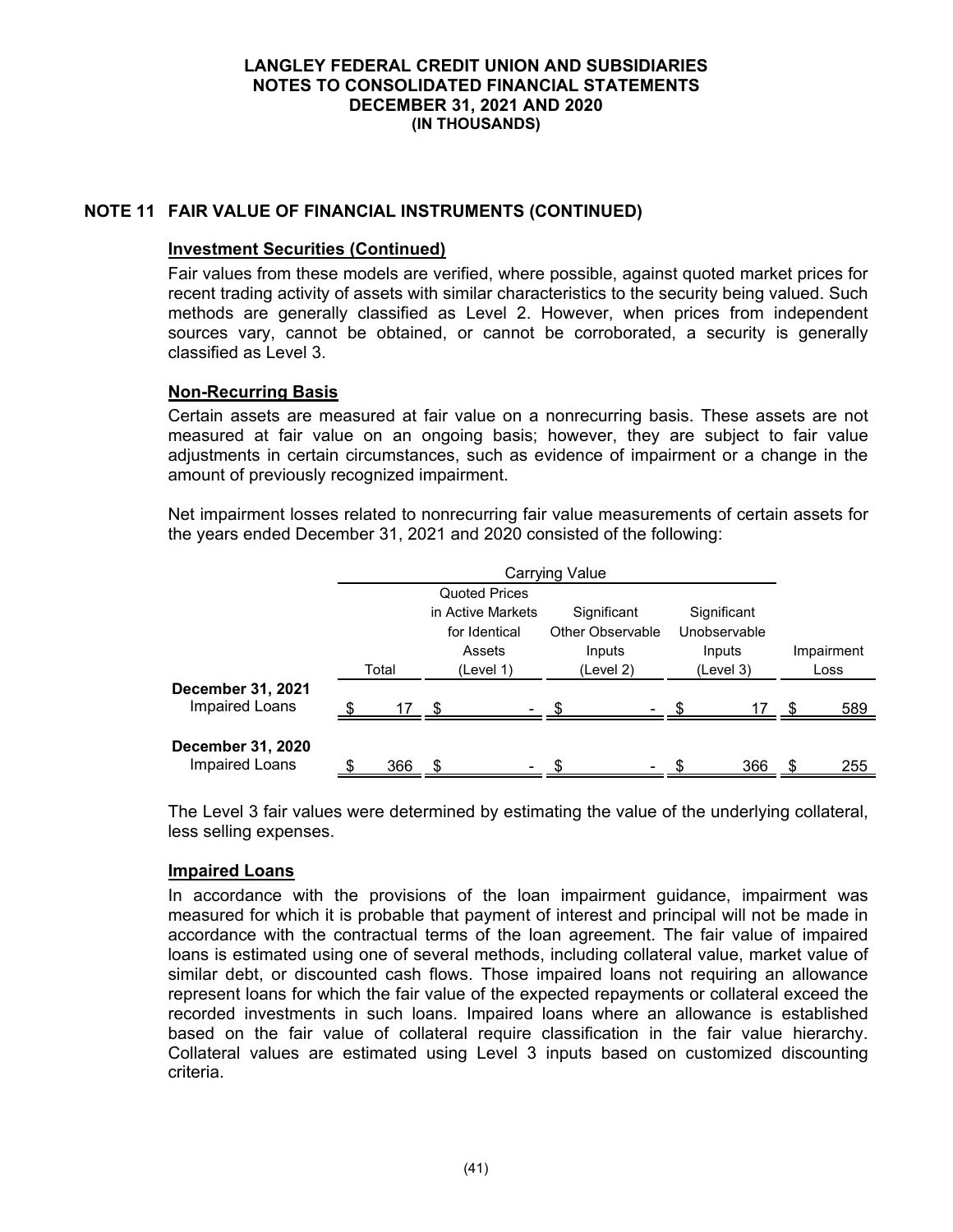## NOTE 11 FAIR VALUE OF FINANCIAL INSTRUMENTS (CONTINUED)

**Investment Securities (Continued)**

Fair values from these models are verified, where possible, against quoted market prices for recent trading activity of assets with similar characteristics to the security being valued. Such methods are generally classified as Level 2. However, when prices from independent sources vary, cannot be obtained, or cannot be corroborated, a security is generally classified as Level 3.

**Non-Recurring Basis**

Certain assets are measured at fair value on a nonrecurring basis. These assets are not measured at fair value on an ongoing basis; however, they are subject to fair value adjustments in certain circumstances, such as evidence of impairment or a change in the amount of previously recognized impairment.

Net impairment losses related to nonrecurring fair value measurements of certain assets for the years ended December 31, 2021 and 2020 consisted of the following:

| | Carrying Value | | | | |
|---|---|---|---|---|---|
| | Total | Quoted Prices in Active Markets for Identical Assets (Level 1) | Significant Other Observable Inputs (Level 2) | Significant Unobservable Inputs (Level 3) | Impairment Loss |
| **December 31, 2021** | | | | | |
| Impaired Loans | $ 17 | $ - | $ - | $ 17 | $ 589 |
| **December 31, 2020** | | | | | |
| Impaired Loans | $ 366 | $ - | $ - | $ 366 | $ 255 |

The Level 3 fair values were determined by estimating the value of the underlying collateral, less selling expenses.

**Impaired Loans**

In accordance with the provisions of the loan impairment guidance, impairment was measured for which it is probable that payment of interest and principal will not be made in accordance with the contractual terms of the loan agreement. The fair value of impaired loans is estimated using one of several methods, including collateral value, market value of similar debt, or discounted cash flows. Those impaired loans not requiring an allowance represent loans for which the fair value of the expected repayments or collateral exceed the recorded investments in such loans. Impaired loans where an allowance is established based on the fair value of collateral require classification in the fair value hierarchy. Collateral values are estimated using Level 3 inputs based on customized discounting criteria.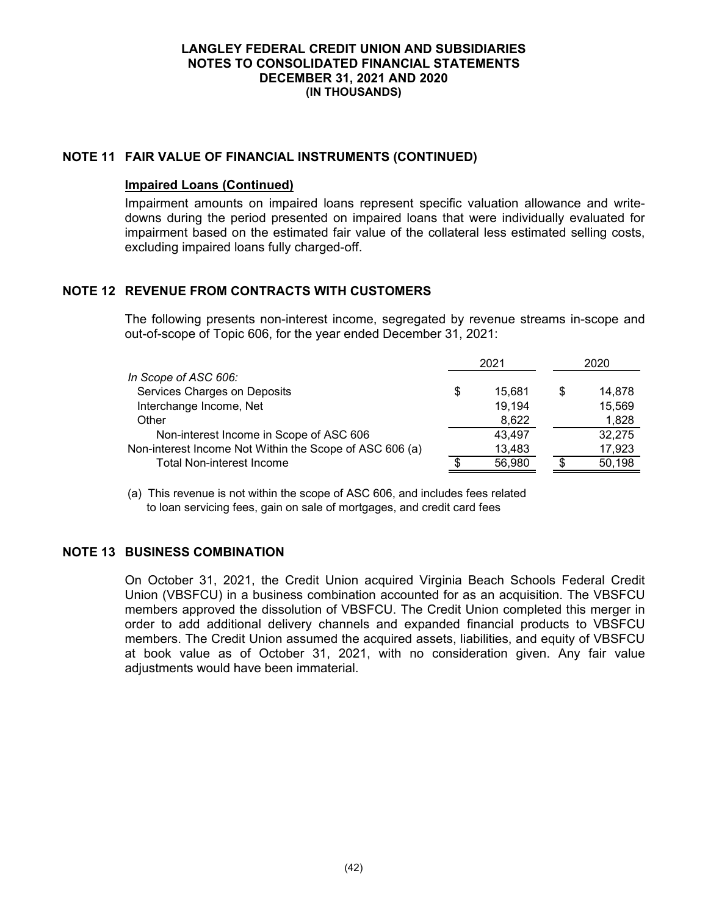## NOTE 11 FAIR VALUE OF FINANCIAL INSTRUMENTS (CONTINUED)

### Impaired Loans (Continued)

Impairment amounts on impaired loans represent specific valuation allowance and write-downs during the period presented on impaired loans that were individually evaluated for impairment based on the estimated fair value of the collateral less estimated selling costs, excluding impaired loans fully charged-off.

## NOTE 12 REVENUE FROM CONTRACTS WITH CUSTOMERS

The following presents non-interest income, segregated by revenue streams in-scope and out-of-scope of Topic 606, for the year ended December 31, 2021:

| | 2021 | 2020 |
|---|---|---|
| *In Scope of ASC 606:* | | |
| Services Charges on Deposits | $ 15,681 | $ 14,878 |
| Interchange Income, Net | 19,194 | 15,569 |
| Other | 8,622 | 1,828 |
| Non-interest Income in Scope of ASC 606 | 43,497 | 32,275 |
| Non-interest Income Not Within the Scope of ASC 606 (a) | 13,483 | 17,923 |
| Total Non-interest Income | $ 56,980 | $ 50,198 |

(a) This revenue is not within the scope of ASC 606, and includes fees related to loan servicing fees, gain on sale of mortgages, and credit card fees

## NOTE 13 BUSINESS COMBINATION

On October 31, 2021, the Credit Union acquired Virginia Beach Schools Federal Credit Union (VBSFCU) in a business combination accounted for as an acquisition. The VBSFCU members approved the dissolution of VBSFCU. The Credit Union completed this merger in order to add additional delivery channels and expanded financial products to VBSFCU members. The Credit Union assumed the acquired assets, liabilities, and equity of VBSFCU at book value as of October 31, 2021, with no consideration given. Any fair value adjustments would have been immaterial.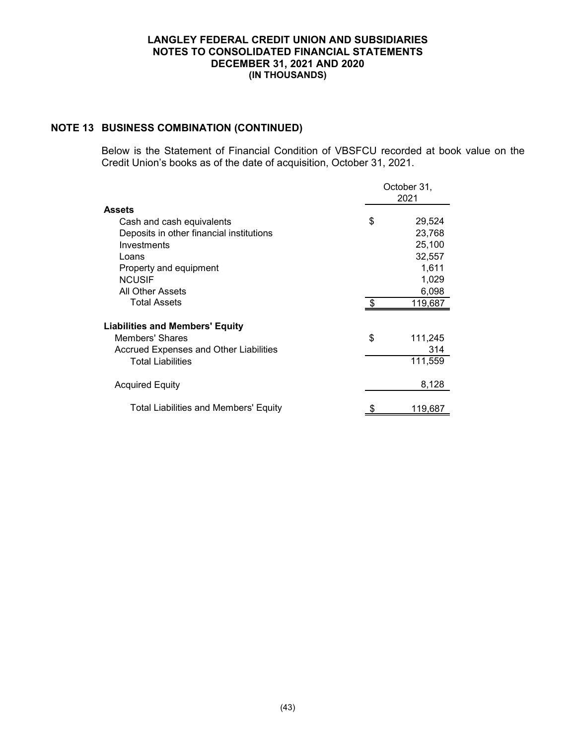# LANGLEY FEDERAL CREDIT UNION AND SUBSIDIARIES
## NOTES TO CONSOLIDATED FINANCIAL STATEMENTS
## DECEMBER 31, 2021 AND 2020
## (IN THOUSANDS)

## NOTE 13 BUSINESS COMBINATION (CONTINUED)

Below is the Statement of Financial Condition of VBSFCU recorded at book value on the Credit Union's books as of the date of acquisition, October 31, 2021.

| | October 31, 2021 |
|---|---|
| **Assets** | |
| Cash and cash equivalents | $ 29,524 |
| Deposits in other financial institutions | 23,768 |
| Investments | 25,100 |
| Loans | 32,557 |
| Property and equipment | 1,611 |
| NCUSIF | 1,029 |
| All Other Assets | 6,098 |
| Total Assets | $ 119,687 |
| **Liabilities and Members' Equity** | |
| Members' Shares | $ 111,245 |
| Accrued Expenses and Other Liabilities | 314 |
| Total Liabilities | 111,559 |
| Acquired Equity | 8,128 |
| Total Liabilities and Members' Equity | $ 119,687 |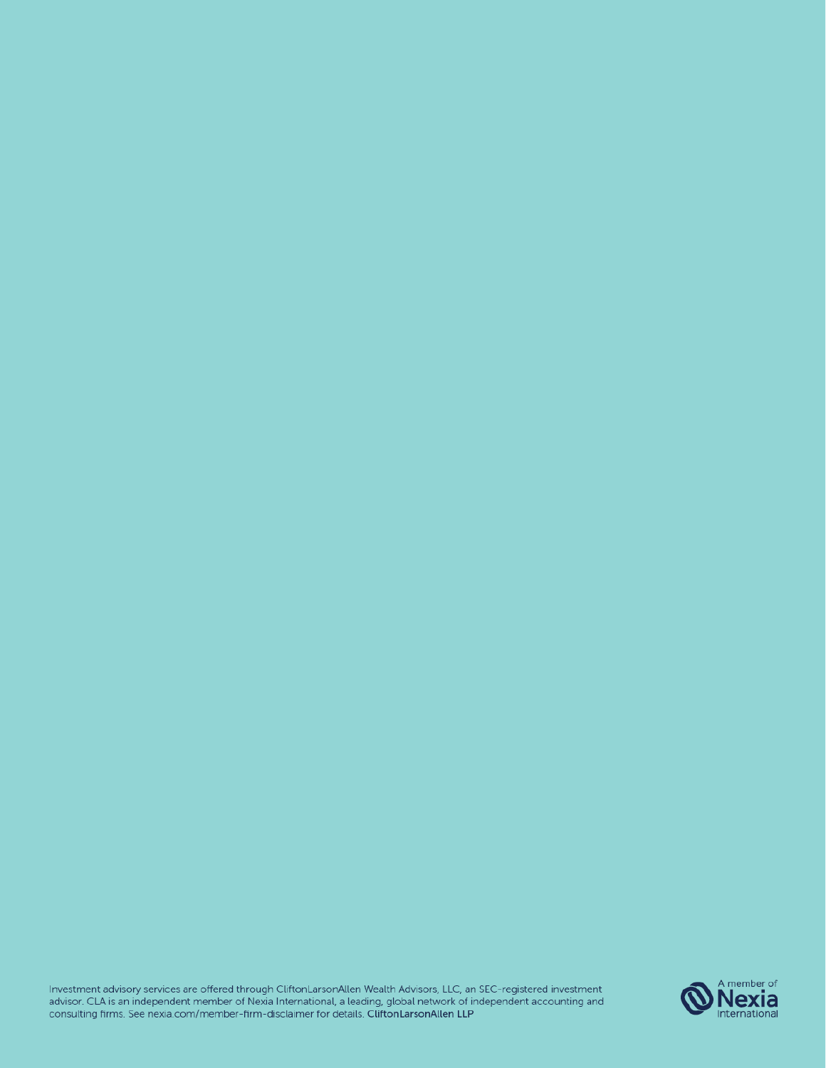Investment advisory services are offered through CliftonLarsonAllen Wealth Advisors, LLC, an SEC-registered investment advisor. CLA is an independent member of Nexia International, a leading, global network of independent accounting and consulting firms. See nexia.com/member-firm-disclaimer for details. **CliftonLarsonAllen LLP**

A member of Nexia International